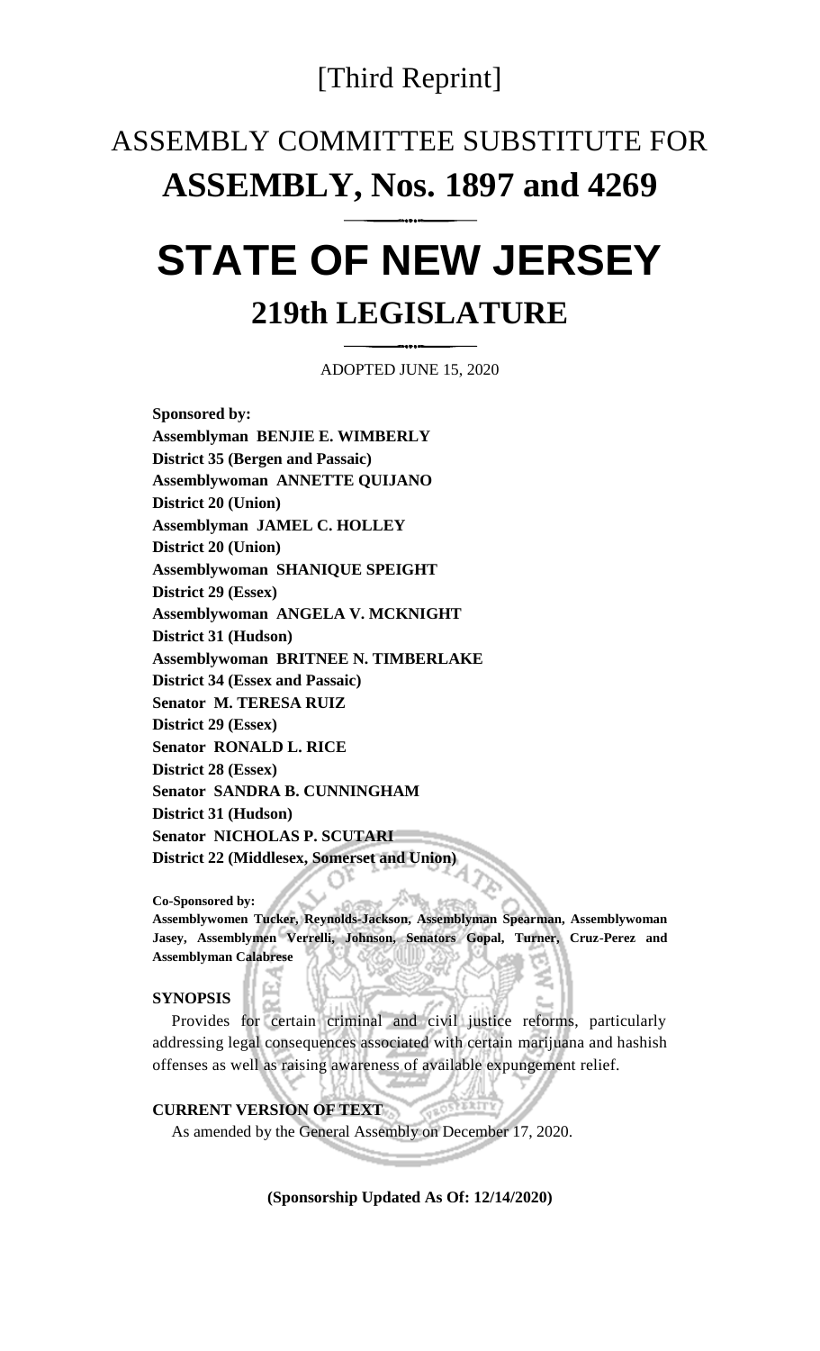[Third Reprint]

# ASSEMBLY COMMITTEE SUBSTITUTE FOR

# ASSEMBLY, Nos. 1897 and 4269

# STATE OF NEW JERSEY

## 219th LEGISLATURE

ADOPTED JUNE 15, 2020

**Sponsored by:**
**Assemblyman BENJIE E. WIMBERLY**
**District 35 (Bergen and Passaic)**
**Assemblywoman ANNETTE QUIJANO**
**District 20 (Union)**
**Assemblyman JAMEL C. HOLLEY**
**District 20 (Union)**
**Assemblywoman SHANIQUE SPEIGHT**
**District 29 (Essex)**
**Assemblywoman ANGELA V. MCKNIGHT**
**District 31 (Hudson)**
**Assemblywoman BRITNEE N. TIMBERLAKE**
**District 34 (Essex and Passaic)**
**Senator M. TERESA RUIZ**
**District 29 (Essex)**
**Senator RONALD L. RICE**
**District 28 (Essex)**
**Senator SANDRA B. CUNNINGHAM**
**District 31 (Hudson)**
**Senator NICHOLAS P. SCUTARI**
**District 22 (Middlesex, Somerset and Union)**

**Co-Sponsored by:**
**Assemblywomen Tucker, Reynolds-Jackson, Assemblyman Spearman, Assemblywoman Jasey, Assemblymen Verrelli, Johnson, Senators Gopal, Turner, Cruz-Perez and Assemblyman Calabrese**

**SYNOPSIS**

Provides for certain criminal and civil justice reforms, particularly addressing legal consequences associated with certain marijuana and hashish offenses as well as raising awareness of available expungement relief.

**CURRENT VERSION OF TEXT**

As amended by the General Assembly on December 17, 2020.

**(Sponsorship Updated As Of: 12/14/2020)**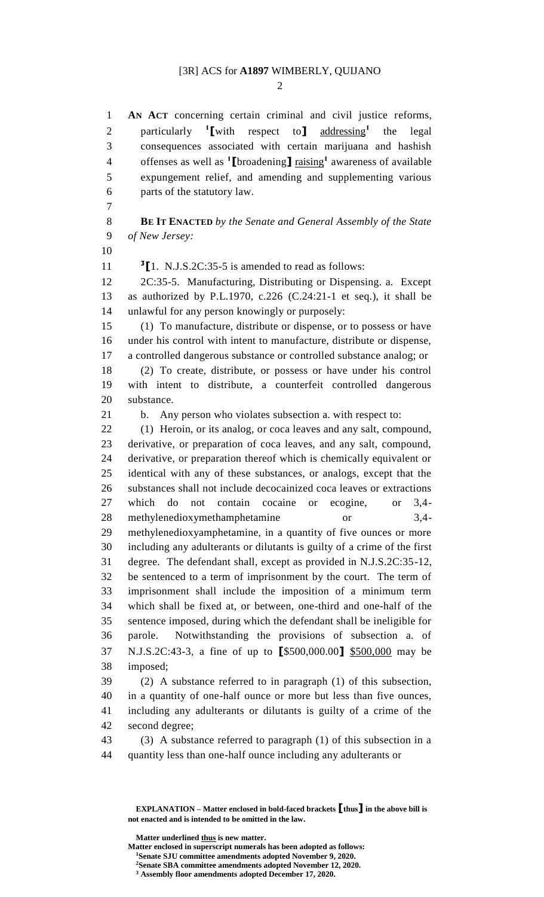[3R] ACS for **A1897** WIMBERLY, QUIJANO

**AN ACT** concerning certain criminal and civil justice reforms, particularly [1]**[**with respect to**]** addressing[1] the legal consequences associated with certain marijuana and hashish offenses as well as [1]**[**broadening**]** raising[1] awareness of available expungement relief, and amending and supplementing various parts of the statutory law.

**BE IT ENACTED** *by the Senate and General Assembly of the State of New Jersey:*

[3]**[**1. N.J.S.2C:35-5 is amended to read as follows:

2C:35-5. Manufacturing, Distributing or Dispensing. a. Except as authorized by P.L.1970, c.226 (C.24:21-1 et seq.), it shall be unlawful for any person knowingly or purposely:

(1) To manufacture, distribute or dispense, or to possess or have under his control with intent to manufacture, distribute or dispense, a controlled dangerous substance or controlled substance analog; or

(2) To create, distribute, or possess or have under his control with intent to distribute, a counterfeit controlled dangerous substance.

b. Any person who violates subsection a. with respect to:

(1) Heroin, or its analog, or coca leaves and any salt, compound, derivative, or preparation of coca leaves, and any salt, compound, derivative, or preparation thereof which is chemically equivalent or identical with any of these substances, or analogs, except that the substances shall not include decocainized coca leaves or extractions which do not contain cocaine or ecogine, or 3,4-methylenedioxymethamphetamine or 3,4-methylenedioxyamphetamine, in a quantity of five ounces or more including any adulterants or dilutants is guilty of a crime of the first degree. The defendant shall, except as provided in N.J.S.2C:35-12, be sentenced to a term of imprisonment by the court. The term of imprisonment shall include the imposition of a minimum term which shall be fixed at, or between, one-third and one-half of the sentence imposed, during which the defendant shall be ineligible for parole. Notwithstanding the provisions of subsection a. of N.J.S.2C:43-3, a fine of up to **[**$500,000.00**]** <u>$500,000</u> may be imposed;

(2) A substance referred to in paragraph (1) of this subsection, in a quantity of one-half ounce or more but less than five ounces, including any adulterants or dilutants is guilty of a crime of the second degree;

(3) A substance referred to paragraph (1) of this subsection in a quantity less than one-half ounce including any adulterants or

**EXPLANATION – Matter enclosed in bold-faced brackets [thus] in the above bill is not enacted and is intended to be omitted in the law.**

**Matter underlined <u>thus</u> is new matter.**
**Matter enclosed in superscript numerals has been adopted as follows:**
[1]**Senate SJU committee amendments adopted November 9, 2020.**
[2]**Senate SBA committee amendments adopted November 12, 2020.**
[3] **Assembly floor amendments adopted December 17, 2020.**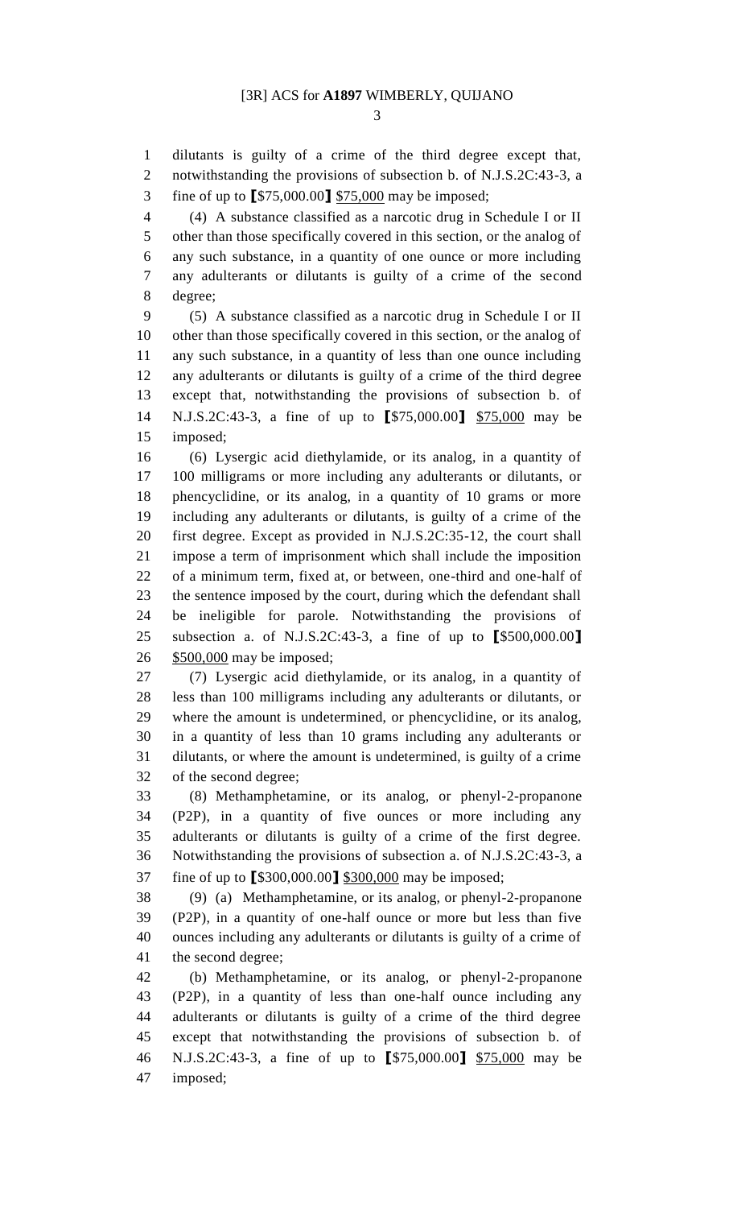dilutants is guilty of a crime of the third degree except that, notwithstanding the provisions of subsection b. of N.J.S.2C:43-3, a fine of up to 【$75,000.00】 $75,000 may be imposed;

(4) A substance classified as a narcotic drug in Schedule I or II other than those specifically covered in this section, or the analog of any such substance, in a quantity of one ounce or more including any adulterants or dilutants is guilty of a crime of the second degree;

(5) A substance classified as a narcotic drug in Schedule I or II other than those specifically covered in this section, or the analog of any such substance, in a quantity of less than one ounce including any adulterants or dilutants is guilty of a crime of the third degree except that, notwithstanding the provisions of subsection b. of N.J.S.2C:43-3, a fine of up to 【$75,000.00】 $75,000 may be imposed;

(6) Lysergic acid diethylamide, or its analog, in a quantity of 100 milligrams or more including any adulterants or dilutants, or phencyclidine, or its analog, in a quantity of 10 grams or more including any adulterants or dilutants, is guilty of a crime of the first degree. Except as provided in N.J.S.2C:35-12, the court shall impose a term of imprisonment which shall include the imposition of a minimum term, fixed at, or between, one-third and one-half of the sentence imposed by the court, during which the defendant shall be ineligible for parole. Notwithstanding the provisions of subsection a. of N.J.S.2C:43-3, a fine of up to 【$500,000.00】 $500,000 may be imposed;

(7) Lysergic acid diethylamide, or its analog, in a quantity of less than 100 milligrams including any adulterants or dilutants, or where the amount is undetermined, or phencyclidine, or its analog, in a quantity of less than 10 grams including any adulterants or dilutants, or where the amount is undetermined, is guilty of a crime of the second degree;

(8) Methamphetamine, or its analog, or phenyl-2-propanone (P2P), in a quantity of five ounces or more including any adulterants or dilutants is guilty of a crime of the first degree. Notwithstanding the provisions of subsection a. of N.J.S.2C:43-3, a fine of up to 【$300,000.00】 $300,000 may be imposed;

(9) (a) Methamphetamine, or its analog, or phenyl-2-propanone (P2P), in a quantity of one-half ounce or more but less than five ounces including any adulterants or dilutants is guilty of a crime of the second degree;

(b) Methamphetamine, or its analog, or phenyl-2-propanone (P2P), in a quantity of less than one-half ounce including any adulterants or dilutants is guilty of a crime of the third degree except that notwithstanding the provisions of subsection b. of N.J.S.2C:43-3, a fine of up to 【$75,000.00】 $75,000 may be imposed;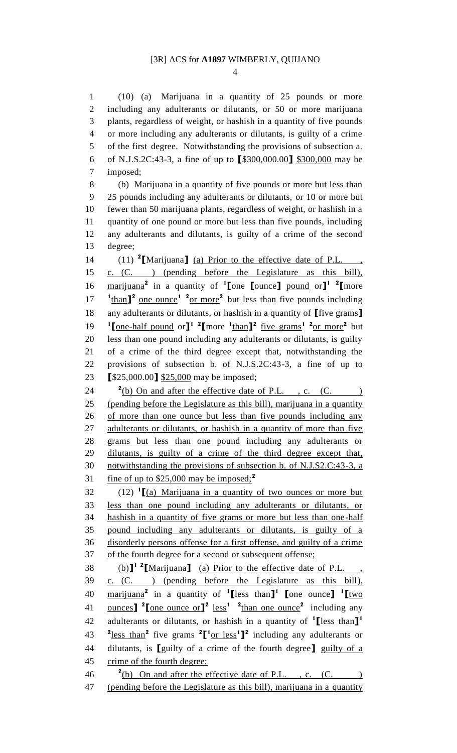(10) (a) Marijuana in a quantity of 25 pounds or more including any adulterants or dilutants, or 50 or more marijuana plants, regardless of weight, or hashish in a quantity of five pounds or more including any adulterants or dilutants, is guilty of a crime of the first degree. Notwithstanding the provisions of subsection a. of N.J.S.2C:43-3, a fine of up to ⟦$300,000.00⟧ $300,000 may be imposed;

(b) Marijuana in a quantity of five pounds or more but less than 25 pounds including any adulterants or dilutants, or 10 or more but fewer than 50 marijuana plants, regardless of weight, or hashish in a quantity of one pound or more but less than five pounds, including any adulterants and dilutants, is guilty of a crime of the second degree;

(11) [2]⟦Marijuana⟧ (a) Prior to the effective date of P.L. , c. (C. ) (pending before the Legislature as this bill), marijuana[2] in a quantity of [1]⟦one ⟦ounce⟧ pound or⟧[1] [2]⟦more [1]than⟧[2] one ounce[1] [2]or more[2] but less than five pounds including any adulterants or dilutants, or hashish in a quantity of ⟦five grams⟧ [1]⟦one-half pound or⟧[1] [2]⟦more [1]than⟧[2] five grams[1] [2]or more[2] but less than one pound including any adulterants or dilutants, is guilty of a crime of the third degree except that, notwithstanding the provisions of subsection b. of N.J.S.2C:43-3, a fine of up to ⟦$25,000.00⟧ $25,000 may be imposed;

[2](b) On and after the effective date of P.L. , c. (C. ) (pending before the Legislature as this bill), marijuana in a quantity of more than one ounce but less than five pounds including any adulterants or dilutants, or hashish in a quantity of more than five grams but less than one pound including any adulterants or dilutants, is guilty of a crime of the third degree except that, notwithstanding the provisions of subsection b. of N.J.S2.C:43-3, a fine of up to $25,000 may be imposed;[2]

(12) [1]⟦(a) Marijuana in a quantity of two ounces or more but less than one pound including any adulterants or dilutants, or hashish in a quantity of five grams or more but less than one-half pound including any adulterants or dilutants, is guilty of a disorderly persons offense for a first offense, and guilty of a crime of the fourth degree for a second or subsequent offense;

(b)⟧[1] [2]⟦Marijuana⟧ (a) Prior to the effective date of P.L. , c. (C. ) (pending before the Legislature as this bill), marijuana[2] in a quantity of [1]⟦less than⟧[1] ⟦one ounce⟧ [1]⟦two ounces⟧ [2]⟦one ounce or⟧[2] less[1] [2]than one ounce[2] including any adulterants or dilutants, or hashish in a quantity of [1]⟦less than⟧[1] [2]less than[2] five grams [2]⟦[1]or less[1]⟧[2] including any adulterants or dilutants, is ⟦guilty of a crime of the fourth degree⟧ guilty of a crime of the fourth degree;

[2](b) On and after the effective date of P.L. , c. (C. ) (pending before the Legislature as this bill), marijuana in a quantity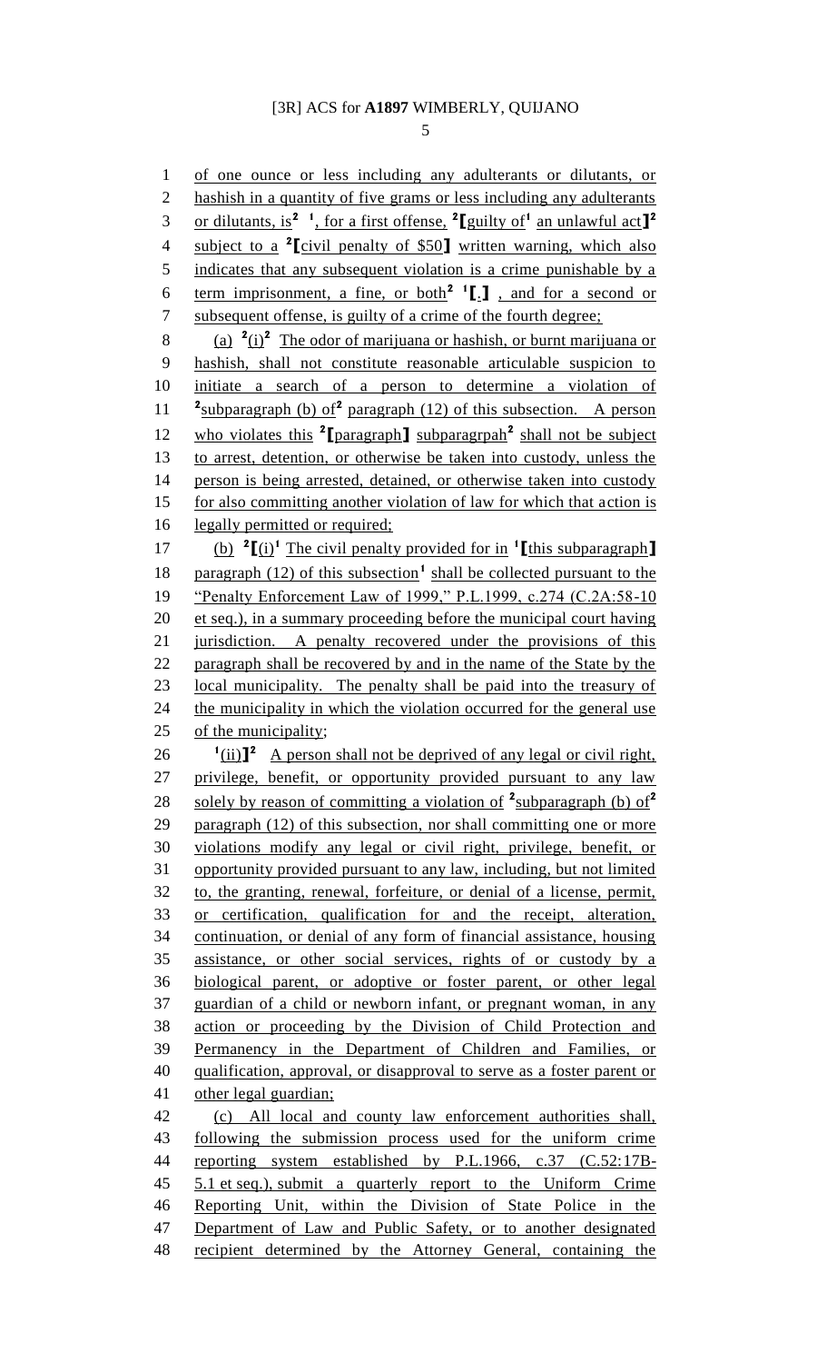of one ounce or less including any adulterants or dilutants, or hashish in a quantity of five grams or less including any adulterants or dilutants, is[2] [1], for a first offense, [2]⟦guilty of[1] an unlawful act⟧[2] subject to a [2]⟦civil penalty of $50⟧ written warning, which also indicates that any subsequent violation is a crime punishable by a term imprisonment, a fine, or both[2] [1]⟦.⟧ , and for a second or subsequent offense, is guilty of a crime of the fourth degree;

(a) [2](i)[2] The odor of marijuana or hashish, or burnt marijuana or hashish, shall not constitute reasonable articulable suspicion to initiate a search of a person to determine a violation of [2]subparagraph (b) of[2] paragraph (12) of this subsection. A person who violates this [2]⟦paragraph⟧ subparagrpah[2] shall not be subject to arrest, detention, or otherwise be taken into custody, unless the person is being arrested, detained, or otherwise taken into custody for also committing another violation of law for which that action is legally permitted or required;

(b) [2]⟦(i)[1] The civil penalty provided for in [1]⟦this subparagraph⟧ paragraph (12) of this subsection[1] shall be collected pursuant to the "Penalty Enforcement Law of 1999," P.L.1999, c.274 (C.2A:58-10 et seq.), in a summary proceeding before the municipal court having jurisdiction. A penalty recovered under the provisions of this paragraph shall be recovered by and in the name of the State by the local municipality. The penalty shall be paid into the treasury of the municipality in which the violation occurred for the general use of the municipality;

[1](ii)⟧[2] A person shall not be deprived of any legal or civil right, privilege, benefit, or opportunity provided pursuant to any law solely by reason of committing a violation of [2]subparagraph (b) of[2] paragraph (12) of this subsection, nor shall committing one or more violations modify any legal or civil right, privilege, benefit, or opportunity provided pursuant to any law, including, but not limited to, the granting, renewal, forfeiture, or denial of a license, permit, or certification, qualification for and the receipt, alteration, continuation, or denial of any form of financial assistance, housing assistance, or other social services, rights of or custody by a biological parent, or adoptive or foster parent, or other legal guardian of a child or newborn infant, or pregnant woman, in any action or proceeding by the Division of Child Protection and Permanency in the Department of Children and Families, or qualification, approval, or disapproval to serve as a foster parent or other legal guardian;

(c) All local and county law enforcement authorities shall, following the submission process used for the uniform crime reporting system established by P.L.1966, c.37 (C.52:17B-5.1 et seq.), submit a quarterly report to the Uniform Crime Reporting Unit, within the Division of State Police in the Department of Law and Public Safety, or to another designated recipient determined by the Attorney General, containing the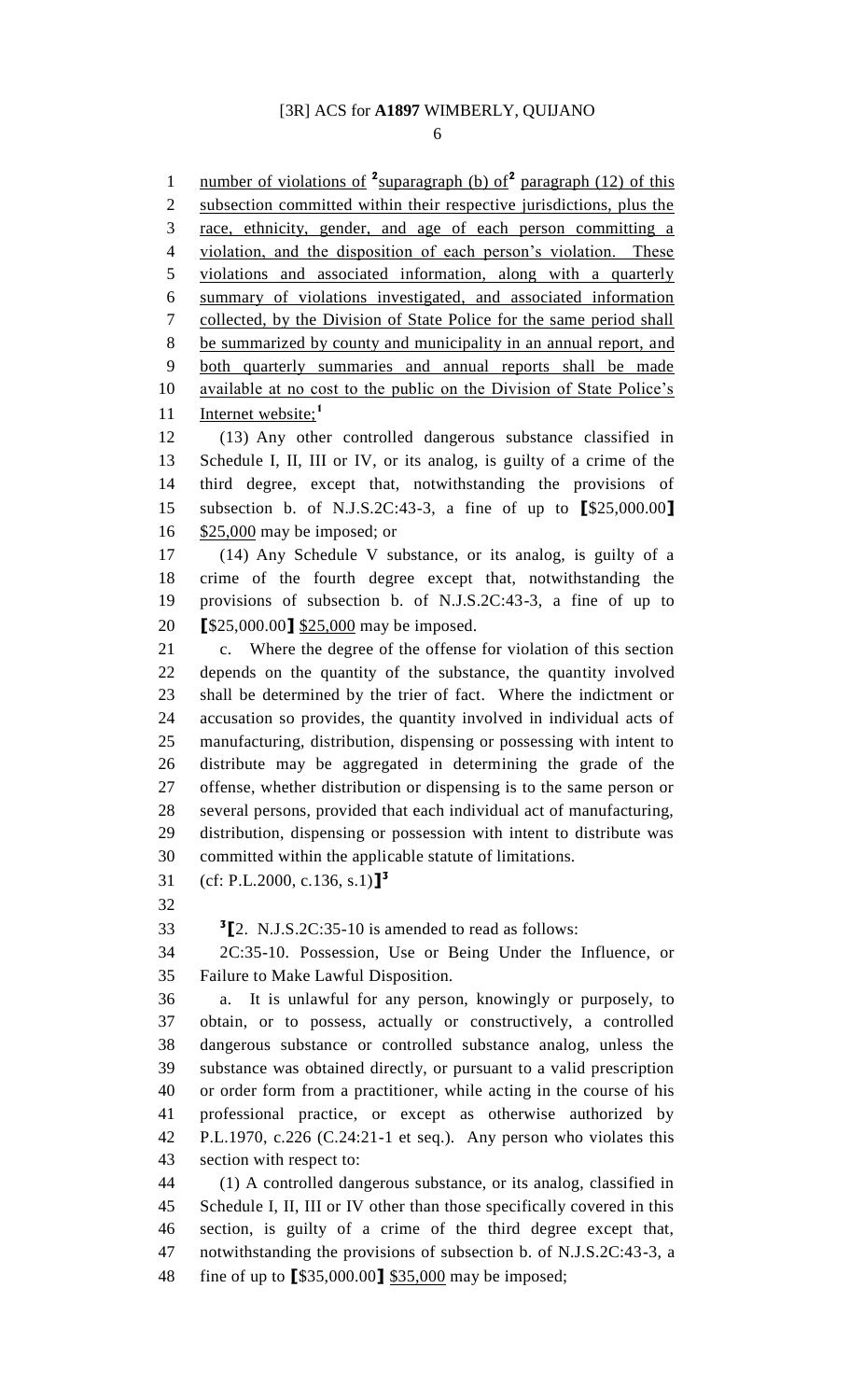number of violations of [2]suparagraph (b) of[2] paragraph (12) of this subsection committed within their respective jurisdictions, plus the race, ethnicity, gender, and age of each person committing a violation, and the disposition of each person's violation. These violations and associated information, along with a quarterly summary of violations investigated, and associated information collected, by the Division of State Police for the same period shall be summarized by county and municipality in an annual report, and both quarterly summaries and annual reports shall be made available at no cost to the public on the Division of State Police's Internet website;[1]

(13) Any other controlled dangerous substance classified in Schedule I, II, III or IV, or its analog, is guilty of a crime of the third degree, except that, notwithstanding the provisions of subsection b. of N.J.S.2C:43-3, a fine of up to [$25,000.00] $25,000 may be imposed; or

(14) Any Schedule V substance, or its analog, is guilty of a crime of the fourth degree except that, notwithstanding the provisions of subsection b. of N.J.S.2C:43-3, a fine of up to [$25,000.00] $25,000 may be imposed.

c. Where the degree of the offense for violation of this section depends on the quantity of the substance, the quantity involved shall be determined by the trier of fact. Where the indictment or accusation so provides, the quantity involved in individual acts of manufacturing, distribution, dispensing or possessing with intent to distribute may be aggregated in determining the grade of the offense, whether distribution or dispensing is to the same person or several persons, provided that each individual act of manufacturing, distribution, dispensing or possession with intent to distribute was committed within the applicable statute of limitations.

(cf: P.L.2000, c.136, s.1)][3]

[3][2. N.J.S.2C:35-10 is amended to read as follows:

2C:35-10. Possession, Use or Being Under the Influence, or Failure to Make Lawful Disposition.

a. It is unlawful for any person, knowingly or purposely, to obtain, or to possess, actually or constructively, a controlled dangerous substance or controlled substance analog, unless the substance was obtained directly, or pursuant to a valid prescription or order form from a practitioner, while acting in the course of his professional practice, or except as otherwise authorized by P.L.1970, c.226 (C.24:21-1 et seq.). Any person who violates this section with respect to:

(1) A controlled dangerous substance, or its analog, classified in Schedule I, II, III or IV other than those specifically covered in this section, is guilty of a crime of the third degree except that, notwithstanding the provisions of subsection b. of N.J.S.2C:43-3, a fine of up to [$35,000.00] $35,000 may be imposed;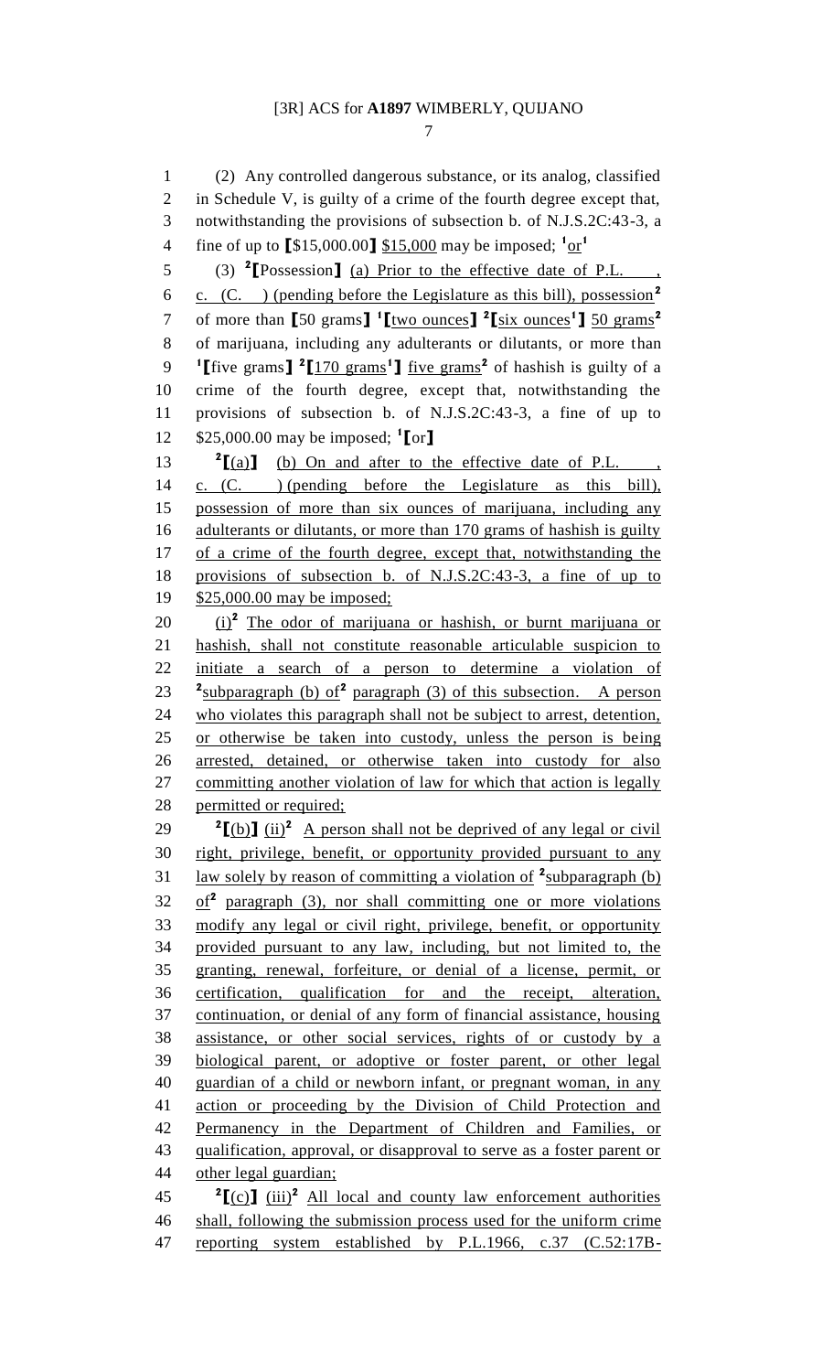(2) Any controlled dangerous substance, or its analog, classified in Schedule V, is guilty of a crime of the fourth degree except that, notwithstanding the provisions of subsection b. of N.J.S.2C:43-3, a fine of up to [$15,000.00] $15,000 may be imposed; [1]or[1]

(3) [2][Possession] (a) Prior to the effective date of P.L. , c. (C. ) (pending before the Legislature as this bill), possession[2] of more than [50 grams] [1][two ounces] [2][six ounces[1]] 50 grams[2] of marijuana, including any adulterants or dilutants, or more than [1][five grams] [2][170 grams[1]] five grams[2] of hashish is guilty of a crime of the fourth degree, except that, notwithstanding the provisions of subsection b. of N.J.S.2C:43-3, a fine of up to $25,000.00 may be imposed; [1][or]

[2][(a)] (b) On and after to the effective date of P.L. , c. (C. ) (pending before the Legislature as this bill), possession of more than six ounces of marijuana, including any adulterants or dilutants, or more than 170 grams of hashish is guilty of a crime of the fourth degree, except that, notwithstanding the provisions of subsection b. of N.J.S.2C:43-3, a fine of up to $25,000.00 may be imposed;

(i)[2] The odor of marijuana or hashish, or burnt marijuana or hashish, shall not constitute reasonable articulable suspicion to initiate a search of a person to determine a violation of [2]subparagraph (b) of[2] paragraph (3) of this subsection. A person who violates this paragraph shall not be subject to arrest, detention, or otherwise be taken into custody, unless the person is being arrested, detained, or otherwise taken into custody for also committing another violation of law for which that action is legally permitted or required;

[2][(b)] (ii)[2] A person shall not be deprived of any legal or civil right, privilege, benefit, or opportunity provided pursuant to any law solely by reason of committing a violation of [2]subparagraph (b) of[2] paragraph (3), nor shall committing one or more violations modify any legal or civil right, privilege, benefit, or opportunity provided pursuant to any law, including, but not limited to, the granting, renewal, forfeiture, or denial of a license, permit, or certification, qualification for and the receipt, alteration, continuation, or denial of any form of financial assistance, housing assistance, or other social services, rights of or custody by a biological parent, or adoptive or foster parent, or other legal guardian of a child or newborn infant, or pregnant woman, in any action or proceeding by the Division of Child Protection and Permanency in the Department of Children and Families, or qualification, approval, or disapproval to serve as a foster parent or other legal guardian;

[2][(c)] (iii)[2] All local and county law enforcement authorities shall, following the submission process used for the uniform crime reporting system established by P.L.1966, c.37 (C.52:17B-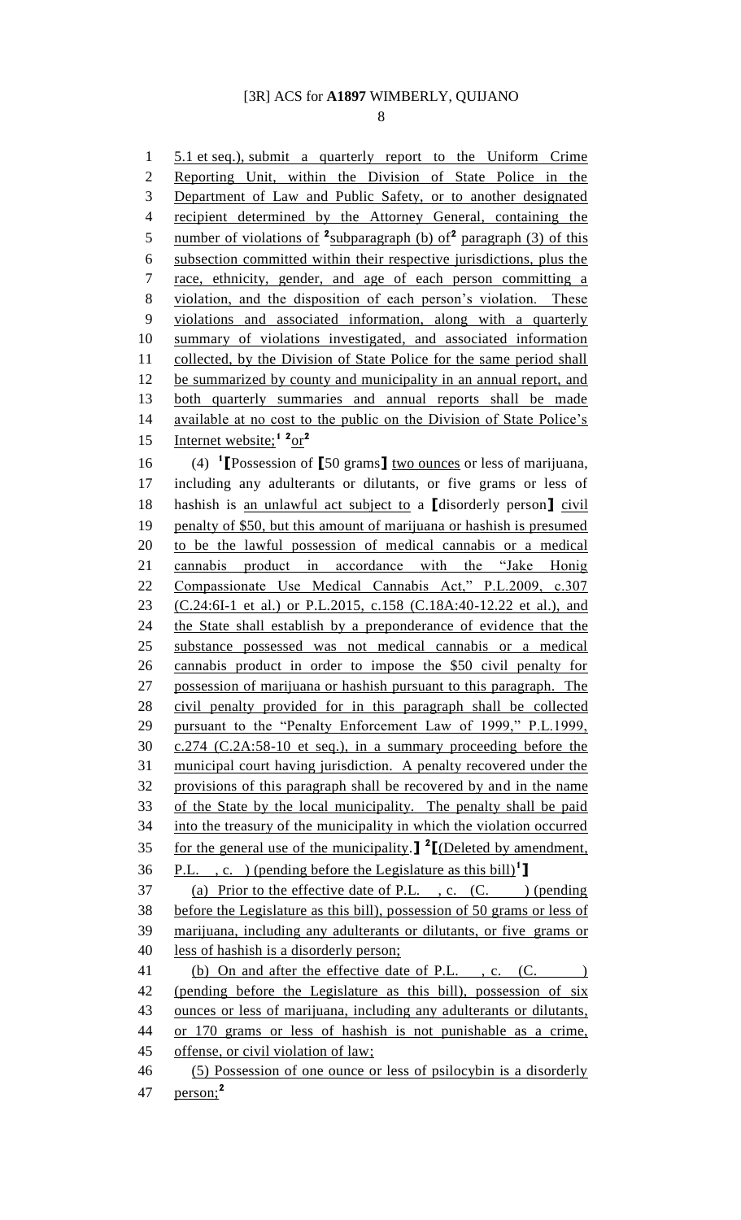5.1 et seq.), submit a quarterly report to the Uniform Crime Reporting Unit, within the Division of State Police in the Department of Law and Public Safety, or to another designated recipient determined by the Attorney General, containing the number of violations of [2]subparagraph (b) of[2] paragraph (3) of this subsection committed within their respective jurisdictions, plus the race, ethnicity, gender, and age of each person committing a violation, and the disposition of each person's violation. These violations and associated information, along with a quarterly summary of violations investigated, and associated information collected, by the Division of State Police for the same period shall be summarized by county and municipality in an annual report, and both quarterly summaries and annual reports shall be made available at no cost to the public on the Division of State Police's Internet website;[1] [2]or[2]

(4) [1]⟦Possession of ⟦50 grams⟧ two ounces or less of marijuana, including any adulterants or dilutants, or five grams or less of hashish is an unlawful act subject to a ⟦disorderly person⟧ civil penalty of $50, but this amount of marijuana or hashish is presumed to be the lawful possession of medical cannabis or a medical cannabis product in accordance with the "Jake Honig Compassionate Use Medical Cannabis Act," P.L.2009, c.307 (C.24:6I-1 et al.) or P.L.2015, c.158 (C.18A:40-12.22 et al.), and the State shall establish by a preponderance of evidence that the substance possessed was not medical cannabis or a medical cannabis product in order to impose the $50 civil penalty for possession of marijuana or hashish pursuant to this paragraph. The civil penalty provided for in this paragraph shall be collected pursuant to the "Penalty Enforcement Law of 1999," P.L.1999, c.274 (C.2A:58-10 et seq.), in a summary proceeding before the municipal court having jurisdiction. A penalty recovered under the provisions of this paragraph shall be recovered by and in the name of the State by the local municipality. The penalty shall be paid into the treasury of the municipality in which the violation occurred for the general use of the municipality.⟧ [2]⟦(Deleted by amendment, P.L. , c. ) (pending before the Legislature as this bill)[1]⟧

(a) Prior to the effective date of P.L. , c. (C. ) (pending before the Legislature as this bill), possession of 50 grams or less of marijuana, including any adulterants or dilutants, or five grams or less of hashish is a disorderly person;

(b) On and after the effective date of P.L. , c. (C. ) (pending before the Legislature as this bill), possession of six ounces or less of marijuana, including any adulterants or dilutants, or 170 grams or less of hashish is not punishable as a crime, offense, or civil violation of law;

(5) Possession of one ounce or less of psilocybin is a disorderly person;[2]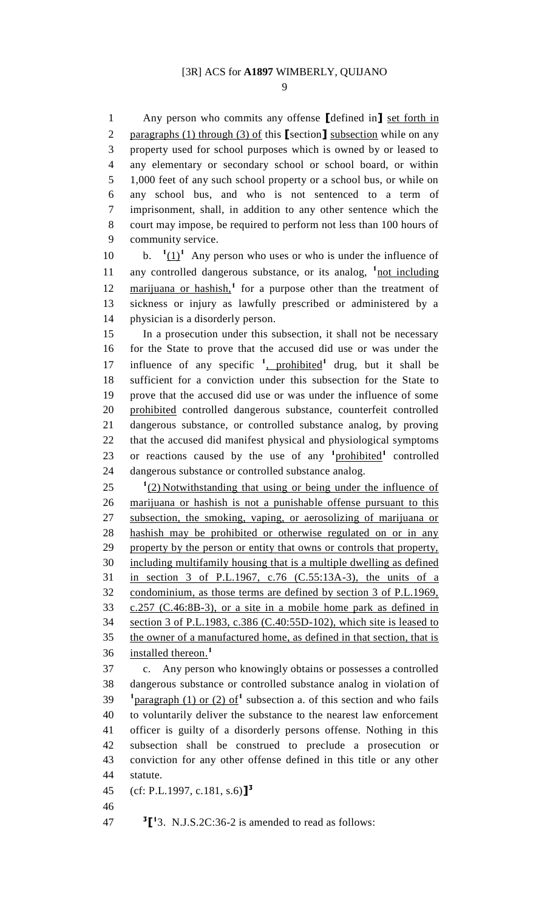Any person who commits any offense [defined in] set forth in paragraphs (1) through (3) of this [section] subsection while on any property used for school purposes which is owned by or leased to any elementary or secondary school or school board, or within 1,000 feet of any such school property or a school bus, or while on any school bus, and who is not sentenced to a term of imprisonment, shall, in addition to any other sentence which the court may impose, be required to perform not less than 100 hours of community service.

b. [1](1)[1] Any person who uses or who is under the influence of any controlled dangerous substance, or its analog, [1]not including marijuana or hashish,[1] for a purpose other than the treatment of sickness or injury as lawfully prescribed or administered by a physician is a disorderly person.

In a prosecution under this subsection, it shall not be necessary for the State to prove that the accused did use or was under the influence of any specific [1], prohibited[1] drug, but it shall be sufficient for a conviction under this subsection for the State to prove that the accused did use or was under the influence of some prohibited controlled dangerous substance, counterfeit controlled dangerous substance, or controlled substance analog, by proving that the accused did manifest physical and physiological symptoms or reactions caused by the use of any [1]prohibited[1] controlled dangerous substance or controlled substance analog.

[1](2) Notwithstanding that using or being under the influence of marijuana or hashish is not a punishable offense pursuant to this subsection, the smoking, vaping, or aerosolizing of marijuana or hashish may be prohibited or otherwise regulated on or in any property by the person or entity that owns or controls that property, including multifamily housing that is a multiple dwelling as defined in section 3 of P.L.1967, c.76 (C.55:13A-3), the units of a condominium, as those terms are defined by section 3 of P.L.1969, c.257 (C.46:8B-3), or a site in a mobile home park as defined in section 3 of P.L.1983, c.386 (C.40:55D-102), which site is leased to the owner of a manufactured home, as defined in that section, that is installed thereon.[1]

c. Any person who knowingly obtains or possesses a controlled dangerous substance or controlled substance analog in violation of [1]paragraph (1) or (2) of[1] subsection a. of this section and who fails to voluntarily deliver the substance to the nearest law enforcement officer is guilty of a disorderly persons offense. Nothing in this subsection shall be construed to preclude a prosecution or conviction for any other offense defined in this title or any other statute.

(cf: P.L.1997, c.181, s.6)][3]

[3][[1]3. N.J.S.2C:36-2 is amended to read as follows: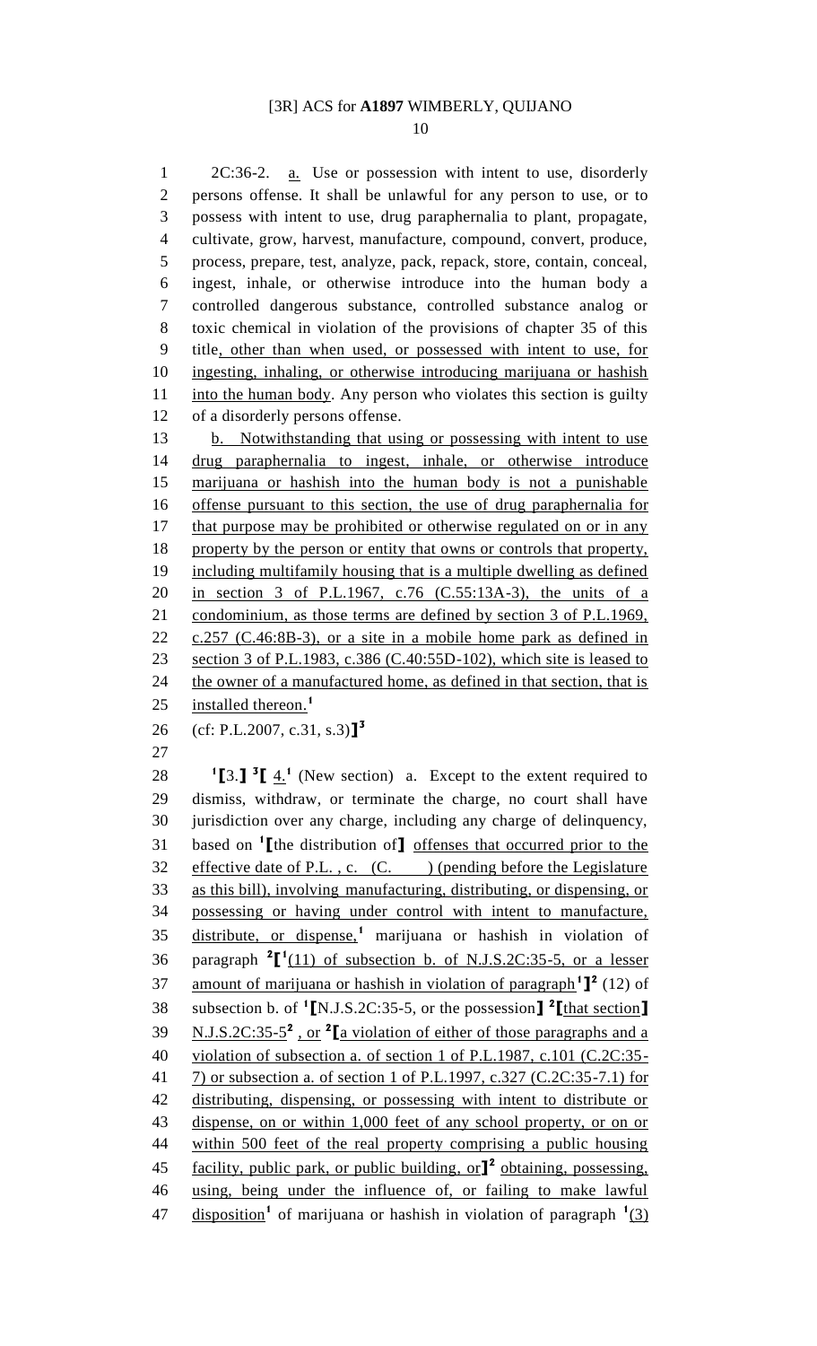2C:36-2. a. Use or possession with intent to use, disorderly persons offense. It shall be unlawful for any person to use, or to possess with intent to use, drug paraphernalia to plant, propagate, cultivate, grow, harvest, manufacture, compound, convert, produce, process, prepare, test, analyze, pack, repack, store, contain, conceal, ingest, inhale, or otherwise introduce into the human body a controlled dangerous substance, controlled substance analog or toxic chemical in violation of the provisions of chapter 35 of this title, other than when used, or possessed with intent to use, for ingesting, inhaling, or otherwise introducing marijuana or hashish into the human body. Any person who violates this section is guilty of a disorderly persons offense.

b. Notwithstanding that using or possessing with intent to use drug paraphernalia to ingest, inhale, or otherwise introduce marijuana or hashish into the human body is not a punishable offense pursuant to this section, the use of drug paraphernalia for that purpose may be prohibited or otherwise regulated on or in any property by the person or entity that owns or controls that property, including multifamily housing that is a multiple dwelling as defined in section 3 of P.L.1967, c.76 (C.55:13A-3), the units of a condominium, as those terms are defined by section 3 of P.L.1969, c.257 (C.46:8B-3), or a site in a mobile home park as defined in section 3 of P.L.1983, c.386 (C.40:55D-102), which site is leased to the owner of a manufactured home, as defined in that section, that is installed thereon.[1]

(cf: P.L.2007, c.31, s.3)][3]

[1][3.] [3][ 4.[1] (New section) a. Except to the extent required to dismiss, withdraw, or terminate the charge, no court shall have jurisdiction over any charge, including any charge of delinquency, based on [1][the distribution of] offenses that occurred prior to the effective date of P.L. , c. (C. ) (pending before the Legislature as this bill), involving manufacturing, distributing, or dispensing, or possessing or having under control with intent to manufacture, distribute, or dispense,[1] marijuana or hashish in violation of paragraph [2][[1](11) of subsection b. of N.J.S.2C:35-5, or a lesser amount of marijuana or hashish in violation of paragraph[1]][2] (12) of subsection b. of [1][N.J.S.2C:35-5, or the possession] [2][that section] N.J.S.2C:35-5[2] , or [2][a violation of either of those paragraphs and a violation of subsection a. of section 1 of P.L.1987, c.101 (C.2C:35-7) or subsection a. of section 1 of P.L.1997, c.327 (C.2C:35-7.1) for distributing, dispensing, or possessing with intent to distribute or dispense, on or within 1,000 feet of any school property, or on or within 500 feet of the real property comprising a public housing facility, public park, or public building, or][2] obtaining, possessing, using, being under the influence of, or failing to make lawful disposition[1] of marijuana or hashish in violation of paragraph [1](3)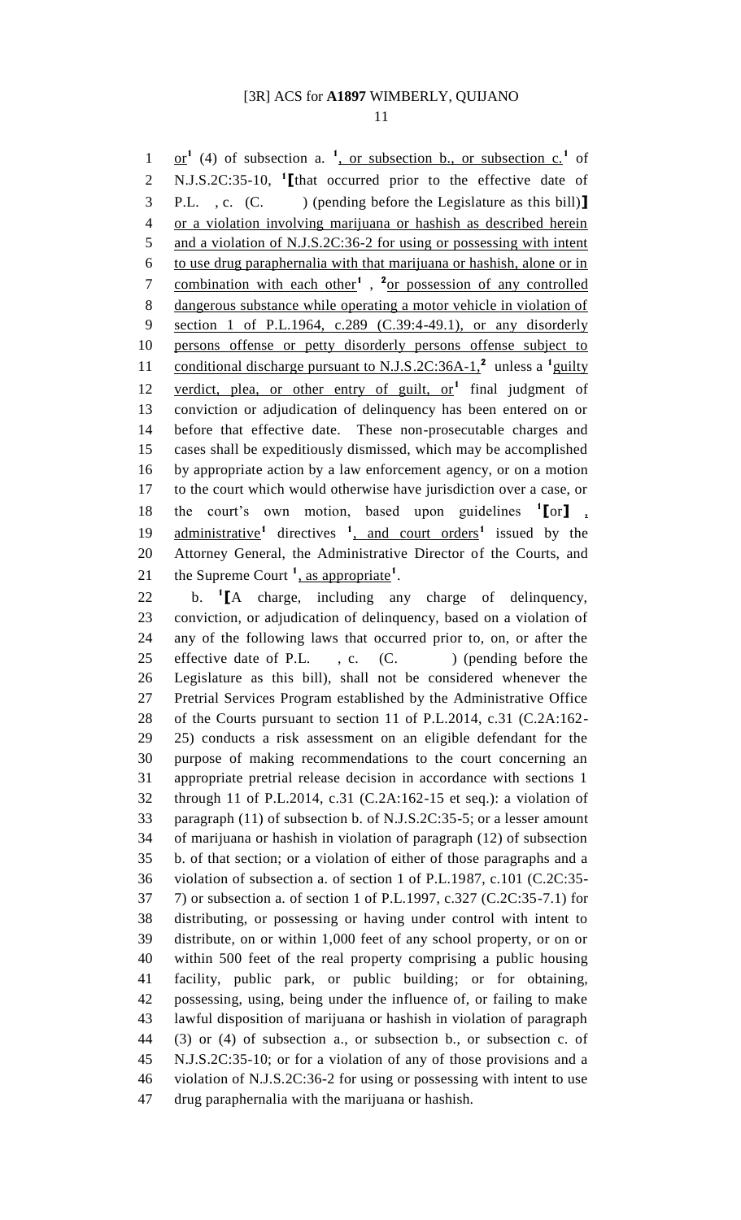or[1] (4) of subsection a. [1], or subsection b., or subsection c.[1] of N.J.S.2C:35-10, [1]【that occurred prior to the effective date of P.L. , c. (C. ) (pending before the Legislature as this bill)】 or a violation involving marijuana or hashish as described herein and a violation of N.J.S.2C:36-2 for using or possessing with intent to use drug paraphernalia with that marijuana or hashish, alone or in combination with each other[1] , [2]or possession of any controlled dangerous substance while operating a motor vehicle in violation of section 1 of P.L.1964, c.289 (C.39:4-49.1), or any disorderly persons offense or petty disorderly persons offense subject to conditional discharge pursuant to N.J.S.2C:36A-1,[2] unless a [1]guilty verdict, plea, or other entry of guilt, or[1] final judgment of conviction or adjudication of delinquency has been entered on or before that effective date. These non-prosecutable charges and cases shall be expeditiously dismissed, which may be accomplished by appropriate action by a law enforcement agency, or on a motion to the court which would otherwise have jurisdiction over a case, or the court's own motion, based upon guidelines [1]【or】 , administrative[1] directives [1], and court orders[1] issued by the Attorney General, the Administrative Director of the Courts, and the Supreme Court [1], as appropriate[1].

b. [1]【A charge, including any charge of delinquency, conviction, or adjudication of delinquency, based on a violation of any of the following laws that occurred prior to, on, or after the effective date of P.L. , c. (C. ) (pending before the Legislature as this bill), shall not be considered whenever the Pretrial Services Program established by the Administrative Office of the Courts pursuant to section 11 of P.L.2014, c.31 (C.2A:162-25) conducts a risk assessment on an eligible defendant for the purpose of making recommendations to the court concerning an appropriate pretrial release decision in accordance with sections 1 through 11 of P.L.2014, c.31 (C.2A:162-15 et seq.): a violation of paragraph (11) of subsection b. of N.J.S.2C:35-5; or a lesser amount of marijuana or hashish in violation of paragraph (12) of subsection b. of that section; or a violation of either of those paragraphs and a violation of subsection a. of section 1 of P.L.1987, c.101 (C.2C:35-7) or subsection a. of section 1 of P.L.1997, c.327 (C.2C:35-7.1) for distributing, or possessing or having under control with intent to distribute, on or within 1,000 feet of any school property, or on or within 500 feet of the real property comprising a public housing facility, public park, or public building; or for obtaining, possessing, using, being under the influence of, or failing to make lawful disposition of marijuana or hashish in violation of paragraph (3) or (4) of subsection a., or subsection b., or subsection c. of N.J.S.2C:35-10; or for a violation of any of those provisions and a violation of N.J.S.2C:36-2 for using or possessing with intent to use drug paraphernalia with the marijuana or hashish.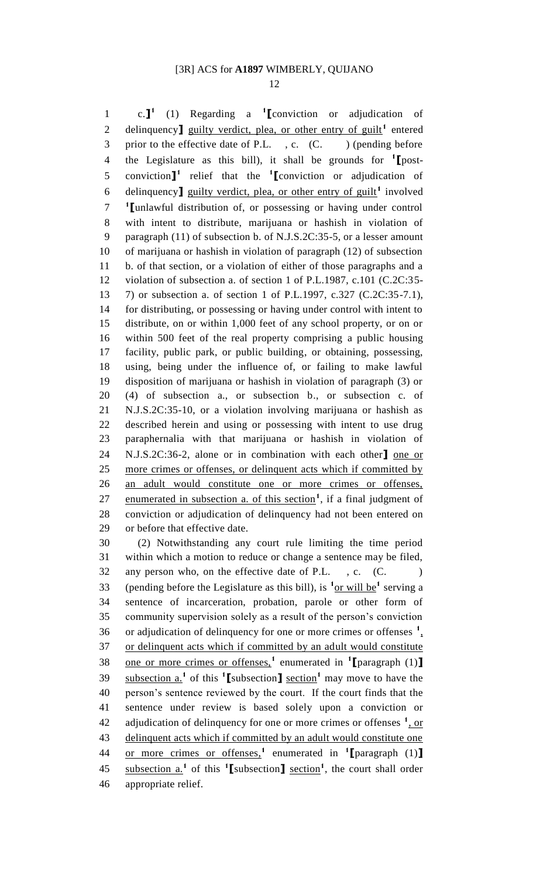c.]¹ (1) Regarding a ¹[conviction or adjudication of delinquency] guilty verdict, plea, or other entry of guilt¹ entered prior to the effective date of P.L. , c. (C. ) (pending before the Legislature as this bill), it shall be grounds for ¹[post-conviction]¹ relief that the ¹[conviction or adjudication of delinquency] guilty verdict, plea, or other entry of guilt¹ involved ¹[unlawful distribution of, or possessing or having under control with intent to distribute, marijuana or hashish in violation of paragraph (11) of subsection b. of N.J.S.2C:35-5, or a lesser amount of marijuana or hashish in violation of paragraph (12) of subsection b. of that section, or a violation of either of those paragraphs and a violation of subsection a. of section 1 of P.L.1987, c.101 (C.2C:35-7) or subsection a. of section 1 of P.L.1997, c.327 (C.2C:35-7.1), for distributing, or possessing or having under control with intent to distribute, on or within 1,000 feet of any school property, or on or within 500 feet of the real property comprising a public housing facility, public park, or public building, or obtaining, possessing, using, being under the influence of, or failing to make lawful disposition of marijuana or hashish in violation of paragraph (3) or (4) of subsection a., or subsection b., or subsection c. of N.J.S.2C:35-10, or a violation involving marijuana or hashish as described herein and using or possessing with intent to use drug paraphernalia with that marijuana or hashish in violation of N.J.S.2C:36-2, alone or in combination with each other] one or more crimes or offenses, or delinquent acts which if committed by an adult would constitute one or more crimes or offenses, enumerated in subsection a. of this section¹, if a final judgment of conviction or adjudication of delinquency had not been entered on or before that effective date.

(2) Notwithstanding any court rule limiting the time period within which a motion to reduce or change a sentence may be filed, any person who, on the effective date of P.L. , c. (C. ) (pending before the Legislature as this bill), is ¹or will be¹ serving a sentence of incarceration, probation, parole or other form of community supervision solely as a result of the person's conviction or adjudication of delinquency for one or more crimes or offenses ¹, or delinquent acts which if committed by an adult would constitute one or more crimes or offenses,¹ enumerated in ¹[paragraph (1)] subsection a.¹ of this ¹[subsection] section¹ may move to have the person's sentence reviewed by the court. If the court finds that the sentence under review is based solely upon a conviction or adjudication of delinquency for one or more crimes or offenses ¹, or delinquent acts which if committed by an adult would constitute one or more crimes or offenses,¹ enumerated in ¹[paragraph (1)] subsection a.¹ of this ¹[subsection] section¹, the court shall order appropriate relief.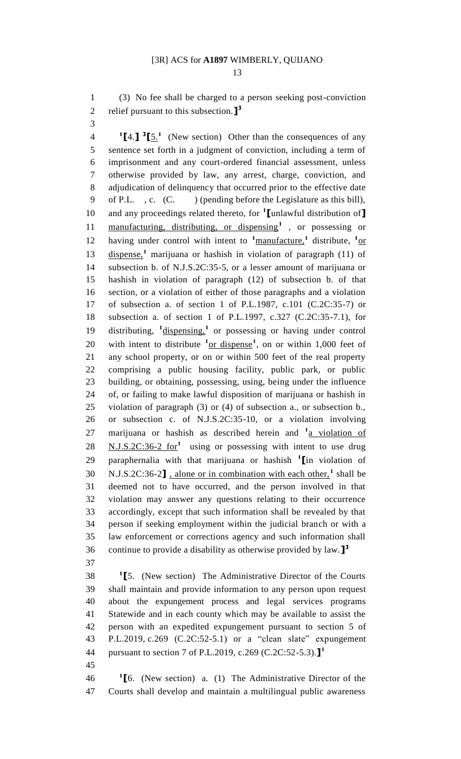(3) No fee shall be charged to a person seeking post-conviction relief pursuant to this subsection.]³

¹[4.] ³[5.¹ (New section) Other than the consequences of any sentence set forth in a judgment of conviction, including a term of imprisonment and any court-ordered financial assessment, unless otherwise provided by law, any arrest, charge, conviction, and adjudication of delinquency that occurred prior to the effective date of P.L. , c. (C. ) (pending before the Legislature as this bill), and any proceedings related thereto, for ¹[unlawful distribution of] manufacturing, distributing, or dispensing¹ , or possessing or having under control with intent to ¹manufacture,¹ distribute, ¹or dispense,¹ marijuana or hashish in violation of paragraph (11) of subsection b. of N.J.S.2C:35-5, or a lesser amount of marijuana or hashish in violation of paragraph (12) of subsection b. of that section, or a violation of either of those paragraphs and a violation of subsection a. of section 1 of P.L.1987, c.101 (C.2C:35-7) or subsection a. of section 1 of P.L.1997, c.327 (C.2C:35-7.1), for distributing, ¹dispensing,¹ or possessing or having under control with intent to distribute ¹or dispense¹, on or within 1,000 feet of any school property, or on or within 500 feet of the real property comprising a public housing facility, public park, or public building, or obtaining, possessing, using, being under the influence of, or failing to make lawful disposition of marijuana or hashish in violation of paragraph (3) or (4) of subsection a., or subsection b., or subsection c. of N.J.S.2C:35-10, or a violation involving marijuana or hashish as described herein and ¹a violation of N.J.S.2C:36-2 for¹ using or possessing with intent to use drug paraphernalia with that marijuana or hashish ¹[in violation of N.J.S.2C:36-2] , alone or in combination with each other,¹ shall be deemed not to have occurred, and the person involved in that violation may answer any questions relating to their occurrence accordingly, except that such information shall be revealed by that person if seeking employment within the judicial branch or with a law enforcement or corrections agency and such information shall continue to provide a disability as otherwise provided by law.]³

¹[5. (New section) The Administrative Director of the Courts shall maintain and provide information to any person upon request about the expungement process and legal services programs Statewide and in each county which may be available to assist the person with an expedited expungement pursuant to section 5 of P.L.2019, c.269 (C.2C:52-5.1) or a "clean slate" expungement pursuant to section 7 of P.L.2019, c.269 (C.2C:52-5.3).]¹

¹[6. (New section) a. (1) The Administrative Director of the Courts shall develop and maintain a multilingual public awareness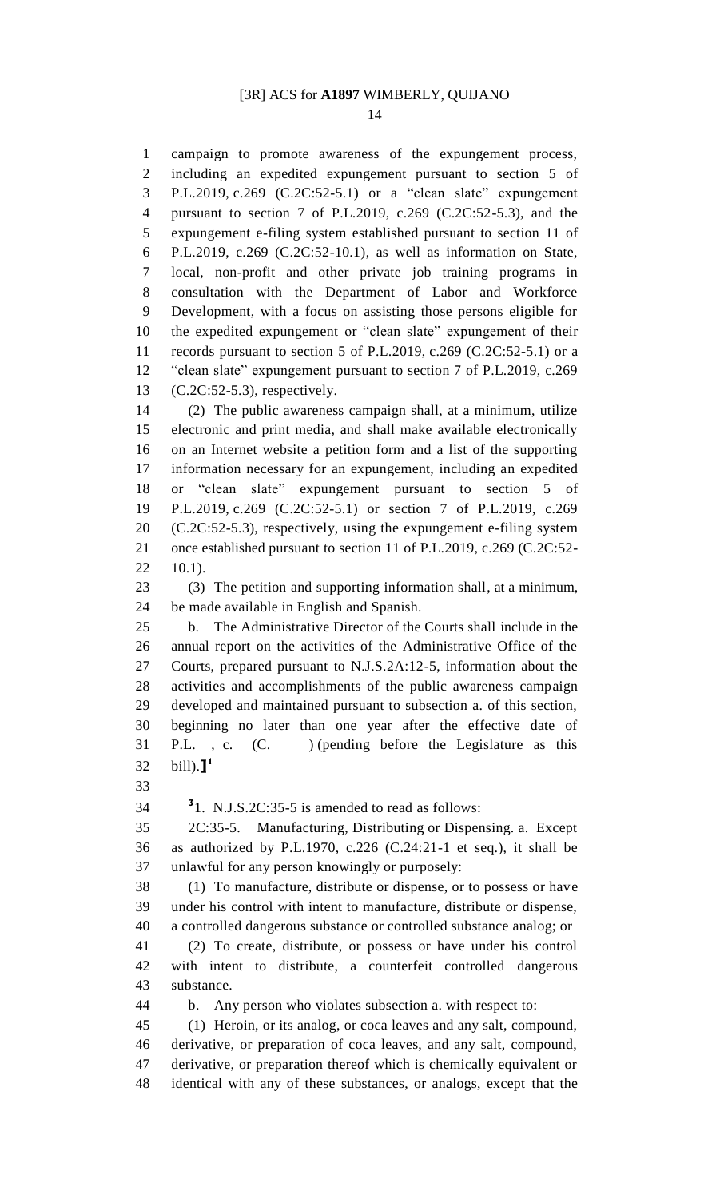campaign to promote awareness of the expungement process, including an expedited expungement pursuant to section 5 of P.L.2019, c.269 (C.2C:52-5.1) or a "clean slate" expungement pursuant to section 7 of P.L.2019, c.269 (C.2C:52-5.3), and the expungement e-filing system established pursuant to section 11 of P.L.2019, c.269 (C.2C:52-10.1), as well as information on State, local, non-profit and other private job training programs in consultation with the Department of Labor and Workforce Development, with a focus on assisting those persons eligible for the expedited expungement or "clean slate" expungement of their records pursuant to section 5 of P.L.2019, c.269 (C.2C:52-5.1) or a "clean slate" expungement pursuant to section 7 of P.L.2019, c.269 (C.2C:52-5.3), respectively.

(2) The public awareness campaign shall, at a minimum, utilize electronic and print media, and shall make available electronically on an Internet website a petition form and a list of the supporting information necessary for an expungement, including an expedited or "clean slate" expungement pursuant to section 5 of P.L.2019, c.269 (C.2C:52-5.1) or section 7 of P.L.2019, c.269 (C.2C:52-5.3), respectively, using the expungement e-filing system once established pursuant to section 11 of P.L.2019, c.269 (C.2C:52-10.1).

(3) The petition and supporting information shall, at a minimum, be made available in English and Spanish.

b. The Administrative Director of the Courts shall include in the annual report on the activities of the Administrative Office of the Courts, prepared pursuant to N.J.S.2A:12-5, information about the activities and accomplishments of the public awareness campaign developed and maintained pursuant to subsection a. of this section, beginning no later than one year after the effective date of P.L. , c. (C. ) (pending before the Legislature as this bill).]][1]

[3]1. N.J.S.2C:35-5 is amended to read as follows:

2C:35-5. Manufacturing, Distributing or Dispensing. a. Except as authorized by P.L.1970, c.226 (C.24:21-1 et seq.), it shall be unlawful for any person knowingly or purposely:

(1) To manufacture, distribute or dispense, or to possess or have under his control with intent to manufacture, distribute or dispense, a controlled dangerous substance or controlled substance analog; or

(2) To create, distribute, or possess or have under his control with intent to distribute, a counterfeit controlled dangerous substance.

b. Any person who violates subsection a. with respect to:

(1) Heroin, or its analog, or coca leaves and any salt, compound, derivative, or preparation of coca leaves, and any salt, compound, derivative, or preparation thereof which is chemically equivalent or identical with any of these substances, or analogs, except that the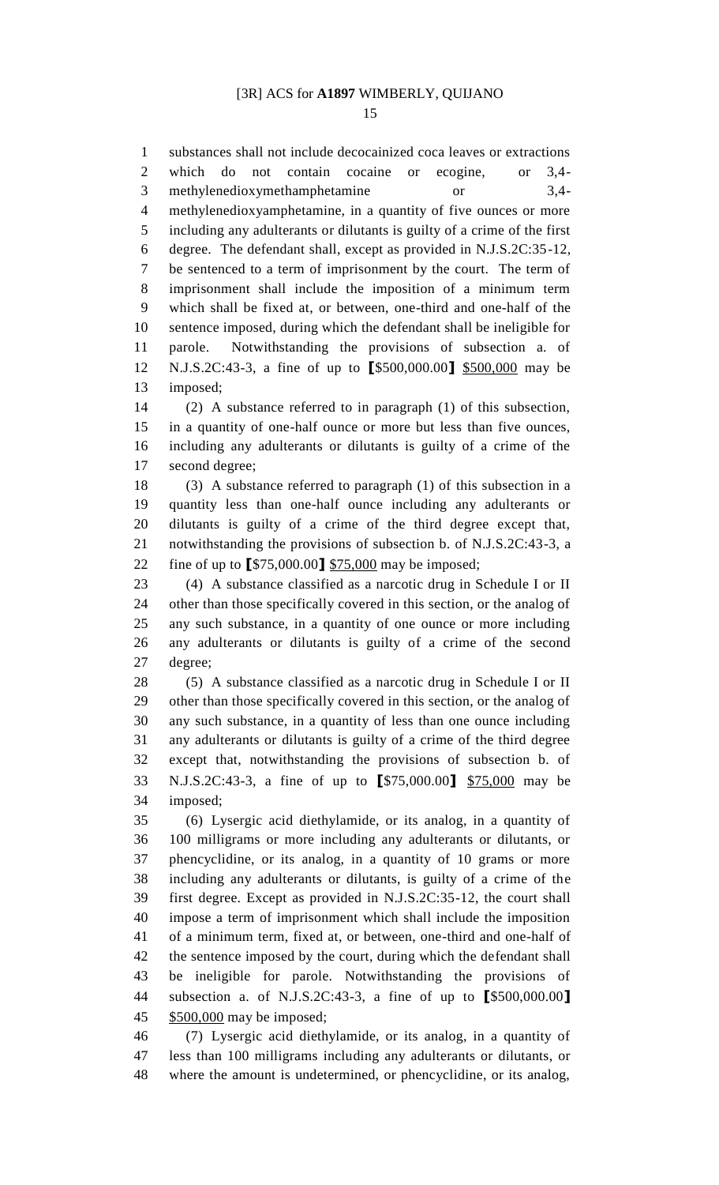substances shall not include decocainized coca leaves or extractions which do not contain cocaine or ecogine, or 3,4-methylenedioxymethamphetamine or 3,4-methylenedioxyamphetamine, in a quantity of five ounces or more including any adulterants or dilutants is guilty of a crime of the first degree. The defendant shall, except as provided in N.J.S.2C:35-12, be sentenced to a term of imprisonment by the court. The term of imprisonment shall include the imposition of a minimum term which shall be fixed at, or between, one-third and one-half of the sentence imposed, during which the defendant shall be ineligible for parole. Notwithstanding the provisions of subsection a. of N.J.S.2C:43-3, a fine of up to [$500,000.00] $500,000 may be imposed;

(2) A substance referred to in paragraph (1) of this subsection, in a quantity of one-half ounce or more but less than five ounces, including any adulterants or dilutants is guilty of a crime of the second degree;

(3) A substance referred to paragraph (1) of this subsection in a quantity less than one-half ounce including any adulterants or dilutants is guilty of a crime of the third degree except that, notwithstanding the provisions of subsection b. of N.J.S.2C:43-3, a fine of up to [$75,000.00] $75,000 may be imposed;

(4) A substance classified as a narcotic drug in Schedule I or II other than those specifically covered in this section, or the analog of any such substance, in a quantity of one ounce or more including any adulterants or dilutants is guilty of a crime of the second degree;

(5) A substance classified as a narcotic drug in Schedule I or II other than those specifically covered in this section, or the analog of any such substance, in a quantity of less than one ounce including any adulterants or dilutants is guilty of a crime of the third degree except that, notwithstanding the provisions of subsection b. of N.J.S.2C:43-3, a fine of up to [$75,000.00] $75,000 may be imposed;

(6) Lysergic acid diethylamide, or its analog, in a quantity of 100 milligrams or more including any adulterants or dilutants, or phencyclidine, or its analog, in a quantity of 10 grams or more including any adulterants or dilutants, is guilty of a crime of the first degree. Except as provided in N.J.S.2C:35-12, the court shall impose a term of imprisonment which shall include the imposition of a minimum term, fixed at, or between, one-third and one-half of the sentence imposed by the court, during which the defendant shall be ineligible for parole. Notwithstanding the provisions of subsection a. of N.J.S.2C:43-3, a fine of up to [$500,000.00] $500,000 may be imposed;

(7) Lysergic acid diethylamide, or its analog, in a quantity of less than 100 milligrams including any adulterants or dilutants, or where the amount is undetermined, or phencyclidine, or its analog,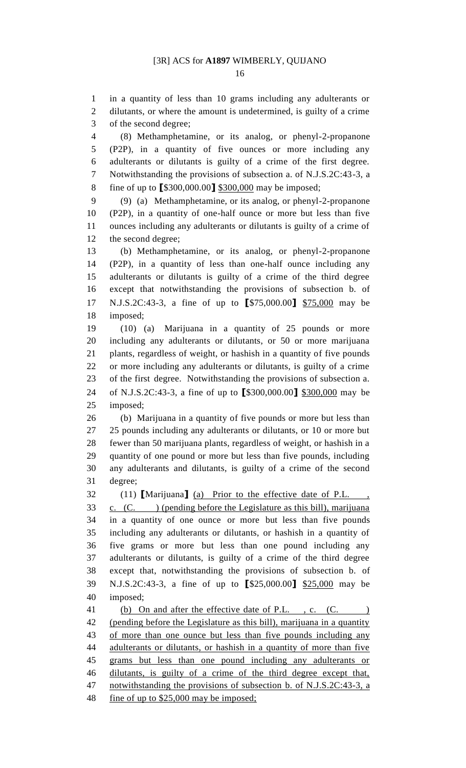in a quantity of less than 10 grams including any adulterants or dilutants, or where the amount is undetermined, is guilty of a crime of the second degree;

(8) Methamphetamine, or its analog, or phenyl-2-propanone (P2P), in a quantity of five ounces or more including any adulterants or dilutants is guilty of a crime of the first degree. Notwithstanding the provisions of subsection a. of N.J.S.2C:43-3, a fine of up to **[**$300,000.00**]** $300,000 may be imposed;

(9) (a) Methamphetamine, or its analog, or phenyl-2-propanone (P2P), in a quantity of one-half ounce or more but less than five ounces including any adulterants or dilutants is guilty of a crime of the second degree;

(b) Methamphetamine, or its analog, or phenyl-2-propanone (P2P), in a quantity of less than one-half ounce including any adulterants or dilutants is guilty of a crime of the third degree except that notwithstanding the provisions of subsection b. of N.J.S.2C:43-3, a fine of up to **[**$75,000.00**]** $75,000 may be imposed;

(10) (a) Marijuana in a quantity of 25 pounds or more including any adulterants or dilutants, or 50 or more marijuana plants, regardless of weight, or hashish in a quantity of five pounds or more including any adulterants or dilutants, is guilty of a crime of the first degree. Notwithstanding the provisions of subsection a. of N.J.S.2C:43-3, a fine of up to **[**$300,000.00**]** $300,000 may be imposed;

(b) Marijuana in a quantity of five pounds or more but less than 25 pounds including any adulterants or dilutants, or 10 or more but fewer than 50 marijuana plants, regardless of weight, or hashish in a quantity of one pound or more but less than five pounds, including any adulterants and dilutants, is guilty of a crime of the second degree;

(11) **[**Marijuana**]** (a) Prior to the effective date of P.L. , c. (C. ) (pending before the Legislature as this bill), marijuana in a quantity of one ounce or more but less than five pounds including any adulterants or dilutants, or hashish in a quantity of five grams or more but less than one pound including any adulterants or dilutants, is guilty of a crime of the third degree except that, notwithstanding the provisions of subsection b. of N.J.S.2C:43-3, a fine of up to **[**$25,000.00**]** $25,000 may be imposed;

(b) On and after the effective date of P.L. , c. (C. ) (pending before the Legislature as this bill), marijuana in a quantity of more than one ounce but less than five pounds including any adulterants or dilutants, or hashish in a quantity of more than five grams but less than one pound including any adulterants or dilutants, is guilty of a crime of the third degree except that, notwithstanding the provisions of subsection b. of N.J.S.2C:43-3, a fine of up to $25,000 may be imposed;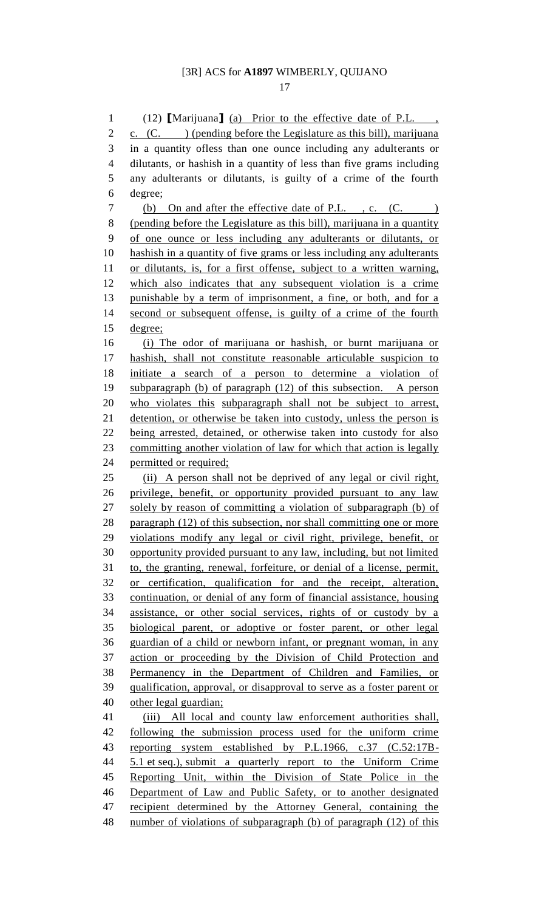(12) ⟦Marijuana⟧ (a) Prior to the effective date of P.L. , c. (C. ) (pending before the Legislature as this bill), marijuana in a quantity ofless than one ounce including any adulterants or dilutants, or hashish in a quantity of less than five grams including any adulterants or dilutants, is guilty of a crime of the fourth degree;

(b) On and after the effective date of P.L. , c. (C. ) (pending before the Legislature as this bill), marijuana in a quantity of one ounce or less including any adulterants or dilutants, or hashish in a quantity of five grams or less including any adulterants or dilutants, is, for a first offense, subject to a written warning, which also indicates that any subsequent violation is a crime punishable by a term of imprisonment, a fine, or both, and for a second or subsequent offense, is guilty of a crime of the fourth degree;

(i) The odor of marijuana or hashish, or burnt marijuana or hashish, shall not constitute reasonable articulable suspicion to initiate a search of a person to determine a violation of subparagraph (b) of paragraph (12) of this subsection. A person who violates this subparagraph shall not be subject to arrest, detention, or otherwise be taken into custody, unless the person is being arrested, detained, or otherwise taken into custody for also committing another violation of law for which that action is legally permitted or required;

(ii) A person shall not be deprived of any legal or civil right, privilege, benefit, or opportunity provided pursuant to any law solely by reason of committing a violation of subparagraph (b) of paragraph (12) of this subsection, nor shall committing one or more violations modify any legal or civil right, privilege, benefit, or opportunity provided pursuant to any law, including, but not limited to, the granting, renewal, forfeiture, or denial of a license, permit, or certification, qualification for and the receipt, alteration, continuation, or denial of any form of financial assistance, housing assistance, or other social services, rights of or custody by a biological parent, or adoptive or foster parent, or other legal guardian of a child or newborn infant, or pregnant woman, in any action or proceeding by the Division of Child Protection and Permanency in the Department of Children and Families, or qualification, approval, or disapproval to serve as a foster parent or other legal guardian;

(iii) All local and county law enforcement authorities shall, following the submission process used for the uniform crime reporting system established by P.L.1966, c.37 (C.52:17B-5.1 et seq.), submit a quarterly report to the Uniform Crime Reporting Unit, within the Division of State Police in the Department of Law and Public Safety, or to another designated recipient determined by the Attorney General, containing the number of violations of subparagraph (b) of paragraph (12) of this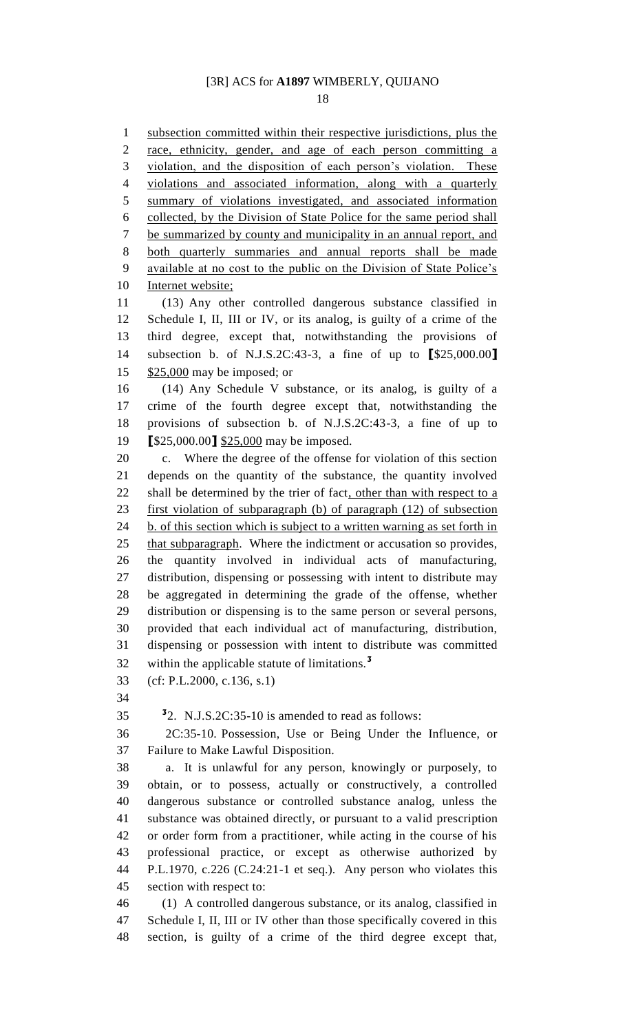subsection committed within their respective jurisdictions, plus the race, ethnicity, gender, and age of each person committing a violation, and the disposition of each person's violation. These violations and associated information, along with a quarterly summary of violations investigated, and associated information collected, by the Division of State Police for the same period shall be summarized by county and municipality in an annual report, and both quarterly summaries and annual reports shall be made available at no cost to the public on the Division of State Police's Internet website;

(13) Any other controlled dangerous substance classified in Schedule I, II, III or IV, or its analog, is guilty of a crime of the third degree, except that, notwithstanding the provisions of subsection b. of N.J.S.2C:43-3, a fine of up to [$25,000.00] $25,000 may be imposed; or

(14) Any Schedule V substance, or its analog, is guilty of a crime of the fourth degree except that, notwithstanding the provisions of subsection b. of N.J.S.2C:43-3, a fine of up to [$25,000.00] $25,000 may be imposed.

c. Where the degree of the offense for violation of this section depends on the quantity of the substance, the quantity involved shall be determined by the trier of fact, other than with respect to a first violation of subparagraph (b) of paragraph (12) of subsection b. of this section which is subject to a written warning as set forth in that subparagraph. Where the indictment or accusation so provides, the quantity involved in individual acts of manufacturing, distribution, dispensing or possessing with intent to distribute may be aggregated in determining the grade of the offense, whether distribution or dispensing is to the same person or several persons, provided that each individual act of manufacturing, distribution, dispensing or possession with intent to distribute was committed within the applicable statute of limitations.[3]

(cf: P.L.2000, c.136, s.1)

[3]2. N.J.S.2C:35-10 is amended to read as follows:

2C:35-10. Possession, Use or Being Under the Influence, or Failure to Make Lawful Disposition.

a. It is unlawful for any person, knowingly or purposely, to obtain, or to possess, actually or constructively, a controlled dangerous substance or controlled substance analog, unless the substance was obtained directly, or pursuant to a valid prescription or order form from a practitioner, while acting in the course of his professional practice, or except as otherwise authorized by P.L.1970, c.226 (C.24:21-1 et seq.). Any person who violates this section with respect to:

(1) A controlled dangerous substance, or its analog, classified in Schedule I, II, III or IV other than those specifically covered in this section, is guilty of a crime of the third degree except that,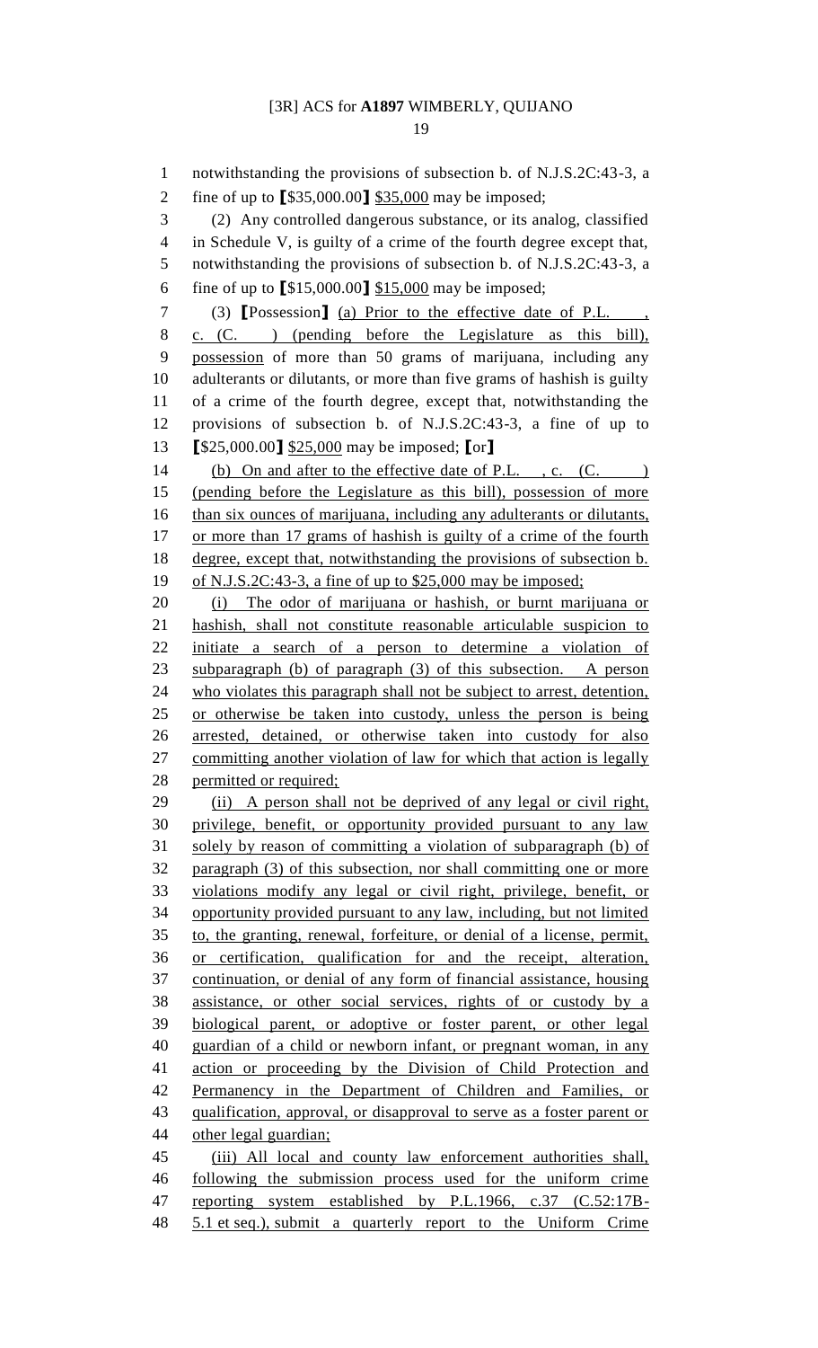notwithstanding the provisions of subsection b. of N.J.S.2C:43-3, a fine of up to [$35,000.00] $35,000 may be imposed;

(2) Any controlled dangerous substance, or its analog, classified in Schedule V, is guilty of a crime of the fourth degree except that, notwithstanding the provisions of subsection b. of N.J.S.2C:43-3, a fine of up to [$15,000.00] $15,000 may be imposed;

(3) [Possession] (a) Prior to the effective date of P.L. , c. (C. ) (pending before the Legislature as this bill), possession of more than 50 grams of marijuana, including any adulterants or dilutants, or more than five grams of hashish is guilty of a crime of the fourth degree, except that, notwithstanding the provisions of subsection b. of N.J.S.2C:43-3, a fine of up to [$25,000.00] $25,000 may be imposed; [or]

(b) On and after to the effective date of P.L. , c. (C. ) (pending before the Legislature as this bill), possession of more than six ounces of marijuana, including any adulterants or dilutants, or more than 17 grams of hashish is guilty of a crime of the fourth degree, except that, notwithstanding the provisions of subsection b. of N.J.S.2C:43-3, a fine of up to $25,000 may be imposed;

(i) The odor of marijuana or hashish, or burnt marijuana or hashish, shall not constitute reasonable articulable suspicion to initiate a search of a person to determine a violation of subparagraph (b) of paragraph (3) of this subsection. A person who violates this paragraph shall not be subject to arrest, detention, or otherwise be taken into custody, unless the person is being arrested, detained, or otherwise taken into custody for also committing another violation of law for which that action is legally permitted or required;

(ii) A person shall not be deprived of any legal or civil right, privilege, benefit, or opportunity provided pursuant to any law solely by reason of committing a violation of subparagraph (b) of paragraph (3) of this subsection, nor shall committing one or more violations modify any legal or civil right, privilege, benefit, or opportunity provided pursuant to any law, but not limited to, the granting, renewal, forfeiture, or denial of a license, permit, or certification, qualification for and the receipt, alteration, continuation, or denial of any form of financial assistance, housing assistance, or other social services, rights of or custody by a biological parent, or adoptive or foster parent, or other legal guardian of a child or newborn infant, or pregnant woman, in any action or proceeding by the Division of Child Protection and Permanency in the Department of Children and Families, or qualification, approval, or disapproval to serve as a foster parent or other legal guardian;

(iii) All local and county law enforcement authorities shall, following the submission process used for the uniform crime reporting system established by P.L.1966, c.37 (C.52:17B-5.1 et seq.), submit a quarterly report to the Uniform Crime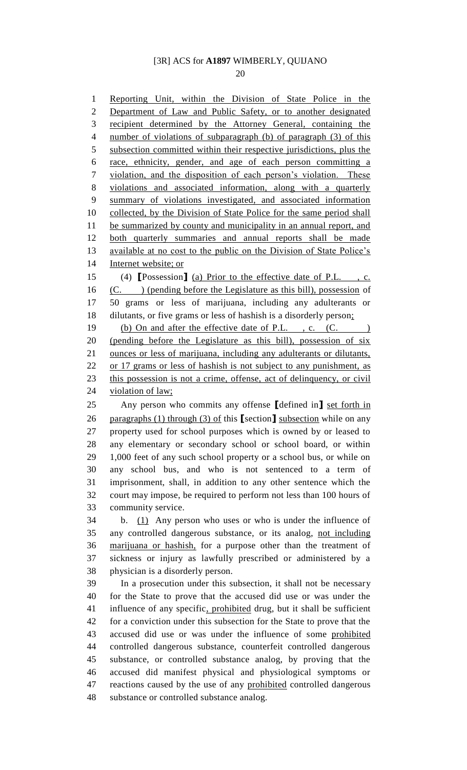Reporting Unit, within the Division of State Police in the Department of Law and Public Safety, or to another designated recipient determined by the Attorney General, containing the number of violations of subparagraph (b) of paragraph (3) of this subsection committed within their respective jurisdictions, plus the race, ethnicity, gender, and age of each person committing a violation, and the disposition of each person's violation. These violations and associated information, along with a quarterly summary of violations investigated, and associated information collected, by the Division of State Police for the same period shall be summarized by county and municipality in an annual report, and both quarterly summaries and annual reports shall be made available at no cost to the public on the Division of State Police's Internet website; or

(4) [Possession] (a) Prior to the effective date of P.L. , c. (C. ) (pending before the Legislature as this bill), possession of 50 grams or less of marijuana, including any adulterants or dilutants, or five grams or less of hashish is a disorderly person;

(b) On and after the effective date of P.L. , c. (C. ) (pending before the Legislature as this bill), possession of six ounces or less of marijuana, including any adulterants or dilutants, or 17 grams or less of hashish is not subject to any punishment, as this possession is not a crime, offense, act of delinquency, or civil violation of law;

Any person who commits any offense [defined in] set forth in paragraphs (1) through (3) of this [section] subsection while on any property used for school purposes which is owned by or leased to any elementary or secondary school or school board, or within 1,000 feet of any such school property or a school bus, or while on any school bus, and who is not sentenced to a term of imprisonment, shall, in addition to any other sentence which the court may impose, be required to perform not less than 100 hours of community service.

b. (1) Any person who uses or who is under the influence of any controlled dangerous substance, or its analog, not including marijuana or hashish, for a purpose other than the treatment of sickness or injury as lawfully prescribed or administered by a physician is a disorderly person.

In a prosecution under this subsection, it shall not be necessary for the State to prove that the accused did use or was under the influence of any specific, prohibited drug, but it shall be sufficient for a conviction under this subsection for the State to prove that the accused did use or was under the influence of some prohibited controlled dangerous substance, counterfeit controlled dangerous substance, or controlled substance analog, by proving that the accused did manifest physical and physiological symptoms or reactions caused by the use of any prohibited controlled dangerous substance or controlled substance analog.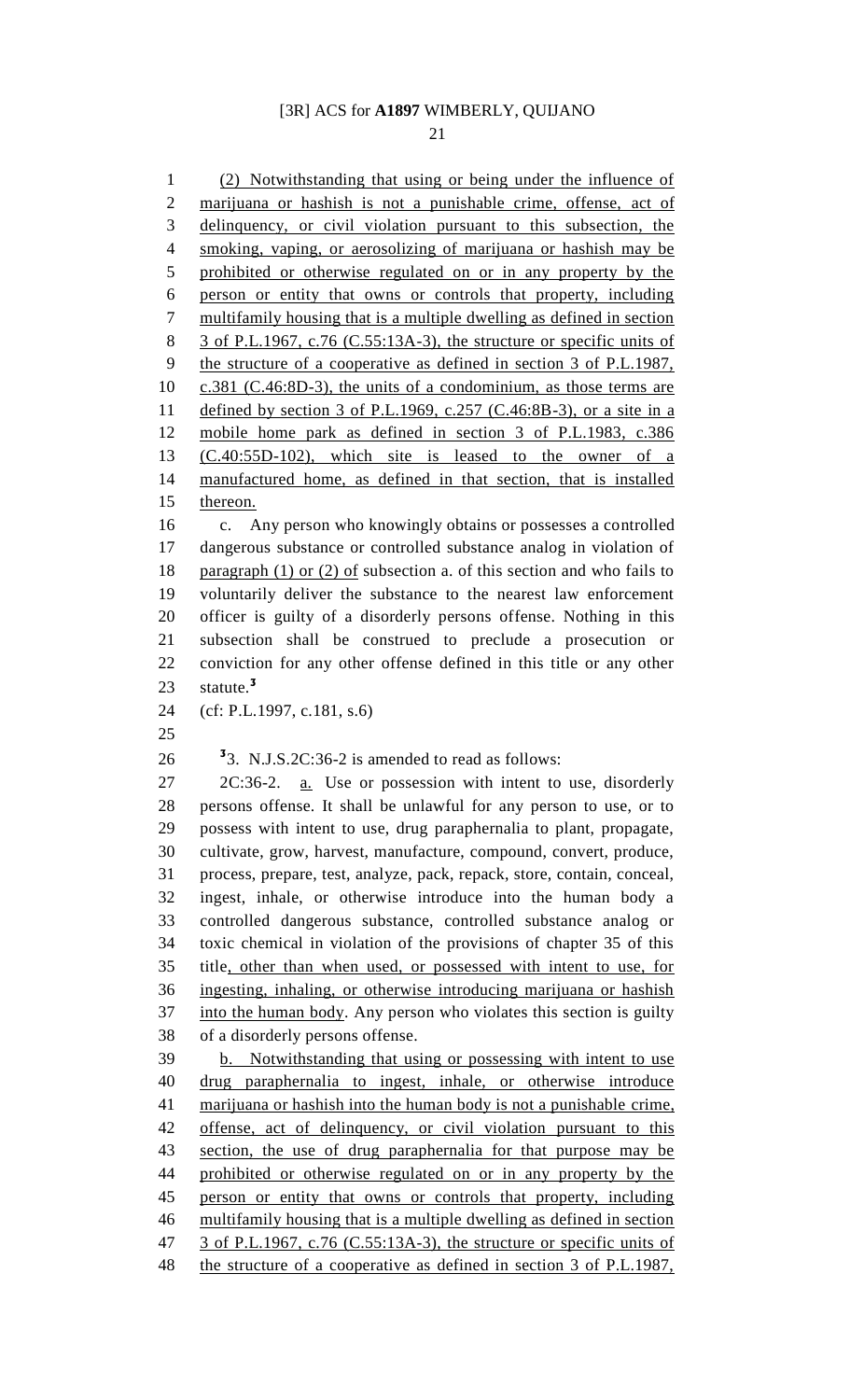(2) Notwithstanding that using or being under the influence of marijuana or hashish is not a punishable crime, offense, act of delinquency, or civil violation pursuant to this subsection, the smoking, vaping, or aerosolizing of marijuana or hashish may be prohibited or otherwise regulated on or in any property by the person or entity that owns or controls that property, including multifamily housing that is a multiple dwelling as defined in section 3 of P.L.1967, c.76 (C.55:13A-3), the structure or specific units of the structure of a cooperative as defined in section 3 of P.L.1987, c.381 (C.46:8D-3), the units of a condominium, as those terms are defined by section 3 of P.L.1969, c.257 (C.46:8B-3), or a site in a mobile home park as defined in section 3 of P.L.1983, c.386 (C.40:55D-102), which site is leased to the owner of a manufactured home, as defined in that section, that is installed thereon.

c. Any person who knowingly obtains or possesses a controlled dangerous substance or controlled substance analog in violation of paragraph (1) or (2) of subsection a. of this section and who fails to voluntarily deliver the substance to the nearest law enforcement officer is guilty of a disorderly persons offense. Nothing in this subsection shall be construed to preclude a prosecution or conviction for any other offense defined in this title or any other statute.[3]

(cf: P.L.1997, c.181, s.6)

[3]3. N.J.S.2C:36-2 is amended to read as follows:

2C:36-2. a. Use or possession with intent to use, disorderly persons offense. It shall be unlawful for any person to use, or to possess with intent to use, drug paraphernalia to plant, propagate, cultivate, grow, harvest, manufacture, compound, convert, produce, process, prepare, test, analyze, pack, repack, store, contain, conceal, ingest, inhale, or otherwise introduce into the human body a controlled dangerous substance, controlled substance analog or toxic chemical in violation of the provisions of chapter 35 of this title, other than when used, or possessed with intent to use, for ingesting, inhaling, or otherwise introducing marijuana or hashish into the human body. Any person who violates this section is guilty of a disorderly persons offense.

b. Notwithstanding that using or possessing with intent to use drug paraphernalia to ingest, inhale, or otherwise introduce marijuana or hashish into the human body is not a punishable crime, offense, act of delinquency, or civil violation pursuant to this section, the use of drug paraphernalia for that purpose may be prohibited or otherwise regulated on or in any property by the person or entity that owns or controls that property, including multifamily housing that is a multiple dwelling as defined in section 3 of P.L.1967, c.76 (C.55:13A-3), the structure or specific units of the structure of a cooperative as defined in section 3 of P.L.1987,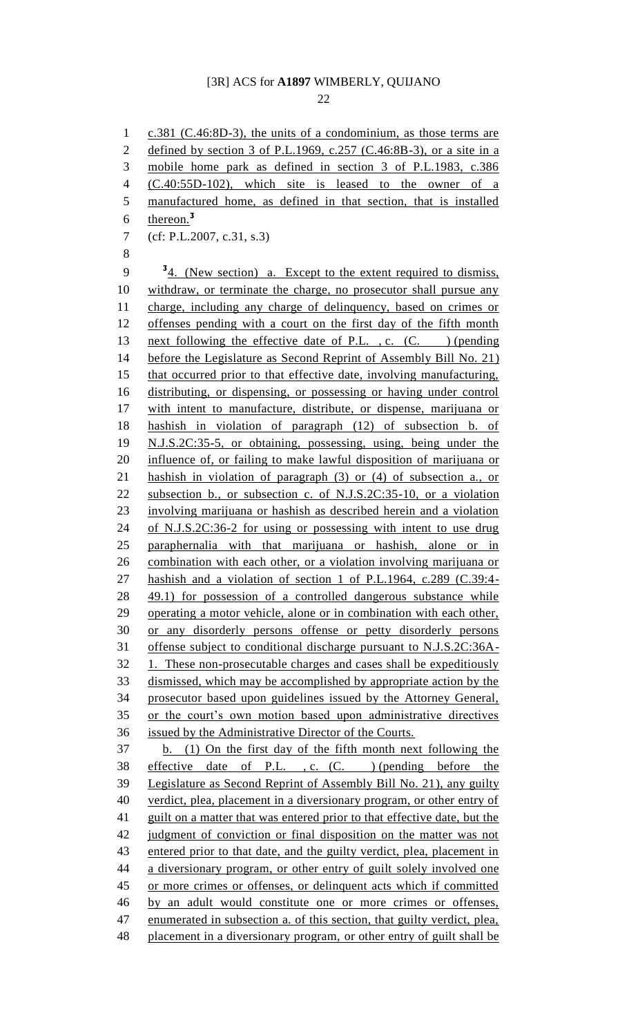c.381 (C.46:8D-3), the units of a condominium, as those terms are defined by section 3 of P.L.1969, c.257 (C.46:8B-3), or a site in a mobile home park as defined in section 3 of P.L.1983, c.386 (C.40:55D-102), which site is leased to the owner of a manufactured home, as defined in that section, that is installed thereon.[3]

(cf: P.L.2007, c.31, s.3)

[3]4. (New section) a. Except to the extent required to dismiss, withdraw, or terminate the charge, no prosecutor shall pursue any charge, including any charge of delinquency, based on crimes or offenses pending with a court on the first day of the fifth month next following the effective date of P.L. , c. (C. ) (pending before the Legislature as Second Reprint of Assembly Bill No. 21) that occurred prior to that effective date, involving manufacturing, distributing, or dispensing, or possessing or having under control with intent to manufacture, distribute, or dispense, marijuana or hashish in violation of paragraph (12) of subsection b. of N.J.S.2C:35-5, or obtaining, possessing, using, being under the influence of, or failing to make lawful disposition of marijuana or hashish in violation of paragraph (3) or (4) of subsection a., or subsection b., or subsection c. of N.J.S.2C:35-10, or a violation involving marijuana or hashish as described herein and a violation of N.J.S.2C:36-2 for using or possessing with intent to use drug paraphernalia with that marijuana or hashish, alone or in combination with each other, or a violation involving marijuana or hashish and a violation of section 1 of P.L.1964, c.289 (C.39:4-49.1) for possession of a controlled dangerous substance while operating a motor vehicle, alone or in combination with each other, or any disorderly persons offense or petty disorderly persons offense subject to conditional discharge pursuant to N.J.S.2C:36A-1. These non-prosecutable charges and cases shall be expeditiously dismissed, which may be accomplished by appropriate action by the prosecutor based upon guidelines issued by the Attorney General, or the court's own motion based upon administrative directives issued by the Administrative Director of the Courts.

b. (1) On the first day of the fifth month next following the effective date of P.L. , c. (C. ) (pending before the Legislature as Second Reprint of Assembly Bill No. 21), any guilty verdict, plea, placement in a diversionary program, or other entry of guilt on a matter that was entered prior to that effective date, but the judgment of conviction or final disposition on the matter was not entered prior to that date, and the guilty verdict, plea, placement in a diversionary program, or other entry of guilt solely involved one or more crimes or offenses, or delinquent acts which if committed by an adult would constitute one or more crimes or offenses, enumerated in subsection a. of this section, that guilty verdict, plea, placement in a diversionary program, or other entry of guilt shall be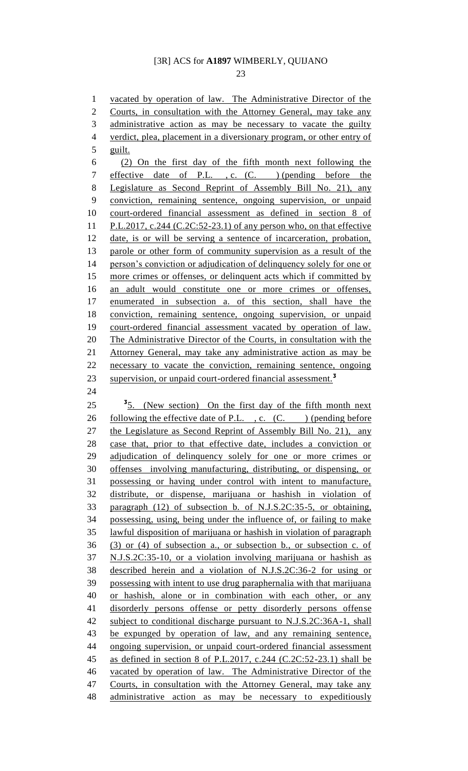vacated by operation of law. The Administrative Director of the Courts, in consultation with the Attorney General, may take any administrative action as may be necessary to vacate the guilty verdict, plea, placement in a diversionary program, or other entry of guilt.

(2) On the first day of the fifth month next following the effective date of P.L. , c. (C. ) (pending before the Legislature as Second Reprint of Assembly Bill No. 21), any conviction, remaining sentence, ongoing supervision, or unpaid court-ordered financial assessment as defined in section 8 of P.L.2017, c.244 (C.2C:52-23.1) of any person who, on that effective date, is or will be serving a sentence of incarceration, probation, parole or other form of community supervision as a result of the person's conviction or adjudication of delinquency solely for one or more crimes or offenses, or delinquent acts which if committed by an adult would constitute one or more crimes or offenses, enumerated in subsection a. of this section, shall have the conviction, remaining sentence, ongoing supervision, or unpaid court-ordered financial assessment vacated by operation of law. The Administrative Director of the Courts, in consultation with the Attorney General, may take any administrative action as may be necessary to vacate the conviction, remaining sentence, ongoing supervision, or unpaid court-ordered financial assessment.[3]

[3]5. (New section) On the first day of the fifth month next following the effective date of P.L. , c. (C. ) (pending before the Legislature as Second Reprint of Assembly Bill No. 21), any case that, prior to that effective date, includes a conviction or adjudication of delinquency solely for one or more crimes or offenses involving manufacturing, distributing, or dispensing, or possessing or having under control with intent to manufacture, distribute, or dispense, marijuana or hashish in violation of paragraph (12) of subsection b. of N.J.S.2C:35-5, or obtaining, possessing, using, being under the influence of, or failing to make lawful disposition of marijuana or hashish in violation of paragraph (3) or (4) of subsection a., or subsection b., or subsection c. of N.J.S.2C:35-10, or a violation involving marijuana or hashish as described herein and a violation of N.J.S.2C:36-2 for using or possessing with intent to use drug paraphernalia with that marijuana or hashish, alone or in combination with each other, or any disorderly persons offense or petty disorderly persons offense subject to conditional discharge pursuant to N.J.S.2C:36A-1, shall be expunged by operation of law, and any remaining sentence, ongoing supervision, or unpaid court-ordered financial assessment as defined in section 8 of P.L.2017, c.244 (C.2C:52-23.1) shall be vacated by operation of law. The Administrative Director of the Courts, in consultation with the Attorney General, may take any administrative action as may be necessary to expeditiously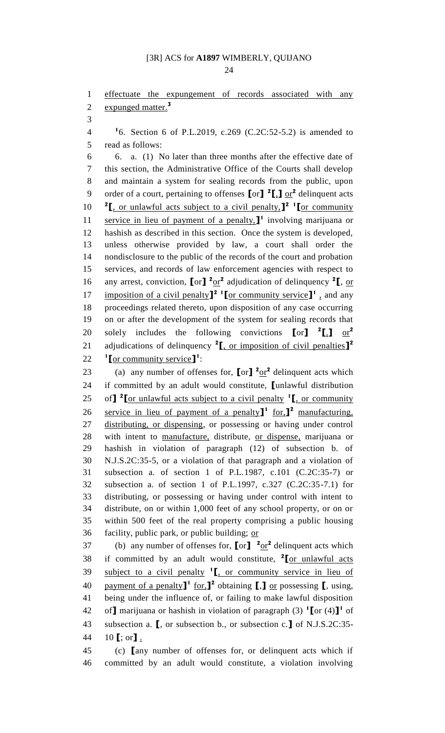effectuate the expungement of records associated with any expunged matter.[3]

[1]6. Section 6 of P.L.2019, c.269 (C.2C:52-5.2) is amended to read as follows:

6. a. (1) No later than three months after the effective date of this section, the Administrative Office of the Courts shall develop and maintain a system for sealing records from the public, upon order of a court, pertaining to offenses [or] [2][,] or[2] delinquent acts [2][, or unlawful acts subject to a civil penalty,][2] [1][or community service in lieu of payment of a penalty,][1] involving marijuana or hashish as described in this section. Once the system is developed, unless otherwise provided by law, a court shall order the nondisclosure to the public of the records of the court and probation services, and records of law enforcement agencies with respect to any arrest, conviction, [or] [2]or[2] adjudication of delinquency [2][, or imposition of a civil penalty][2] [1][or community service][1] , and any proceedings related thereto, upon disposition of any case occurring on or after the development of the system for sealing records that solely includes the following convictions [or] [2][,] or[2] adjudications of delinquency [2][, or imposition of civil penalties][2] [1][or community service][1]:

(a) any number of offenses for, [or] [2]or[2] delinquent acts which if committed by an adult would constitute, [unlawful distribution of] [2][or unlawful acts subject to a civil penalty [1][, or community service in lieu of payment of a penalty][1] for,][2] manufacturing, distributing, or dispensing, or possessing or having under control with intent to manufacture, distribute, or dispense, marijuana or hashish in violation of paragraph (12) of subsection b. of N.J.S.2C:35-5, or a violation of that paragraph and a violation of subsection a. of section 1 of P.L.1987, c.101 (C.2C:35-7) or subsection a. of section 1 of P.L.1997, c.327 (C.2C:35-7.1) for distributing, or possessing or having under control with intent to distribute, on or within 1,000 feet of any school property, or on or within 500 feet of the real property comprising a public housing facility, public park, or public building; or

(b) any number of offenses for, [or] [2]or[2] delinquent acts which if committed by an adult would constitute, [2][or unlawful acts subject to a civil penalty [1][, or community service in lieu of payment of a penalty][1] for,][2] obtaining [,] or possessing [, using, being under the influence of, or failing to make lawful disposition of] marijuana or hashish in violation of paragraph (3) [1][or (4)][1] of subsection a. [, or subsection b., or subsection c.] of N.J.S.2C:35-10 [; or] .

(c) [any number of offenses for, or delinquent acts which if committed by an adult would constitute, a violation involving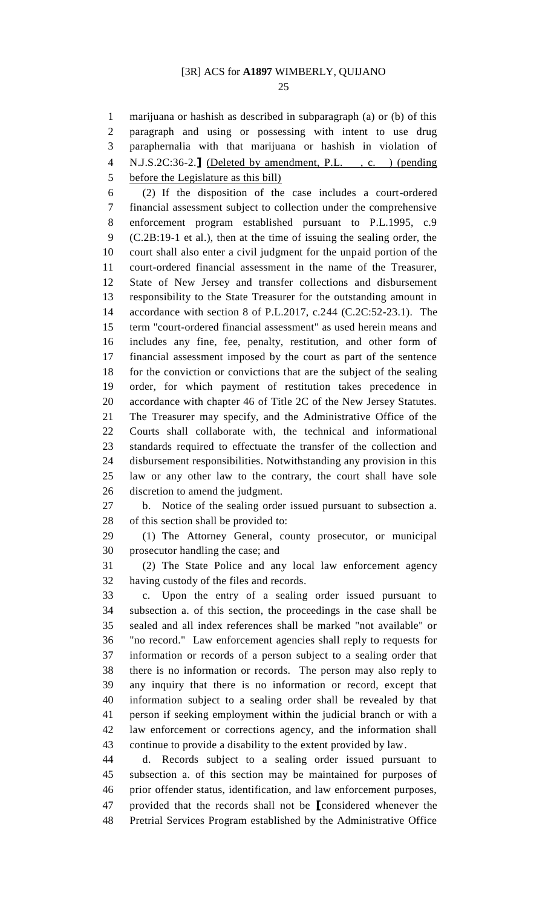marijuana or hashish as described in subparagraph (a) or (b) of this paragraph and using or possessing with intent to use drug paraphernalia with that marijuana or hashish in violation of N.J.S.2C:36-2.⟧ (Deleted by amendment, P.L. , c. ) (pending before the Legislature as this bill)

(2) If the disposition of the case includes a court-ordered financial assessment subject to collection under the comprehensive enforcement program established pursuant to P.L.1995, c.9 (C.2B:19-1 et al.), then at the time of issuing the sealing order, the court shall also enter a civil judgment for the unpaid portion of the court-ordered financial assessment in the name of the Treasurer, State of New Jersey and transfer collections and disbursement responsibility to the State Treasurer for the outstanding amount in accordance with section 8 of P.L.2017, c.244 (C.2C:52-23.1). The term "court-ordered financial assessment" as used herein means and includes any fine, fee, penalty, restitution, and other form of financial assessment imposed by the court as part of the sentence for the conviction or convictions that are the subject of the sealing order, for which payment of restitution takes precedence in accordance with chapter 46 of Title 2C of the New Jersey Statutes. The Treasurer may specify, and the Administrative Office of the Courts shall collaborate with, the technical and informational standards required to effectuate the transfer of the collection and disbursement responsibilities. Notwithstanding any provision in this law or any other law to the contrary, the court shall have sole discretion to amend the judgment.

b. Notice of the sealing order issued pursuant to subsection a. of this section shall be provided to:

(1) The Attorney General, county prosecutor, or municipal prosecutor handling the case; and

(2) The State Police and any local law enforcement agency having custody of the files and records.

c. Upon the entry of a sealing order issued pursuant to subsection a. of this section, the proceedings in the case shall be sealed and all index references shall be marked "not available" or "no record." Law enforcement agencies shall reply to requests for information or records of a person subject to a sealing order that there is no information or records. The person may also reply to any inquiry that there is no information or record, except that information subject to a sealing order shall be revealed by that person if seeking employment within the judicial branch or with a law enforcement or corrections agency, and the information shall continue to provide a disability to the extent provided by law.

d. Records subject to a sealing order issued pursuant to subsection a. of this section may be maintained for purposes of prior offender status, identification, and law enforcement purposes, provided that the records shall not be ⟦considered whenever the Pretrial Services Program established by the Administrative Office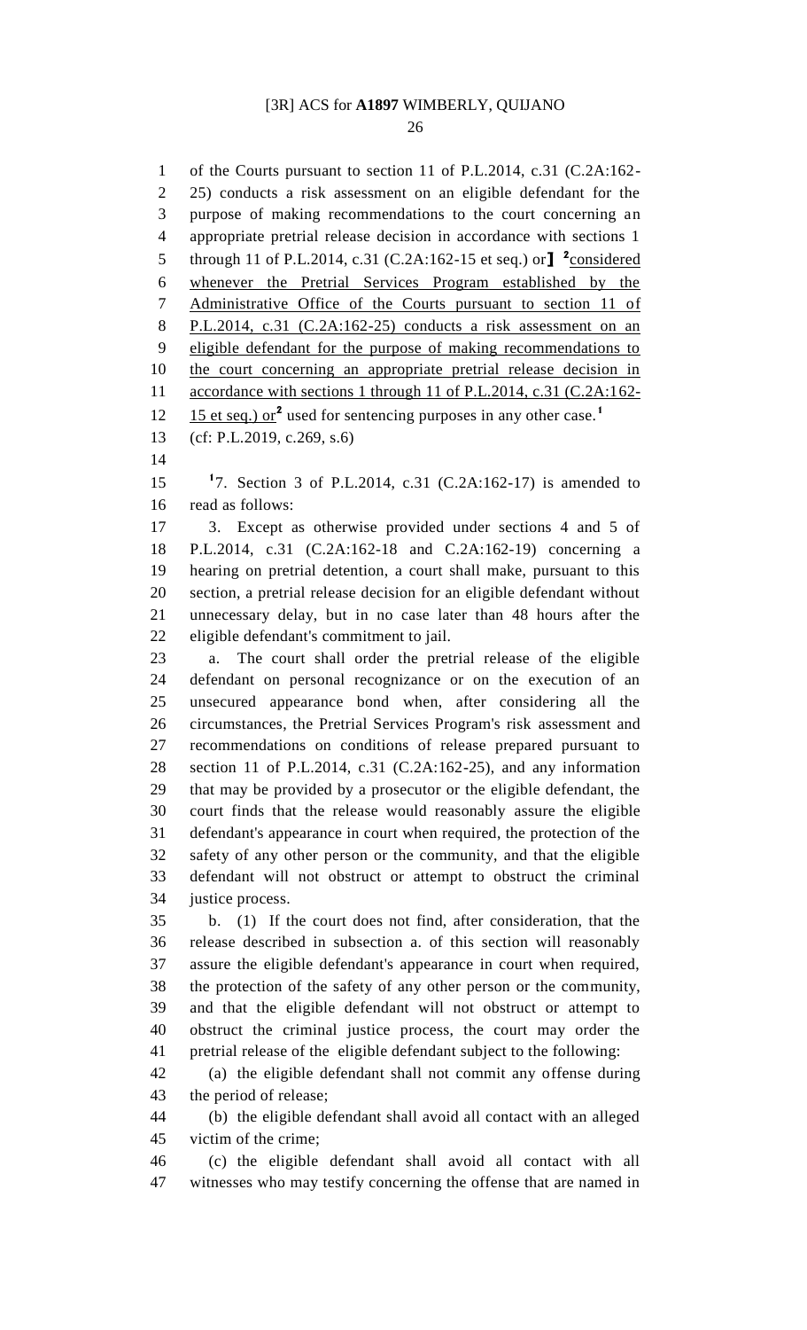of the Courts pursuant to section 11 of P.L.2014, c.31 (C.2A:162-25) conducts a risk assessment on an eligible defendant for the purpose of making recommendations to the court concerning an appropriate pretrial release decision in accordance with sections 1 through 11 of P.L.2014, c.31 (C.2A:162-15 et seq.) or】 [2]considered whenever the Pretrial Services Program established by the Administrative Office of the Courts pursuant to section 11 of P.L.2014, c.31 (C.2A:162-25) conducts a risk assessment on an eligible defendant for the purpose of making recommendations to the court concerning an appropriate pretrial release decision in accordance with sections 1 through 11 of P.L.2014, c.31 (C.2A:162-15 et seq.) or[2] used for sentencing purposes in any other case.[1]

(cf: P.L.2019, c.269, s.6)

[1]7. Section 3 of P.L.2014, c.31 (C.2A:162-17) is amended to read as follows:

3. Except as otherwise provided under sections 4 and 5 of P.L.2014, c.31 (C.2A:162-18 and C.2A:162-19) concerning a hearing on pretrial detention, a court shall make, pursuant to this section, a pretrial release decision for an eligible defendant without unnecessary delay, but in no case later than 48 hours after the eligible defendant's commitment to jail.

a. The court shall order the pretrial release of the eligible defendant on personal recognizance or on the execution of an unsecured appearance bond when, after considering all the circumstances, the Pretrial Services Program's risk assessment and recommendations on conditions of release prepared pursuant to section 11 of P.L.2014, c.31 (C.2A:162-25), and any information that may be provided by a prosecutor or the eligible defendant, the court finds that the release would reasonably assure the eligible defendant's appearance in court when required, the protection of the safety of any other person or the community, and that the eligible defendant will not obstruct or attempt to obstruct the criminal justice process.

b. (1) If the court does not find, after consideration, that the release described in subsection a. of this section will reasonably assure the eligible defendant's appearance in court when required, the protection of the safety of any other person or the community, and that the eligible defendant will not obstruct or attempt to obstruct the criminal justice process, the court may order the pretrial release of the eligible defendant subject to the following:

(a) the eligible defendant shall not commit any offense during the period of release;

(b) the eligible defendant shall avoid all contact with an alleged victim of the crime;

(c) the eligible defendant shall avoid all contact with all witnesses who may testify concerning the offense that are named in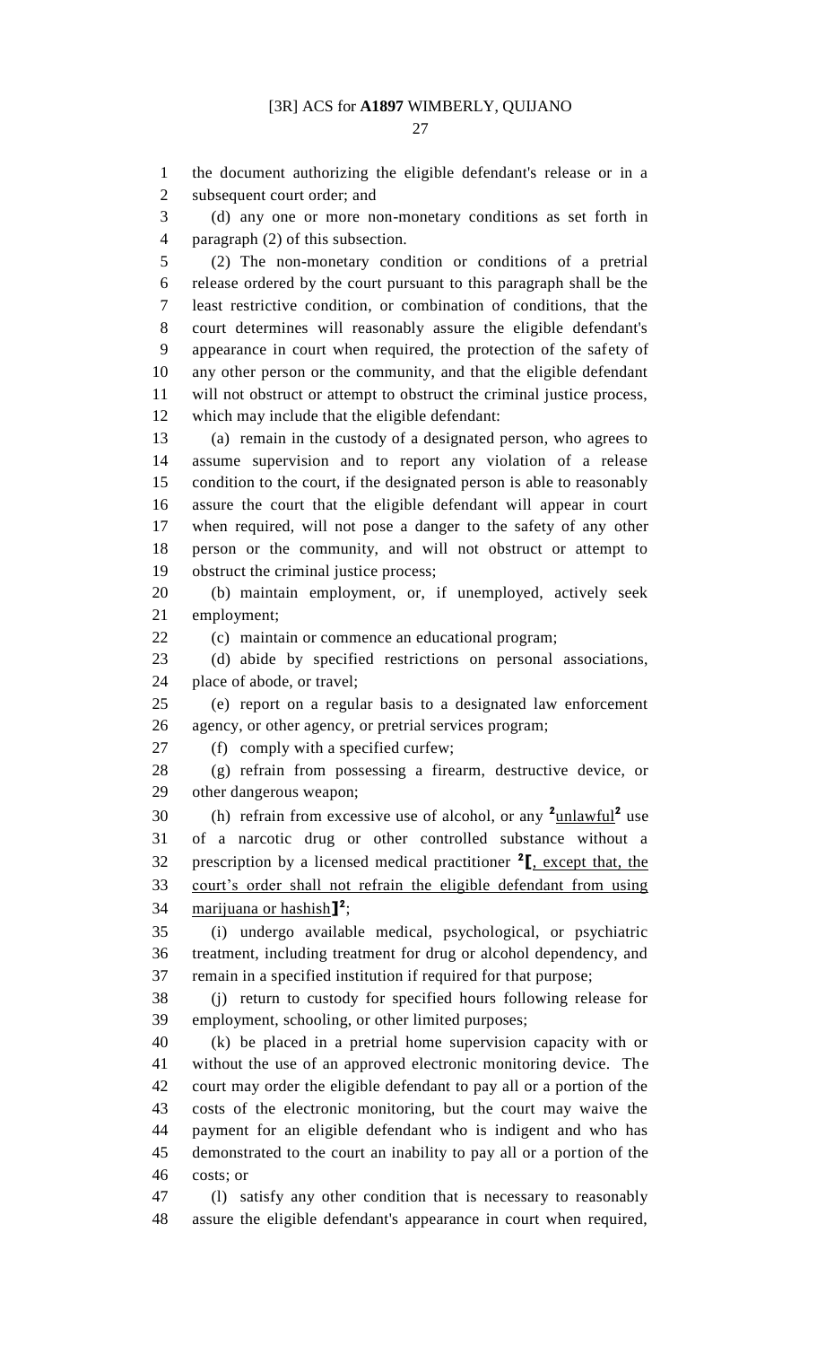the document authorizing the eligible defendant's release or in a subsequent court order; and

(d) any one or more non-monetary conditions as set forth in paragraph (2) of this subsection.

(2) The non-monetary condition or conditions of a pretrial release ordered by the court pursuant to this paragraph shall be the least restrictive condition, or combination of conditions, that the court determines will reasonably assure the eligible defendant's appearance in court when required, the protection of the safety of any other person or the community, and that the eligible defendant will not obstruct or attempt to obstruct the criminal justice process, which may include that the eligible defendant:

(a) remain in the custody of a designated person, who agrees to assume supervision and to report any violation of a release condition to the court, if the designated person is able to reasonably assure the court that the eligible defendant will appear in court when required, will not pose a danger to the safety of any other person or the community, and will not obstruct or attempt to obstruct the criminal justice process;

(b) maintain employment, or, if unemployed, actively seek employment;

(c) maintain or commence an educational program;

(d) abide by specified restrictions on personal associations, place of abode, or travel;

(e) report on a regular basis to a designated law enforcement agency, or other agency, or pretrial services program;

(f) comply with a specified curfew;

(g) refrain from possessing a firearm, destructive device, or other dangerous weapon;

(h) refrain from excessive use of alcohol, or any [2]unlawful[2] use of a narcotic drug or other controlled substance without a prescription by a licensed medical practitioner [2][, except that, the court's order shall not refrain the eligible defendant from using marijuana or hashish][2];

(i) undergo available medical, psychological, or psychiatric treatment, including treatment for drug or alcohol dependency, and remain in a specified institution if required for that purpose;

(j) return to custody for specified hours following release for employment, schooling, or other limited purposes;

(k) be placed in a pretrial home supervision capacity with or without the use of an approved electronic monitoring device. The court may order the eligible defendant to pay all or a portion of the costs of the electronic monitoring, but the court may waive the payment for an eligible defendant who is indigent and who has demonstrated to the court an inability to pay all or a portion of the costs; or

(l) satisfy any other condition that is necessary to reasonably assure the eligible defendant's appearance in court when required,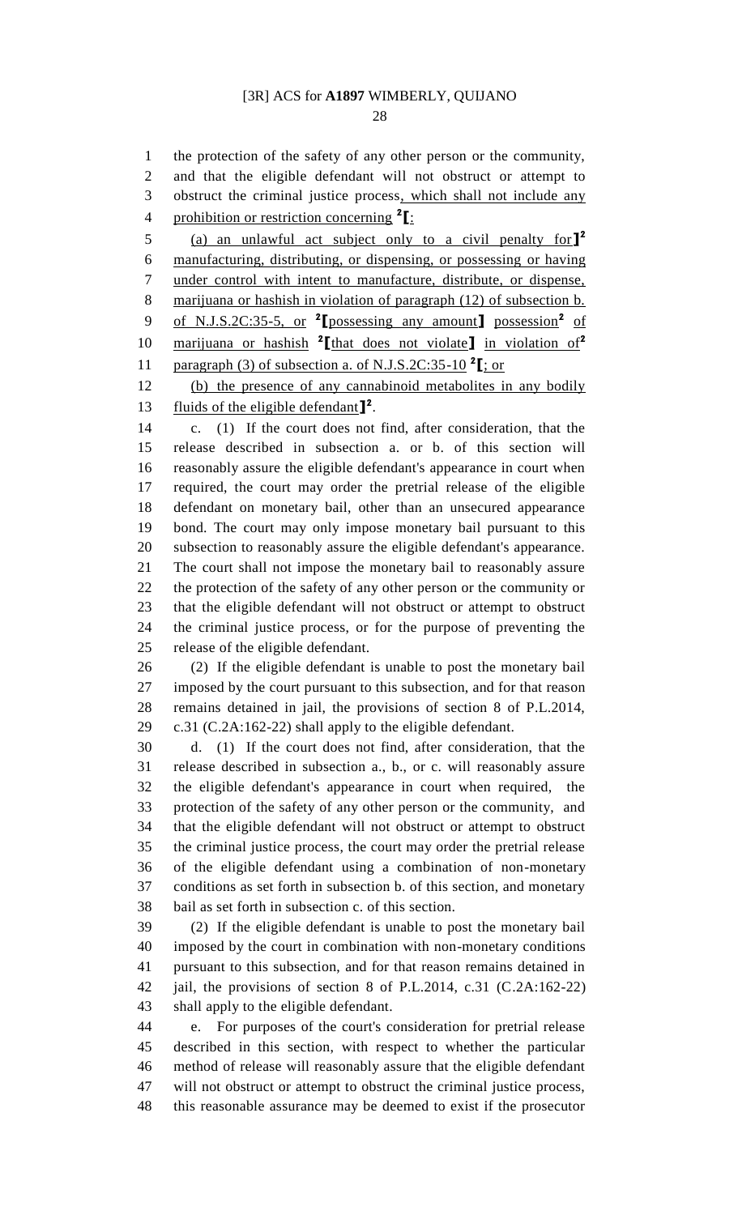the protection of the safety of any other person or the community, and that the eligible defendant will not obstruct or attempt to obstruct the criminal justice process, which shall not include any prohibition or restriction concerning [2][:

(a) an unlawful act subject only to a civil penalty for][2] manufacturing, distributing, or dispensing, or possessing or having under control with intent to manufacture, distribute, or dispense, marijuana or hashish in violation of paragraph (12) of subsection b. of N.J.S.2C:35-5, or [2][possessing any amount] possession[2] of marijuana or hashish [2][that does not violate] in violation of[2] paragraph (3) of subsection a. of N.J.S.2C:35-10 [2][; or

(b) the presence of any cannabinoid metabolites in any bodily fluids of the eligible defendant][2].

c. (1) If the court does not find, after consideration, that the release described in subsection a. or b. of this section will reasonably assure the eligible defendant's appearance in court when required, the court may order the pretrial release of the eligible defendant on monetary bail, other than an unsecured appearance bond. The court may only impose monetary bail pursuant to this subsection to reasonably assure the eligible defendant's appearance. The court shall not impose the monetary bail to reasonably assure the protection of the safety of any other person or the community or that the eligible defendant will not obstruct or attempt to obstruct the criminal justice process, or for the purpose of preventing the release of the eligible defendant.

(2) If the eligible defendant is unable to post the monetary bail imposed by the court pursuant to this subsection, and for that reason remains detained in jail, the provisions of section 8 of P.L.2014, c.31 (C.2A:162-22) shall apply to the eligible defendant.

d. (1) If the court does not find, after consideration, that the release described in subsection a., b., or c. will reasonably assure the eligible defendant's appearance in court when required, the protection of the safety of any other person or the community, and that the eligible defendant will not obstruct or attempt to obstruct the criminal justice process, the court may order the pretrial release of the eligible defendant using a combination of non-monetary conditions as set forth in subsection b. of this section, and monetary bail as set forth in subsection c. of this section.

(2) If the eligible defendant is unable to post the monetary bail imposed by the court in combination with non-monetary conditions pursuant to this subsection, and for that reason remains detained in jail, the provisions of section 8 of P.L.2014, c.31 (C.2A:162-22) shall apply to the eligible defendant.

e. For purposes of the court's consideration for pretrial release described in this section, with respect to whether the particular method of release will reasonably assure that the eligible defendant will not obstruct or attempt to obstruct the criminal justice process, this reasonable assurance may be deemed to exist if the prosecutor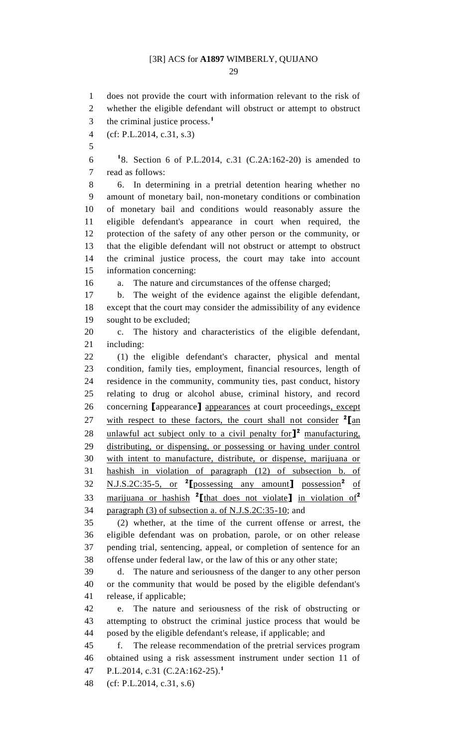does not provide the court with information relevant to the risk of whether the eligible defendant will obstruct or attempt to obstruct the criminal justice process.[1]

(cf: P.L.2014, c.31, s.3)

[1]8. Section 6 of P.L.2014, c.31 (C.2A:162-20) is amended to read as follows:

6. In determining in a pretrial detention hearing whether no amount of monetary bail, non-monetary conditions or combination of monetary bail and conditions would reasonably assure the eligible defendant's appearance in court when required, the protection of the safety of any other person or the community, or that the eligible defendant will not obstruct or attempt to obstruct the criminal justice process, the court may take into account information concerning:

a. The nature and circumstances of the offense charged;

b. The weight of the evidence against the eligible defendant, except that the court may consider the admissibility of any evidence sought to be excluded;

c. The history and characteristics of the eligible defendant, including:

(1) the eligible defendant's character, physical and mental condition, family ties, employment, financial resources, length of residence in the community, community ties, past conduct, history relating to drug or alcohol abuse, criminal history, and record concerning [appearance] appearances at court proceedings, except with respect to these factors, the court shall not consider [2][an unlawful act subject only to a civil penalty for][2] manufacturing, distributing, or dispensing, or possessing or having under control with intent to manufacture, distribute, or dispense, marijuana or hashish in violation of paragraph (12) of subsection b. of N.J.S.2C:35-5, or [2][possessing any amount] possession[2] of marijuana or hashish [2][that does not violate] in violation of[2] paragraph (3) of subsection a. of N.J.S.2C:35-10; and

(2) whether, at the time of the current offense or arrest, the eligible defendant was on probation, parole, or on other release pending trial, sentencing, appeal, or completion of sentence for an offense under federal law, or the law of this or any other state;

d. The nature and seriousness of the danger to any other person or the community that would be posed by the eligible defendant's release, if applicable;

e. The nature and seriousness of the risk of obstructing or attempting to obstruct the criminal justice process that would be posed by the eligible defendant's release, if applicable; and

f. The release recommendation of the pretrial services program obtained using a risk assessment instrument under section 11 of P.L.2014, c.31 (C.2A:162-25).[1]

(cf: P.L.2014, c.31, s.6)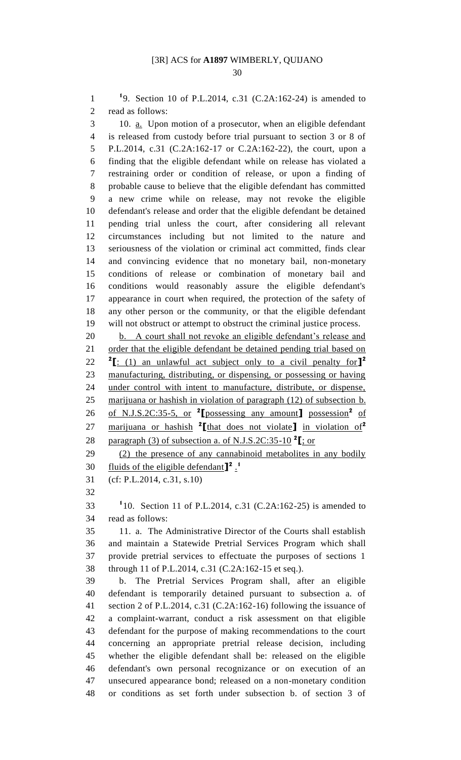[1]9. Section 10 of P.L.2014, c.31 (C.2A:162-24) is amended to read as follows:

10. a. Upon motion of a prosecutor, when an eligible defendant is released from custody before trial pursuant to section 3 or 8 of P.L.2014, c.31 (C.2A:162-17 or C.2A:162-22), the court, upon a finding that the eligible defendant while on release has violated a restraining order or condition of release, or upon a finding of probable cause to believe that the eligible defendant has committed a new crime while on release, may not revoke the eligible defendant's release and order that the eligible defendant be detained pending trial unless the court, after considering all relevant circumstances including but not limited to the nature and seriousness of the violation or criminal act committed, finds clear and convincing evidence that no monetary bail, non-monetary conditions of release or combination of monetary bail and conditions would reasonably assure the eligible defendant's appearance in court when required, the protection of the safety of any other person or the community, or that the eligible defendant will not obstruct or attempt to obstruct the criminal justice process.

b. A court shall not revoke an eligible defendant's release and order that the eligible defendant be detained pending trial based on [2][: (1) an unlawful act subject only to a civil penalty for][2] manufacturing, distributing, or dispensing, or possessing or having under control with intent to manufacture, distribute, or dispense, marijuana or hashish in violation of paragraph (12) of subsection b. of N.J.S.2C:35-5, or [2][possessing any amount] possession[2] of marijuana or hashish [2][that does not violate] in violation of[2] paragraph (3) of subsection a. of N.J.S.2C:35-10 [2][; or

(2) the presence of any cannabinoid metabolites in any bodily fluids of the eligible defendant][2] .[1]

(cf: P.L.2014, c.31, s.10)

[1]10. Section 11 of P.L.2014, c.31 (C.2A:162-25) is amended to read as follows:

11. a. The Administrative Director of the Courts shall establish and maintain a Statewide Pretrial Services Program which shall provide pretrial services to effectuate the purposes of sections 1 through 11 of P.L.2014, c.31 (C.2A:162-15 et seq.).

b. The Pretrial Services Program shall, after an eligible defendant is temporarily detained pursuant to subsection a. of section 2 of P.L.2014, c.31 (C.2A:162-16) following the issuance of a complaint-warrant, conduct a risk assessment on that eligible defendant for the purpose of making recommendations to the court concerning an appropriate pretrial release decision, including whether the eligible defendant shall be: released on the eligible defendant's own personal recognizance or on execution of an unsecured appearance bond; released on a non-monetary condition or conditions as set forth under subsection b. of section 3 of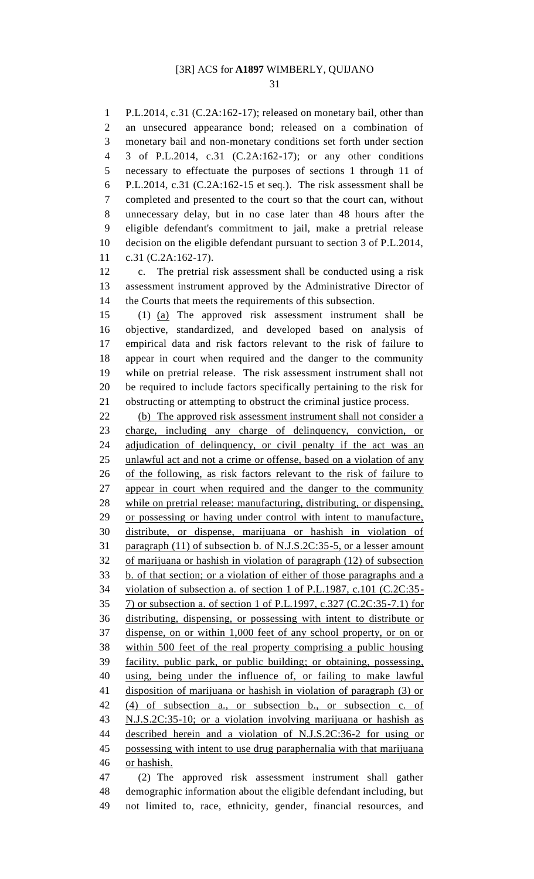P.L.2014, c.31 (C.2A:162-17); released on monetary bail, other than an unsecured appearance bond; released on a combination of monetary bail and non-monetary conditions set forth under section 3 of P.L.2014, c.31 (C.2A:162-17); or any other conditions necessary to effectuate the purposes of sections 1 through 11 of P.L.2014, c.31 (C.2A:162-15 et seq.). The risk assessment shall be completed and presented to the court so that the court can, without unnecessary delay, but in no case later than 48 hours after the eligible defendant's commitment to jail, make a pretrial release decision on the eligible defendant pursuant to section 3 of P.L.2014, c.31 (C.2A:162-17).

c. The pretrial risk assessment shall be conducted using a risk assessment instrument approved by the Administrative Director of the Courts that meets the requirements of this subsection.

(1) (a) The approved risk assessment instrument shall be objective, standardized, and developed based on analysis of empirical data and risk factors relevant to the risk of failure to appear in court when required and the danger to the community while on pretrial release. The risk assessment instrument shall not be required to include factors specifically pertaining to the risk for obstructing or attempting to obstruct the criminal justice process.

(b) The approved risk assessment instrument shall not consider a charge, including any charge of delinquency, conviction, or adjudication of delinquency, or civil penalty if the act was an unlawful act and not a crime or offense, based on a violation of any of the following, as risk factors relevant to the risk of failure to appear in court when required and the danger to the community while on pretrial release: manufacturing, distributing, or dispensing, or possessing or having under control with intent to manufacture, distribute, or dispense, marijuana or hashish in violation of paragraph (11) of subsection b. of N.J.S.2C:35-5, or a lesser amount of marijuana or hashish in violation of paragraph (12) of subsection b. of that section; or a violation of either of those paragraphs and a violation of subsection a. of section 1 of P.L.1987, c.101 (C.2C:35-7) or subsection a. of section 1 of P.L.1997, c.327 (C.2C:35-7.1) for distributing, dispensing, or possessing with intent to distribute or dispense, on or within 1,000 feet of any school property, or on or within 500 feet of the real property comprising a public housing facility, public park, or public building; or obtaining, possessing, using, being under the influence of, or failing to make lawful disposition of marijuana or hashish in violation of paragraph (3) or (4) of subsection a., or subsection b., or subsection c. of N.J.S.2C:35-10; or a violation involving marijuana or hashish as described herein and a violation of N.J.S.2C:36-2 for using or possessing with intent to use drug paraphernalia with that marijuana or hashish.

(2) The approved risk assessment instrument shall gather demographic information about the eligible defendant including, but not limited to, race, ethnicity, gender, financial resources, and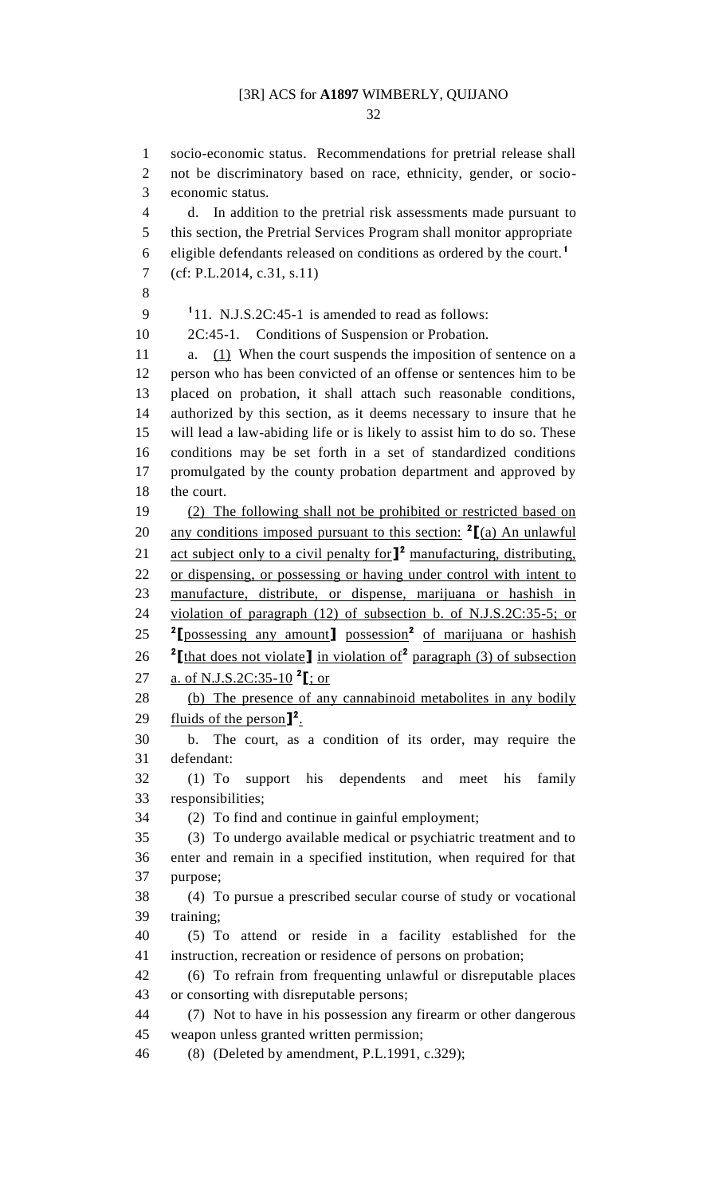socio-economic status. Recommendations for pretrial release shall not be discriminatory based on race, ethnicity, gender, or socio-economic status.

d. In addition to the pretrial risk assessments made pursuant to this section, the Pretrial Services Program shall monitor appropriate eligible defendants released on conditions as ordered by the court.[1]

(cf: P.L.2014, c.31, s.11)

[1]11. N.J.S.2C:45-1 is amended to read as follows:

2C:45-1. Conditions of Suspension or Probation.

a. (1) When the court suspends the imposition of sentence on a person who has been convicted of an offense or sentences him to be placed on probation, it shall attach such reasonable conditions, authorized by this section, as it deems necessary to insure that he will lead a law-abiding life or is likely to assist him to do so. These conditions may be set forth in a set of standardized conditions promulgated by the county probation department and approved by the court.

(2) The following shall not be prohibited or restricted based on any conditions imposed pursuant to this section: [2][(a) An unlawful act subject only to a civil penalty for][2] manufacturing, distributing, or dispensing, or possessing or having under control with intent to manufacture, distribute, or dispense, marijuana or hashish in violation of paragraph (12) of subsection b. of N.J.S.2C:35-5; or [2][possessing any amount] possession[2] of marijuana or hashish [2][that does not violate] in violation of[2] paragraph (3) of subsection a. of N.J.S.2C:35-10 [2][; or

(b) The presence of any cannabinoid metabolites in any bodily fluids of the person][2].

b. The court, as a condition of its order, may require the defendant:

(1) To support his dependents and meet his family responsibilities;

(2) To find and continue in gainful employment;

(3) To undergo available medical or psychiatric treatment and to enter and remain in a specified institution, when required for that purpose;

(4) To pursue a prescribed secular course of study or vocational training;

(5) To attend or reside in a facility established for the instruction, recreation or residence of persons on probation;

(6) To refrain from frequenting unlawful or disreputable places or consorting with disreputable persons;

(7) Not to have in his possession any firearm or other dangerous weapon unless granted written permission;

(8) (Deleted by amendment, P.L.1991, c.329);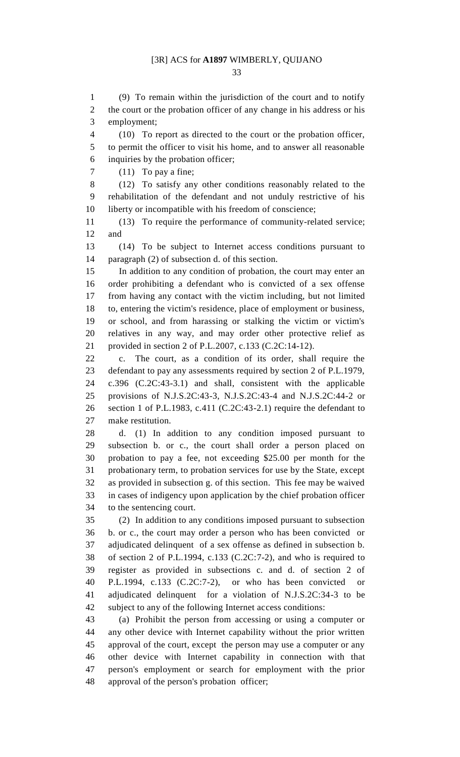(9) To remain within the jurisdiction of the court and to notify the court or the probation officer of any change in his address or his employment;

(10) To report as directed to the court or the probation officer, to permit the officer to visit his home, and to answer all reasonable inquiries by the probation officer;

(11) To pay a fine;

(12) To satisfy any other conditions reasonably related to the rehabilitation of the defendant and not unduly restrictive of his liberty or incompatible with his freedom of conscience;

(13) To require the performance of community-related service; and

(14) To be subject to Internet access conditions pursuant to paragraph (2) of subsection d. of this section.

In addition to any condition of probation, the court may enter an order prohibiting a defendant who is convicted of a sex offense from having any contact with the victim including, but not limited to, entering the victim's residence, place of employment or business, or school, and from harassing or stalking the victim or victim's relatives in any way, and may order other protective relief as provided in section 2 of P.L.2007, c.133 (C.2C:14-12).

c. The court, as a condition of its order, shall require the defendant to pay any assessments required by section 2 of P.L.1979, c.396 (C.2C:43-3.1) and shall, consistent with the applicable provisions of N.J.S.2C:43-3, N.J.S.2C:43-4 and N.J.S.2C:44-2 or section 1 of P.L.1983, c.411 (C.2C:43-2.1) require the defendant to make restitution.

d. (1) In addition to any condition imposed pursuant to subsection b. or c., the court shall order a person placed on probation to pay a fee, not exceeding $25.00 per month for the probationary term, to probation services for use by the State, except as provided in subsection g. of this section. This fee may be waived in cases of indigency upon application by the chief probation officer to the sentencing court.

(2) In addition to any conditions imposed pursuant to subsection b. or c., the court may order a person who has been convicted or adjudicated delinquent of a sex offense as defined in subsection b. of section 2 of P.L.1994, c.133 (C.2C:7-2), and who is required to register as provided in subsections c. and d. of section 2 of P.L.1994, c.133 (C.2C:7-2), or who has been convicted or adjudicated delinquent for a violation of N.J.S.2C:34-3 to be subject to any of the following Internet access conditions:

(a) Prohibit the person from accessing or using a computer or any other device with Internet capability without the prior written approval of the court, except the person may use a computer or any other device with Internet capability in connection with that person's employment or search for employment with the prior approval of the person's probation officer;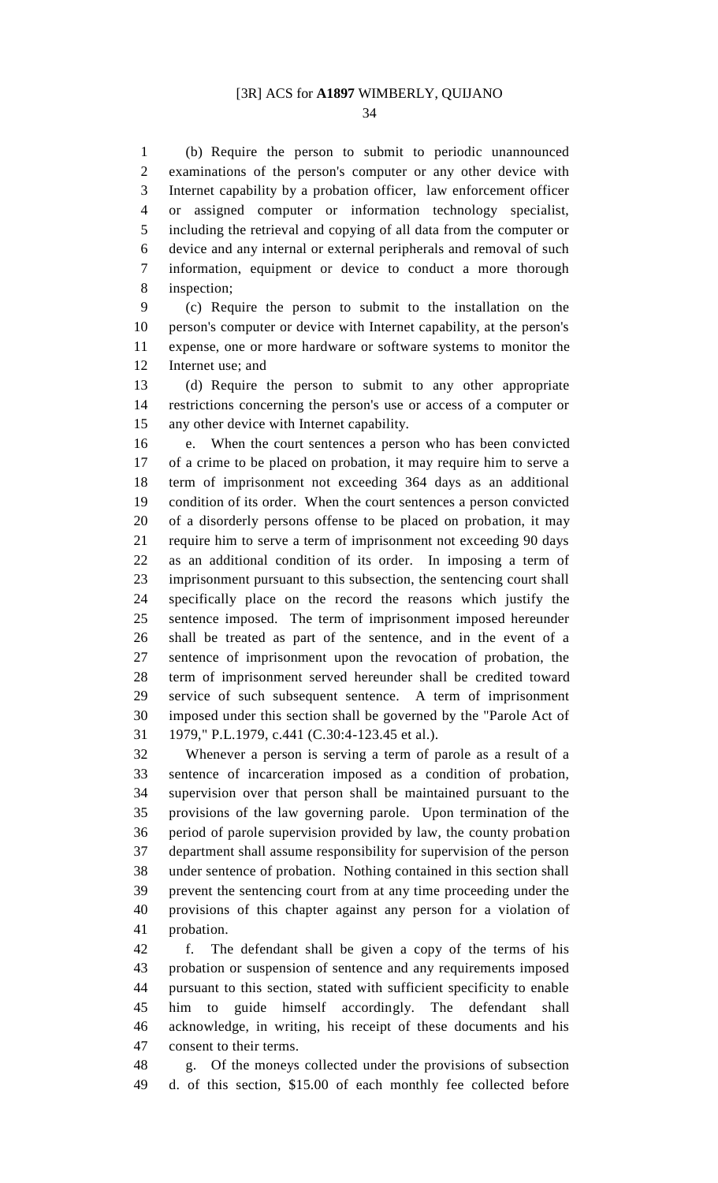(b) Require the person to submit to periodic unannounced examinations of the person's computer or any other device with Internet capability by a probation officer, law enforcement officer or assigned computer or information technology specialist, including the retrieval and copying of all data from the computer or device and any internal or external peripherals and removal of such information, equipment or device to conduct a more thorough inspection;

(c) Require the person to submit to the installation on the person's computer or device with Internet capability, at the person's expense, one or more hardware or software systems to monitor the Internet use; and

(d) Require the person to submit to any other appropriate restrictions concerning the person's use or access of a computer or any other device with Internet capability.

e. When the court sentences a person who has been convicted of a crime to be placed on probation, it may require him to serve a term of imprisonment not exceeding 364 days as an additional condition of its order. When the court sentences a person convicted of a disorderly persons offense to be placed on probation, it may require him to serve a term of imprisonment not exceeding 90 days as an additional condition of its order. In imposing a term of imprisonment pursuant to this subsection, the sentencing court shall specifically place on the record the reasons which justify the sentence imposed. The term of imprisonment imposed hereunder shall be treated as part of the sentence, and in the event of a sentence of imprisonment upon the revocation of probation, the term of imprisonment served hereunder shall be credited toward service of such subsequent sentence. A term of imprisonment imposed under this section shall be governed by the "Parole Act of 1979," P.L.1979, c.441 (C.30:4-123.45 et al.).

Whenever a person is serving a term of parole as a result of a sentence of incarceration imposed as a condition of probation, supervision over that person shall be maintained pursuant to the provisions of the law governing parole. Upon termination of the period of parole supervision provided by law, the county probation department shall assume responsibility for supervision of the person under sentence of probation. Nothing contained in this section shall prevent the sentencing court from at any time proceeding under the provisions of this chapter against any person for a violation of probation.

f. The defendant shall be given a copy of the terms of his probation or suspension of sentence and any requirements imposed pursuant to this section, stated with sufficient specificity to enable him to guide himself accordingly. The defendant shall acknowledge, in writing, his receipt of these documents and his consent to their terms.

g. Of the moneys collected under the provisions of subsection d. of this section, $15.00 of each monthly fee collected before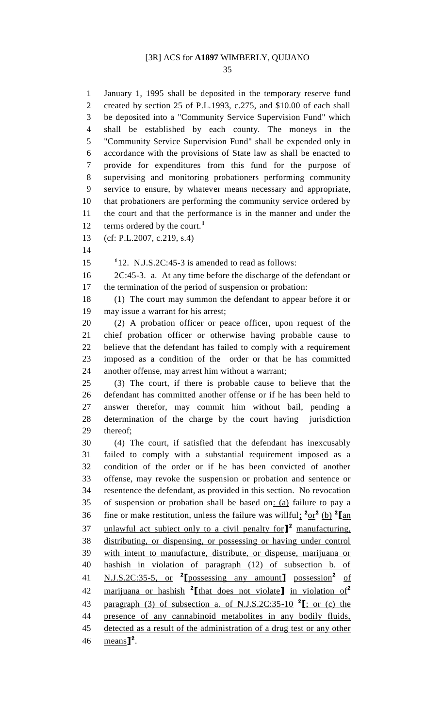January 1, 1995 shall be deposited in the temporary reserve fund created by section 25 of P.L.1993, c.275, and $10.00 of each shall be deposited into a "Community Service Supervision Fund" which shall be established by each county. The moneys in the "Community Service Supervision Fund" shall be expended only in accordance with the provisions of State law as shall be enacted to provide for expenditures from this fund for the purpose of supervising and monitoring probationers performing community service to ensure, by whatever means necessary and appropriate, that probationers are performing the community service ordered by the court and that the performance is in the manner and under the terms ordered by the court.[1]

(cf: P.L.2007, c.219, s.4)

[1]12. N.J.S.2C:45-3 is amended to read as follows:

2C:45-3. a. At any time before the discharge of the defendant or the termination of the period of suspension or probation:

(1) The court may summon the defendant to appear before it or may issue a warrant for his arrest;

(2) A probation officer or peace officer, upon request of the chief probation officer or otherwise having probable cause to believe that the defendant has failed to comply with a requirement imposed as a condition of the order or that he has committed another offense, may arrest him without a warrant;

(3) The court, if there is probable cause to believe that the defendant has committed another offense or if he has been held to answer therefor, may commit him without bail, pending a determination of the charge by the court having jurisdiction thereof;

(4) The court, if satisfied that the defendant has inexcusably failed to comply with a substantial requirement imposed as a condition of the order or if he has been convicted of another offense, may revoke the suspension or probation and sentence or resentence the defendant, as provided in this section. No revocation of suspension or probation shall be based on: (a) failure to pay a fine or make restitution, unless the failure was willful; [2]or[2] (b) [2][an unlawful act subject only to a civil penalty for][2] manufacturing, distributing, or dispensing, or possessing or having under control with intent to manufacture, distribute, or dispense, marijuana or hashish in violation of paragraph (12) of subsection b. of N.J.S.2C:35-5, or [2][possessing any amount] possession[2] of marijuana or hashish [2][that does not violate] in violation of[2] paragraph (3) of subsection a. of N.J.S.2C:35-10 [2][; or (c) the presence of any cannabinoid metabolites in any bodily fluids, detected as a result of the administration of a drug test or any other means][2].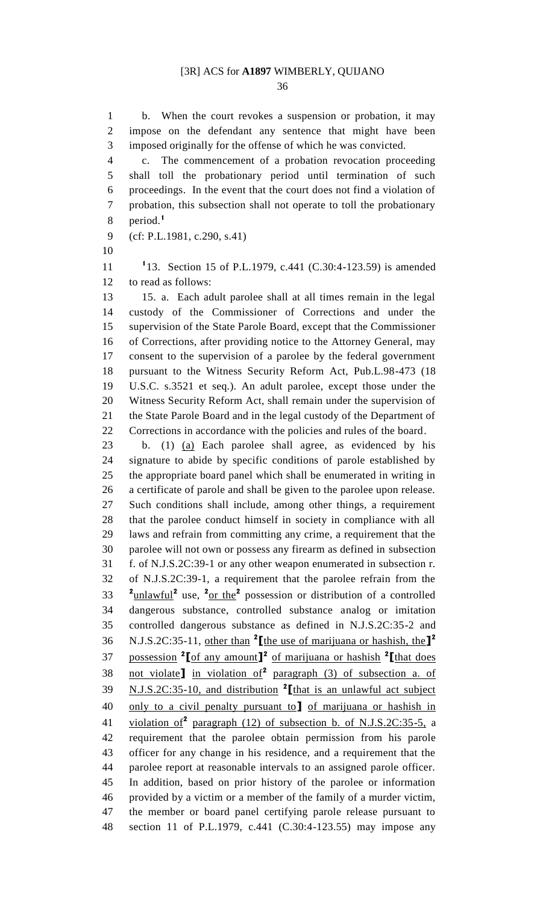b. When the court revokes a suspension or probation, it may impose on the defendant any sentence that might have been imposed originally for the offense of which he was convicted.

c. The commencement of a probation revocation proceeding shall toll the probationary period until termination of such proceedings. In the event that the court does not find a violation of probation, this subsection shall not operate to toll the probationary period.[1]

(cf: P.L.1981, c.290, s.41)

[1]13. Section 15 of P.L.1979, c.441 (C.30:4-123.59) is amended to read as follows:

15. a. Each adult parolee shall at all times remain in the legal custody of the Commissioner of Corrections and under the supervision of the State Parole Board, except that the Commissioner of Corrections, after providing notice to the Attorney General, may consent to the supervision of a parolee by the federal government pursuant to the Witness Security Reform Act, Pub.L.98-473 (18 U.S.C. s.3521 et seq.). An adult parolee, except those under the Witness Security Reform Act, shall remain under the supervision of the State Parole Board and in the legal custody of the Department of Corrections in accordance with the policies and rules of the board.

b. (1) <u>(a)</u> Each parolee shall agree, as evidenced by his signature to abide by specific conditions of parole established by the appropriate board panel which shall be enumerated in writing in a certificate of parole and shall be given to the parolee upon release. Such conditions shall include, among other things, a requirement that the parolee conduct himself in society in compliance with all laws and refrain from committing any crime, a requirement that the parolee will not own or possess any firearm as defined in subsection f. of N.J.S.2C:39-1 or any other weapon enumerated in subsection r. of N.J.S.2C:39-1, a requirement that the parolee refrain from the [2]<u>unlawful</u>[2] use, [2]<u>or the</u>[2] possession or distribution of a controlled dangerous substance, controlled substance analog or imitation controlled dangerous substance as defined in N.J.S.2C:35-2 and N.J.S.2C:35-11, <u>other than</u> [2]<u>[the use of marijuana or hashish, the]</u>[2] <u>possession</u> [2]<u>[of any amount]</u>[2] <u>of marijuana or hashish</u> [2]<u>[that does not violate]</u> <u>in violation of</u>[2] <u>paragraph (3) of subsection a. of N.J.S.2C:35-10, and distribution</u> [2]<u>[that is an unlawful act subject only to a civil penalty pursuant to]</u> <u>of marijuana or hashish in violation of</u>[2] <u>paragraph (12) of subsection b. of N.J.S.2C:35-5,</u> a requirement that the parolee obtain permission from his parole officer for any change in his residence, and a requirement that the parolee report at reasonable intervals to an assigned parole officer. In addition, based on prior history of the parolee or information provided by a victim or a member of the family of a murder victim, the member or board panel certifying parole release pursuant to section 11 of P.L.1979, c.441 (C.30:4-123.55) may impose any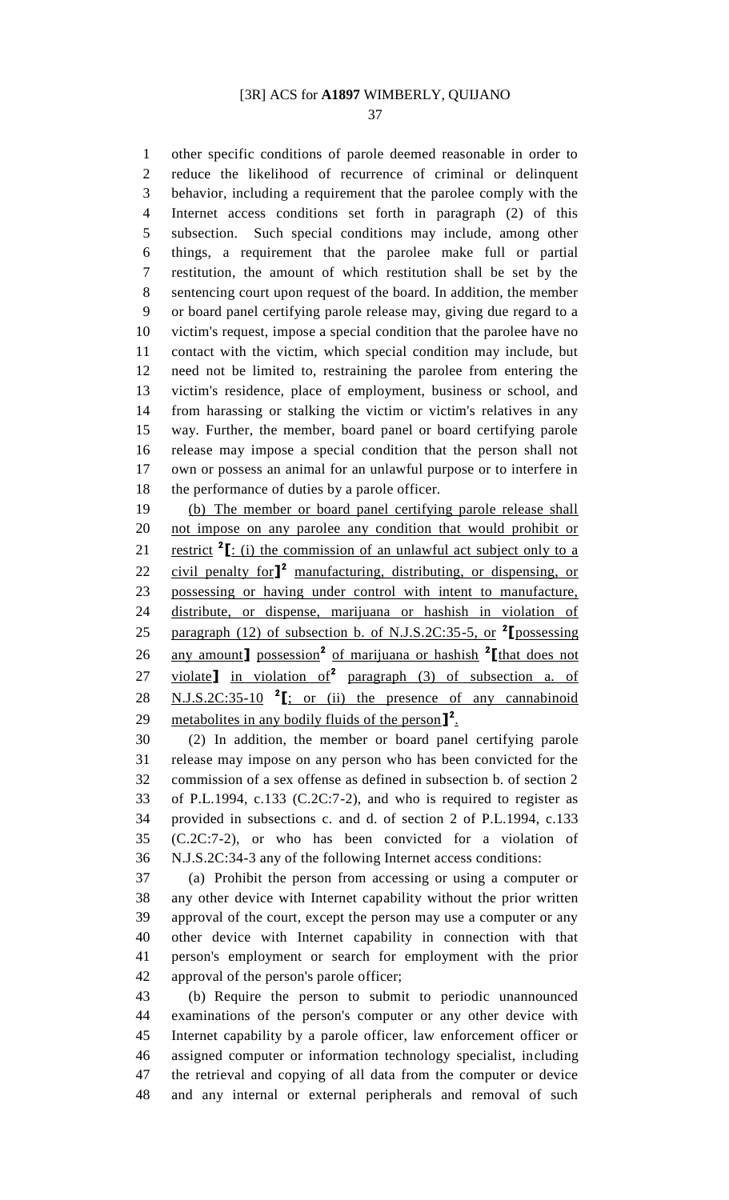other specific conditions of parole deemed reasonable in order to reduce the likelihood of recurrence of criminal or delinquent behavior, including a requirement that the parolee comply with the Internet access conditions set forth in paragraph (2) of this subsection. Such special conditions may include, among other things, a requirement that the parolee make full or partial restitution, the amount of which restitution shall be set by the sentencing court upon request of the board. In addition, the member or board panel certifying parole release may, giving due regard to a victim's request, impose a special condition that the parolee have no contact with the victim, which special condition may include, but need not be limited to, restraining the parolee from entering the victim's residence, place of employment, business or school, and from harassing or stalking the victim or victim's relatives in any way. Further, the member, board panel or board certifying parole release may impose a special condition that the person shall not own or possess an animal for an unlawful purpose or to interfere in the performance of duties by a parole officer.

(b) The member or board panel certifying parole release shall not impose on any parolee any condition that would prohibit or restrict [2]**[**: (i) the commission of an unlawful act subject only to a civil penalty for**]**[2] manufacturing, distributing, or dispensing, or possessing or having under control with intent to manufacture, distribute, or dispense, marijuana or hashish in violation of paragraph (12) of subsection b. of N.J.S.2C:35-5, or [2]**[**possessing any amount**]** possession[2] of marijuana or hashish [2]**[**that does not violate**]** in violation of[2] paragraph (3) of subsection a. of N.J.S.2C:35-10 [2]**[**; or (ii) the presence of any cannabinoid metabolites in any bodily fluids of the person**]**[2].

(2) In addition, the member or board panel certifying parole release may impose on any person who has been convicted for the commission of a sex offense as defined in subsection b. of section 2 of P.L.1994, c.133 (C.2C:7-2), and who is required to register as provided in subsections c. and d. of section 2 of P.L.1994, c.133 (C.2C:7-2), or who has been convicted for a violation of N.J.S.2C:34-3 any of the following Internet access conditions:

(a) Prohibit the person from accessing or using a computer or any other device with Internet capability without the prior written approval of the court, except the person may use a computer or any other device with Internet capability in connection with that person's employment or search for employment with the prior approval of the person's parole officer;

(b) Require the person to submit to periodic unannounced examinations of the person's computer or any other device with Internet capability by a parole officer, law enforcement officer or assigned computer or information technology specialist, including the retrieval and copying of all data from the computer or device and any internal or external peripherals and removal of such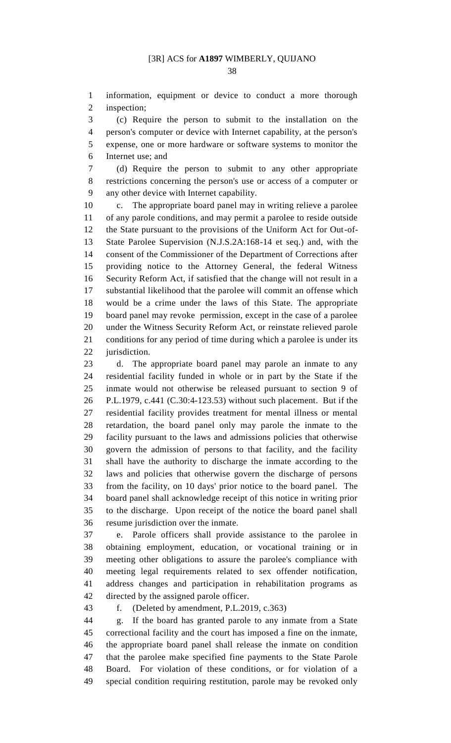information, equipment or device to conduct a more thorough inspection;

(c) Require the person to submit to the installation on the person's computer or device with Internet capability, at the person's expense, one or more hardware or software systems to monitor the Internet use; and

(d) Require the person to submit to any other appropriate restrictions concerning the person's use or access of a computer or any other device with Internet capability.

c. The appropriate board panel may in writing relieve a parolee of any parole conditions, and may permit a parolee to reside outside the State pursuant to the provisions of the Uniform Act for Out-of-State Parolee Supervision (N.J.S.2A:168-14 et seq.) and, with the consent of the Commissioner of the Department of Corrections after providing notice to the Attorney General, the federal Witness Security Reform Act, if satisfied that the change will not result in a substantial likelihood that the parolee will commit an offense which would be a crime under the laws of this State. The appropriate board panel may revoke permission, except in the case of a parolee under the Witness Security Reform Act, or reinstate relieved parole conditions for any period of time during which a parolee is under its jurisdiction.

d. The appropriate board panel may parole an inmate to any residential facility funded in whole or in part by the State if the inmate would not otherwise be released pursuant to section 9 of P.L.1979, c.441 (C.30:4-123.53) without such placement. But if the residential facility provides treatment for mental illness or mental retardation, the board panel only may parole the inmate to the facility pursuant to the laws and admissions policies that otherwise govern the admission of persons to that facility, and the facility shall have the authority to discharge the inmate according to the laws and policies that otherwise govern the discharge of persons from the facility, on 10 days' prior notice to the board panel. The board panel shall acknowledge receipt of this notice in writing prior to the discharge. Upon receipt of the notice the board panel shall resume jurisdiction over the inmate.

e. Parole officers shall provide assistance to the parolee in obtaining employment, education, or vocational training or in meeting other obligations to assure the parolee's compliance with meeting legal requirements related to sex offender notification, address changes and participation in rehabilitation programs as directed by the assigned parole officer.

f. (Deleted by amendment, P.L.2019, c.363)

g. If the board has granted parole to any inmate from a State correctional facility and the court has imposed a fine on the inmate, the appropriate board panel shall release the inmate on condition that the parolee make specified fine payments to the State Parole Board. For violation of these conditions, or for violation of a special condition requiring restitution, parole may be revoked only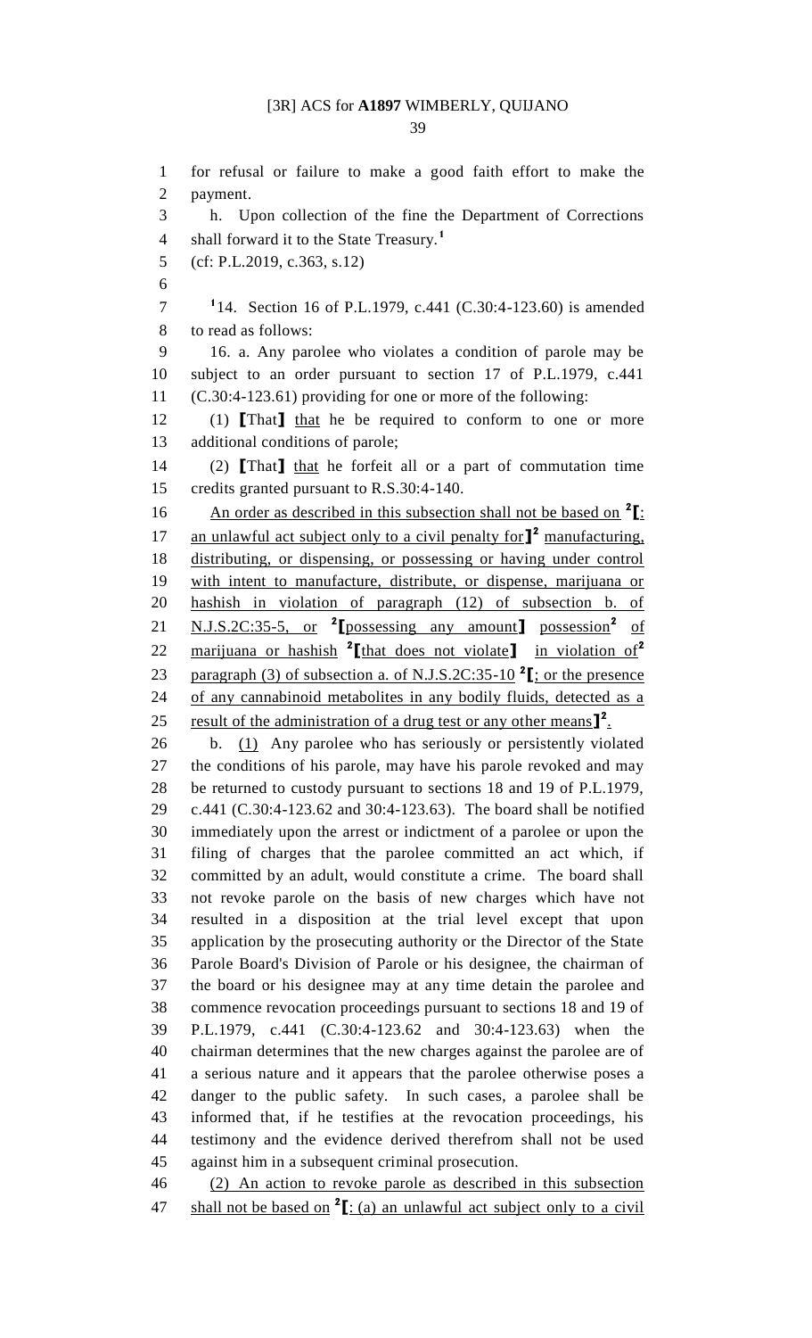for refusal or failure to make a good faith effort to make the payment.

h. Upon collection of the fine the Department of Corrections shall forward it to the State Treasury.[1]

(cf: P.L.2019, c.363, s.12)

[1]14. Section 16 of P.L.1979, c.441 (C.30:4-123.60) is amended to read as follows:

16. a. Any parolee who violates a condition of parole may be subject to an order pursuant to section 17 of P.L.1979, c.441 (C.30:4-123.61) providing for one or more of the following:

(1) ⟦That⟧ that he be required to conform to one or more additional conditions of parole;

(2) ⟦That⟧ that he forfeit all or a part of commutation time credits granted pursuant to R.S.30:4-140.

An order as described in this subsection shall not be based on [2]⟦: an unlawful act subject only to a civil penalty for⟧[2] manufacturing, distributing, or dispensing, or possessing or having under control with intent to manufacture, distribute, or dispense, marijuana or hashish in violation of paragraph (12) of subsection b. of N.J.S.2C:35-5, or [2]⟦possessing any amount⟧ possession[2] of marijuana or hashish [2]⟦that does not violate⟧ in violation of[2] paragraph (3) of subsection a. of N.J.S.2C:35-10 [2]⟦; or the presence of any cannabinoid metabolites in any bodily fluids, detected as a result of the administration of a drug test or any other means⟧[2].

b. (1) Any parolee who has seriously or persistently violated the conditions of his parole, may have his parole revoked and may be returned to custody pursuant to sections 18 and 19 of P.L.1979, c.441 (C.30:4-123.62 and 30:4-123.63). The board shall be notified immediately upon the arrest or indictment of a parolee or upon the filing of charges that the parolee committed an act which, if committed by an adult, would constitute a crime. The board shall not revoke parole on the basis of new charges which have not resulted in a disposition at the trial level except that upon application by the prosecuting authority or the Director of the State Parole Board's Division of Parole or his designee, the chairman of the board or his designee may at any time detain the parolee and commence revocation proceedings pursuant to sections 18 and 19 of P.L.1979, c.441 (C.30:4-123.62 and 30:4-123.63) when the chairman determines that the new charges against the parolee are of a serious nature and it appears that the parolee otherwise poses a danger to the public safety. In such cases, a parolee shall be informed that, if he testifies at the revocation proceedings, his testimony and the evidence derived therefrom shall not be used against him in a subsequent criminal prosecution.

(2) An action to revoke parole as described in this subsection shall not be based on [2]⟦: (a) an unlawful act subject only to a civil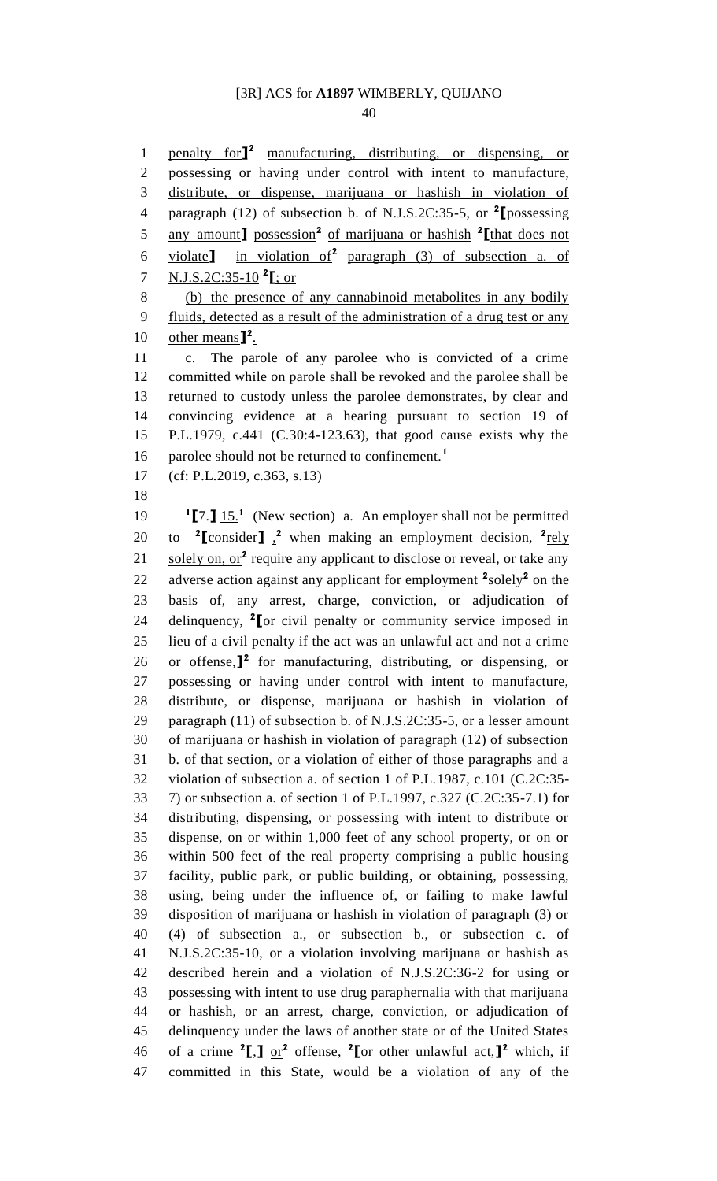penalty for]² manufacturing, distributing, or dispensing, or possessing or having under control with intent to manufacture, distribute, or dispense, marijuana or hashish in violation of paragraph (12) of subsection b. of N.J.S.2C:35-5, or ²[possessing any amount] possession² of marijuana or hashish ²[that does not violate] in violation of² paragraph (3) of subsection a. of N.J.S.2C:35-10 ²[; or

(b) the presence of any cannabinoid metabolites in any bodily fluids, detected as a result of the administration of a drug test or any other means]².

c. The parole of any parolee who is convicted of a crime committed while on parole shall be revoked and the parolee shall be returned to custody unless the parolee demonstrates, by clear and convincing evidence at a hearing pursuant to section 19 of P.L.1979, c.441 (C.30:4-123.63), that good cause exists why the parolee should not be returned to confinement.¹

(cf: P.L.2019, c.363, s.13)

¹[7.] 15.¹ (New section) a. An employer shall not be permitted to ²[consider] ,² when making an employment decision, ²rely solely on, or² require any applicant to disclose or reveal, or take any adverse action against any applicant for employment ²solely² on the basis of, any arrest, charge, conviction, or adjudication of delinquency, ²[or civil penalty or community service imposed in lieu of a civil penalty if the act was an unlawful act and not a crime or offense,]² for manufacturing, distributing, or dispensing, or possessing or having under control with intent to manufacture, distribute, or dispense, marijuana or hashish in violation of paragraph (11) of subsection b. of N.J.S.2C:35-5, or a lesser amount of marijuana or hashish in violation of paragraph (12) of subsection b. of that section, or a violation of either of those paragraphs and a violation of subsection a. of section 1 of P.L.1987, c.101 (C.2C:35-7) or subsection a. of section 1 of P.L.1997, c.327 (C.2C:35-7.1) for distributing, dispensing, or possessing with intent to distribute or dispense, on or within 1,000 feet of any school property, or on or within 500 feet of the real property comprising a public housing facility, public park, or public building, or obtaining, possessing, using, being under the influence of, or failing to make lawful disposition of marijuana or hashish in violation of paragraph (3) or (4) of subsection a., or subsection b., or subsection c. of N.J.S.2C:35-10, or a violation involving marijuana or hashish as described herein and a violation of N.J.S.2C:36-2 for using or possessing with intent to use drug paraphernalia with that marijuana or hashish, or an arrest, charge, conviction, or adjudication of delinquency under the laws of another state or of the United States of a crime ²[,] or² offense, ²[or other unlawful act,]² which, if committed in this State, would be a violation of any of the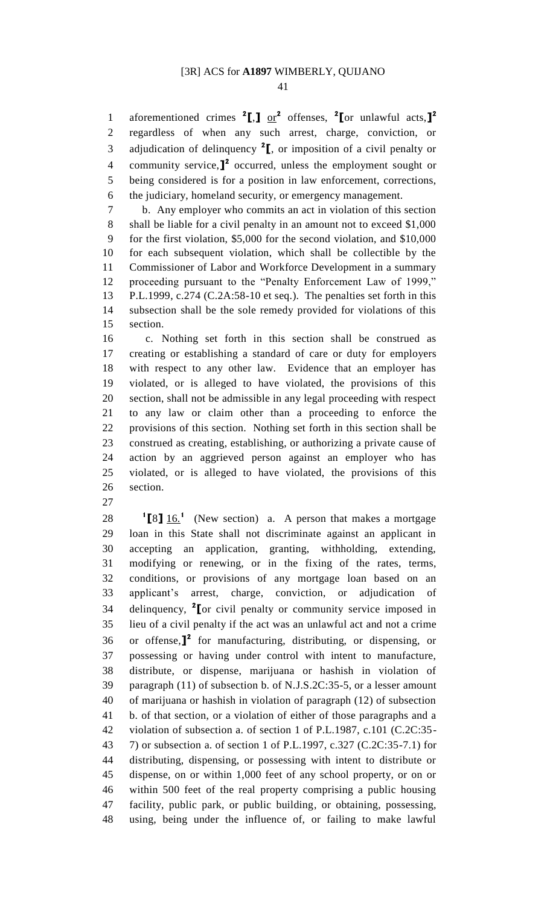aforementioned crimes [2]⟦,⟧ or[2] offenses, [2]⟦or unlawful acts,⟧[2] regardless of when any such arrest, charge, conviction, or adjudication of delinquency [2]⟦, or imposition of a civil penalty or community service,⟧[2] occurred, unless the employment sought or being considered is for a position in law enforcement, corrections, the judiciary, homeland security, or emergency management.

b. Any employer who commits an act in violation of this section shall be liable for a civil penalty in an amount not to exceed $1,000 for the first violation, $5,000 for the second violation, and $10,000 for each subsequent violation, which shall be collectible by the Commissioner of Labor and Workforce Development in a summary proceeding pursuant to the "Penalty Enforcement Law of 1999," P.L.1999, c.274 (C.2A:58-10 et seq.). The penalties set forth in this subsection shall be the sole remedy provided for violations of this section.

c. Nothing set forth in this section shall be construed as creating or establishing a standard of care or duty for employers with respect to any other law. Evidence that an employer has violated, or is alleged to have violated, the provisions of this section, shall not be admissible in any legal proceeding with respect to any law or claim other than a proceeding to enforce the provisions of this section. Nothing set forth in this section shall be construed as creating, establishing, or authorizing a private cause of action by an aggrieved person against an employer who has violated, or is alleged to have violated, the provisions of this section.

[1]⟦8⟧ 16.[1] (New section) a. A person that makes a mortgage loan in this State shall not discriminate against an applicant in accepting an application, granting, withholding, extending, modifying or renewing, or in the fixing of the rates, terms, conditions, or provisions of any mortgage loan based on an applicant's arrest, charge, conviction, or adjudication of delinquency, [2]⟦or civil penalty or community service imposed in lieu of a civil penalty if the act was an unlawful act and not a crime or offense,⟧[2] for manufacturing, distributing, or dispensing, or possessing or having under control with intent to manufacture, distribute, or dispense, marijuana or hashish in violation of paragraph (11) of subsection b. of N.J.S.2C:35-5, or a lesser amount of marijuana or hashish in violation of paragraph (12) of subsection b. of that section, or a violation of either of those paragraphs and a violation of subsection a. of section 1 of P.L.1987, c.101 (C.2C:35-7) or subsection a. of section 1 of P.L.1997, c.327 (C.2C:35-7.1) for distributing, dispensing, or possessing with intent to distribute or dispense, on or within 1,000 feet of any school property, or on or within 500 feet of the real property comprising a public housing facility, public park, or public building, or obtaining, possessing, using, being under the influence of, or failing to make lawful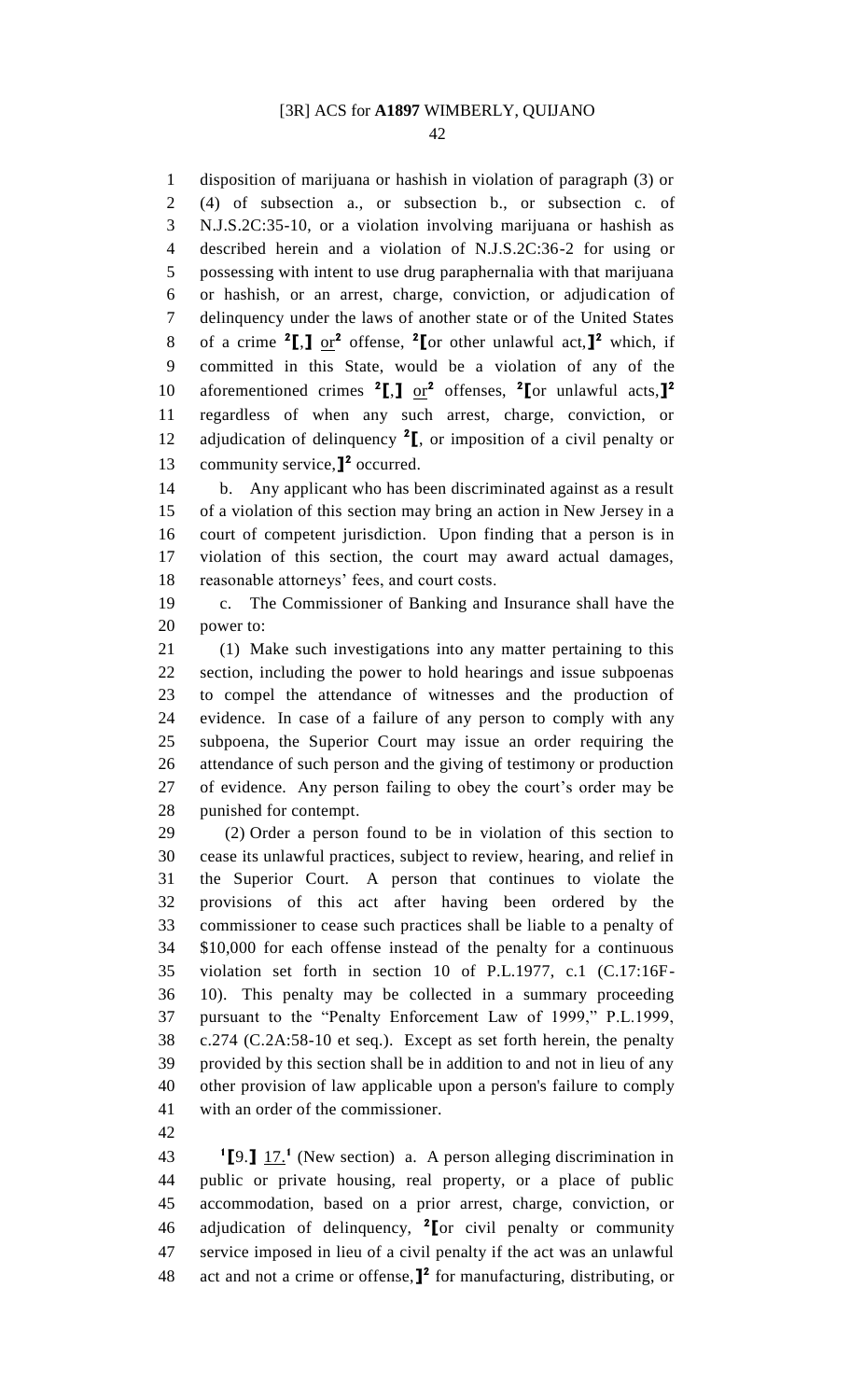disposition of marijuana or hashish in violation of paragraph (3) or (4) of subsection a., or subsection b., or subsection c. of N.J.S.2C:35-10, or a violation involving marijuana or hashish as described herein and a violation of N.J.S.2C:36-2 for using or possessing with intent to use drug paraphernalia with that marijuana or hashish, or an arrest, charge, conviction, or adjudication of delinquency under the laws of another state or of the United States of a crime [2][,] or[2] offense, [2][or other unlawful act,][2] which, if committed in this State, would be a violation of any of the aforementioned crimes [2][,] or[2] offenses, [2][or unlawful acts,][2] regardless of when any such arrest, charge, conviction, or adjudication of delinquency [2][, or imposition of a civil penalty or community service,][2] occurred.

b. Any applicant who has been discriminated against as a result of a violation of this section may bring an action in New Jersey in a court of competent jurisdiction. Upon finding that a person is in violation of this section, the court may award actual damages, reasonable attorneys' fees, and court costs.

c. The Commissioner of Banking and Insurance shall have the power to:

(1) Make such investigations into any matter pertaining to this section, including the power to hold hearings and issue subpoenas to compel the attendance of witnesses and the production of evidence. In case of a failure of any person to comply with any subpoena, the Superior Court may issue an order requiring the attendance of such person and the giving of testimony or production of evidence. Any person failing to obey the court's order may be punished for contempt.

(2) Order a person found to be in violation of this section to cease its unlawful practices, subject to review, hearing, and relief in the Superior Court. A person that continues to violate the provisions of this act after having been ordered by the commissioner to cease such practices shall be liable to a penalty of $10,000 for each offense instead of the penalty for a continuous violation set forth in section 10 of P.L.1977, c.1 (C.17:16F-10). This penalty may be collected in a summary proceeding pursuant to the "Penalty Enforcement Law of 1999," P.L.1999, c.274 (C.2A:58-10 et seq.). Except as set forth herein, the penalty provided by this section shall be in addition to and not in lieu of any other provision of law applicable upon a person's failure to comply with an order of the commissioner.

[1][9.] 17.[1] (New section) a. A person alleging discrimination in public or private housing, real property, or a place of public accommodation, based on a prior arrest, charge, conviction, or adjudication of delinquency, [2][or civil penalty or community service imposed in lieu of a civil penalty if the act was an unlawful act and not a crime or offense,][2] for manufacturing, distributing, or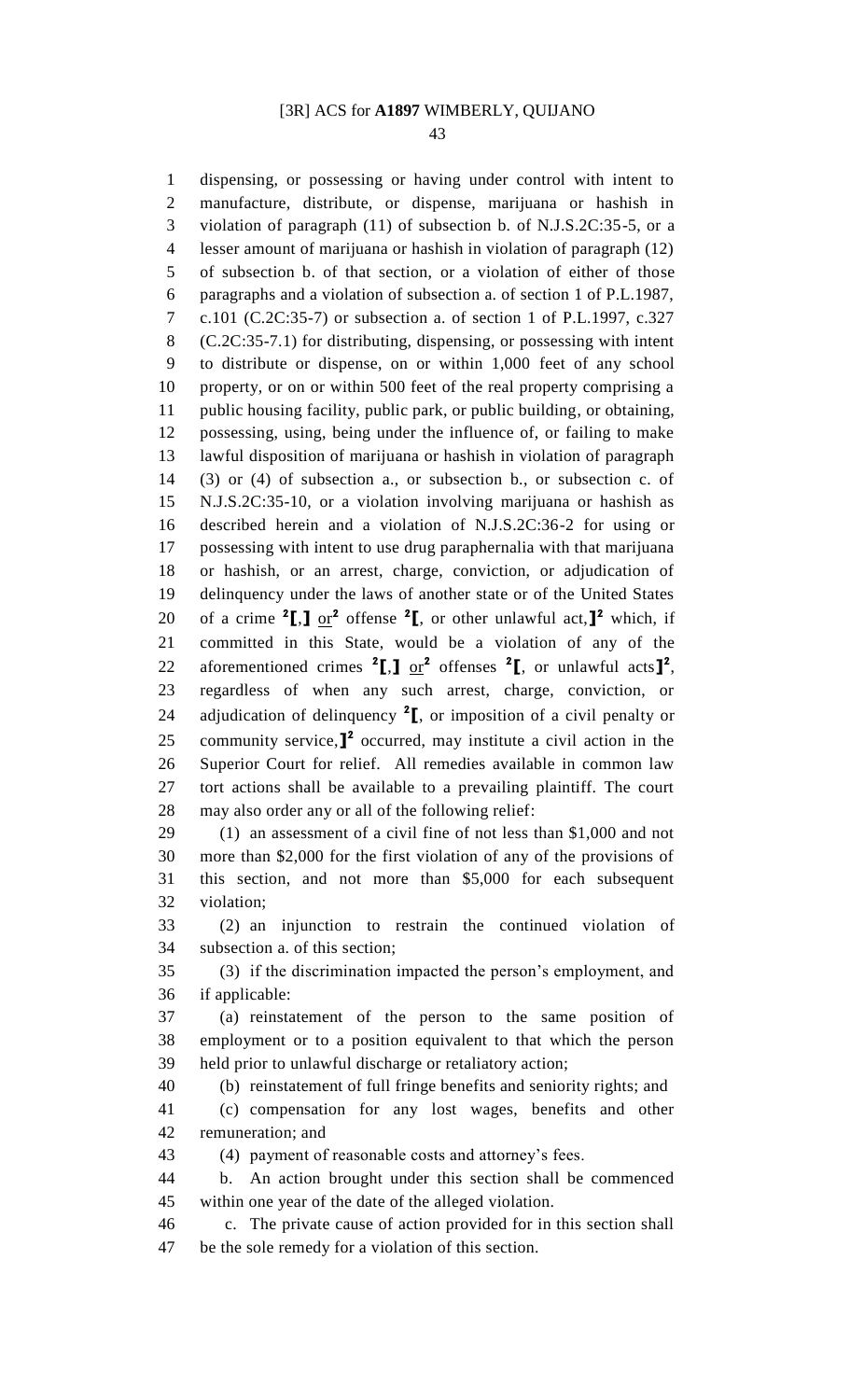dispensing, or possessing or having under control with intent to manufacture, distribute, or dispense, marijuana or hashish in violation of paragraph (11) of subsection b. of N.J.S.2C:35-5, or a lesser amount of marijuana or hashish in violation of paragraph (12) of subsection b. of that section, or a violation of either of those paragraphs and a violation of subsection a. of section 1 of P.L.1987, c.101 (C.2C:35-7) or subsection a. of section 1 of P.L.1997, c.327 (C.2C:35-7.1) for distributing, dispensing, or possessing with intent to distribute or dispense, on or within 1,000 feet of any school property, or on or within 500 feet of the real property comprising a public housing facility, public park, or public building, or obtaining, possessing, using, being under the influence of, or failing to make lawful disposition of marijuana or hashish in violation of paragraph (3) or (4) of subsection a., or subsection b., or subsection c. of N.J.S.2C:35-10, or a violation involving marijuana or hashish as described herein and a violation of N.J.S.2C:36-2 for using or possessing with intent to use drug paraphernalia with that marijuana or hashish, or an arrest, charge, conviction, or adjudication of delinquency under the laws of another state or of the United States of a crime [2][,] or[2] offense [2][, or other unlawful act,][2] which, if committed in this State, would be a violation of any of the aforementioned crimes [2][,] or[2] offenses [2][, or unlawful acts][2], regardless of when any such arrest, charge, conviction, or adjudication of delinquency [2][, or imposition of a civil penalty or community service,][2] occurred, may institute a civil action in the Superior Court for relief. All remedies available in common law tort actions shall be available to a prevailing plaintiff. The court may also order any or all of the following relief:

(1) an assessment of a civil fine of not less than $1,000 and not more than $2,000 for the first violation of any of the provisions of this section, and not more than $5,000 for each subsequent violation;

(2) an injunction to restrain the continued violation of subsection a. of this section;

(3) if the discrimination impacted the person's employment, and if applicable:

(a) reinstatement of the person to the same position of employment or to a position equivalent to that which the person held prior to unlawful discharge or retaliatory action;

(b) reinstatement of full fringe benefits and seniority rights; and

(c) compensation for any lost wages, benefits and other remuneration; and

(4) payment of reasonable costs and attorney's fees.

b. An action brought under this section shall be commenced within one year of the date of the alleged violation.

c. The private cause of action provided for in this section shall be the sole remedy for a violation of this section.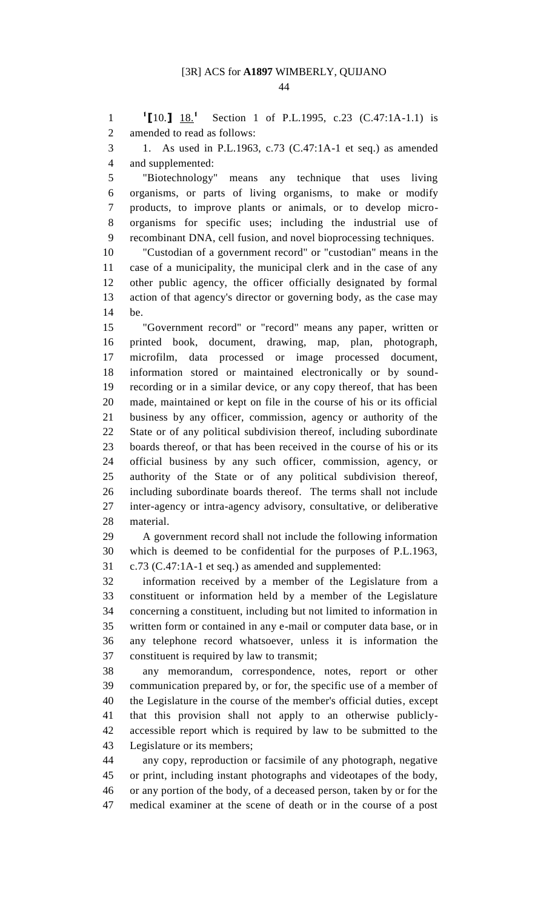[1][10.] 18.[1] Section 1 of P.L.1995, c.23 (C.47:1A-1.1) is amended to read as follows:

1. As used in P.L.1963, c.73 (C.47:1A-1 et seq.) as amended and supplemented:

"Biotechnology" means any technique that uses living organisms, or parts of living organisms, to make or modify products, to improve plants or animals, or to develop micro-organisms for specific uses; including the industrial use of recombinant DNA, cell fusion, and novel bioprocessing techniques.

"Custodian of a government record" or "custodian" means in the case of a municipality, the municipal clerk and in the case of any other public agency, the officer officially designated by formal action of that agency's director or governing body, as the case may be.

"Government record" or "record" means any paper, written or printed book, document, drawing, map, plan, photograph, microfilm, data processed or image processed document, information stored or maintained electronically or by sound-recording or in a similar device, or any copy thereof, that has been made, maintained or kept on file in the course of his or its official business by any officer, commission, agency or authority of the State or of any political subdivision thereof, including subordinate boards thereof, or that has been received in the course of his or its official business by any such officer, commission, agency, or authority of the State or of any political subdivision thereof, including subordinate boards thereof. The terms shall not include inter-agency or intra-agency advisory, consultative, or deliberative material.

A government record shall not include the following information which is deemed to be confidential for the purposes of P.L.1963, c.73 (C.47:1A-1 et seq.) as amended and supplemented:

information received by a member of the Legislature from a constituent or information held by a member of the Legislature concerning a constituent, including but not limited to information in written form or contained in any e-mail or computer data base, or in any telephone record whatsoever, unless it is information the constituent is required by law to transmit;

any memorandum, correspondence, notes, report or other communication prepared by, or for, the specific use of a member of the Legislature in the course of the member's official duties, except that this provision shall not apply to an otherwise publicly-accessible report which is required by law to be submitted to the Legislature or its members;

any copy, reproduction or facsimile of any photograph, negative or print, including instant photographs and videotapes of the body, or any portion of the body, of a deceased person, taken by or for the medical examiner at the scene of death or in the course of a post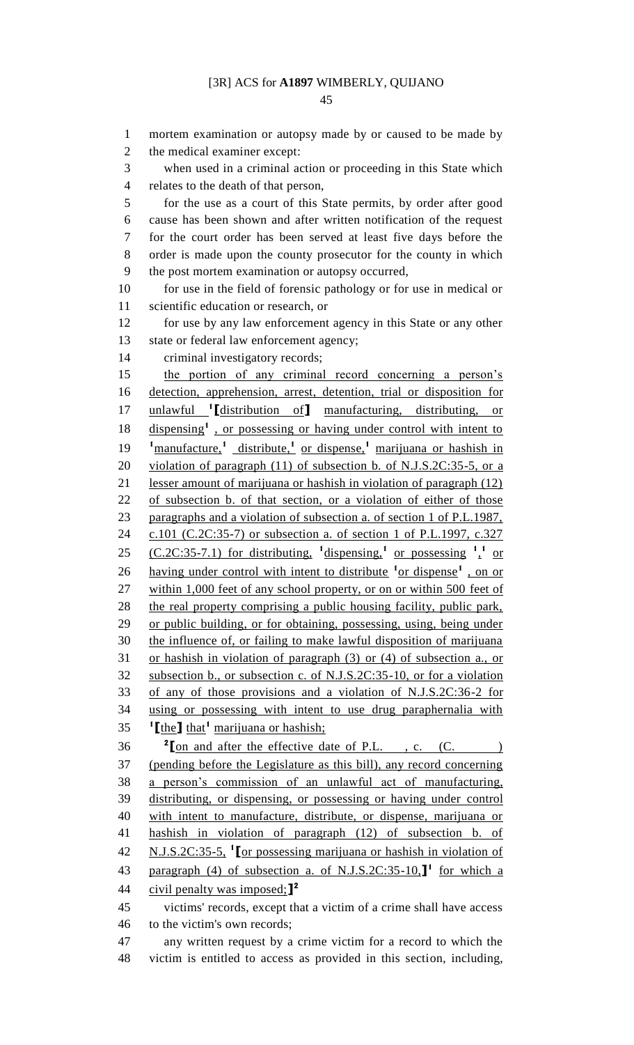mortem examination or autopsy made by or caused to be made by the medical examiner except:

when used in a criminal action or proceeding in this State which relates to the death of that person,

for the use as a court of this State permits, by order after good cause has been shown and after written notification of the request for the court order has been served at least five days before the order is made upon the county prosecutor for the county in which the post mortem examination or autopsy occurred,

for use in the field of forensic pathology or for use in medical or scientific education or research, or

for use by any law enforcement agency in this State or any other state or federal law enforcement agency;

criminal investigatory records;

the portion of any criminal record concerning a person's detection, apprehension, arrest, detention, trial or disposition for unlawful [1][distribution of] manufacturing, distributing, or dispensing[1] , or possessing or having under control with intent to [1]manufacture,[1] distribute,[1] or dispense,[1] marijuana or hashish in violation of paragraph (11) of subsection b. of N.J.S.2C:35-5, or a lesser amount of marijuana or hashish in violation of paragraph (12) of subsection b. of that section, or a violation of either of those paragraphs and a violation of subsection a. of section 1 of P.L.1987, c.101 (C.2C:35-7) or subsection a. of section 1 of P.L.1997, c.327 (C.2C:35-7.1) for distributing, [1]dispensing,[1] or possessing [1],[1] or having under control with intent to distribute [1]or dispense[1] , on or within 1,000 feet of any school property, or on or within 500 feet of the real property comprising a public housing facility, public park, or public building, or for obtaining, possessing, using, being under the influence of, or failing to make lawful disposition of marijuana or hashish in violation of paragraph (3) or (4) of subsection a., or subsection b., or subsection c. of N.J.S.2C:35-10, or for a violation of any of those provisions and a violation of N.J.S.2C:36-2 for using or possessing with intent to use drug paraphernalia with [1][the] that[1] marijuana or hashish;

[2][on and after the effective date of P.L. , c. (C. ) (pending before the Legislature as this bill), any record concerning a person's commission of an unlawful act of manufacturing, distributing, or dispensing, or possessing or having under control with intent to manufacture, distribute, or dispense, marijuana or hashish in violation of paragraph (12) of subsection b. of N.J.S.2C:35-5, [1][or possessing marijuana or hashish in violation of paragraph (4) of subsection a. of N.J.S.2C:35-10,][1] for which a civil penalty was imposed;][2]

victims' records, except that a victim of a crime shall have access to the victim's own records;

any written request by a crime victim for a record to which the victim is entitled to access as provided in this section, including,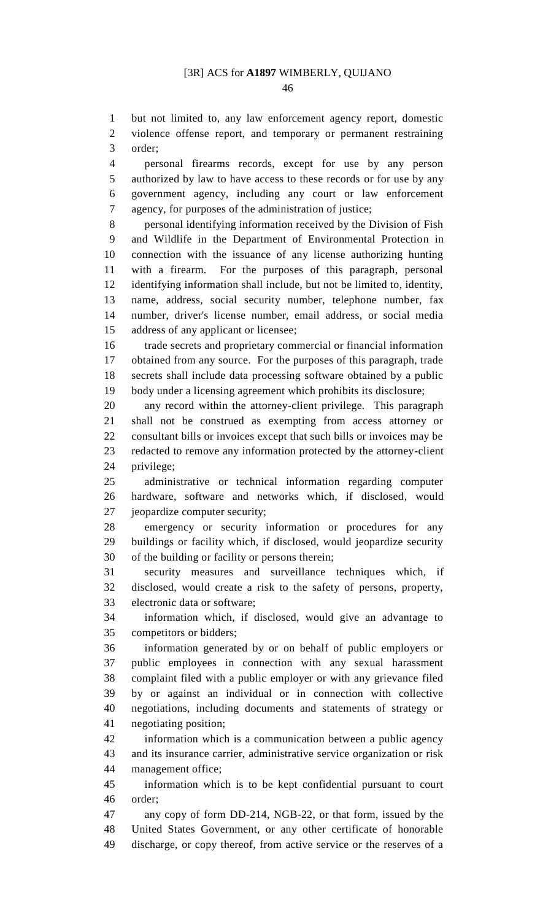but not limited to, any law enforcement agency report, domestic violence offense report, and temporary or permanent restraining order;

personal firearms records, except for use by any person authorized by law to have access to these records or for use by any government agency, including any court or law enforcement agency, for purposes of the administration of justice;

personal identifying information received by the Division of Fish and Wildlife in the Department of Environmental Protection in connection with the issuance of any license authorizing hunting with a firearm. For the purposes of this paragraph, personal identifying information shall include, but not be limited to, identity, name, address, social security number, telephone number, fax number, driver's license number, email address, or social media address of any applicant or licensee;

trade secrets and proprietary commercial or financial information obtained from any source. For the purposes of this paragraph, trade secrets shall include data processing software obtained by a public body under a licensing agreement which prohibits its disclosure;

any record within the attorney-client privilege. This paragraph shall not be construed as exempting from access attorney or consultant bills or invoices except that such bills or invoices may be redacted to remove any information protected by the attorney-client privilege;

administrative or technical information regarding computer hardware, software and networks which, if disclosed, would jeopardize computer security;

emergency or security information or procedures for any buildings or facility which, if disclosed, would jeopardize security of the building or facility or persons therein;

security measures and surveillance techniques which, if disclosed, would create a risk to the safety of persons, property, electronic data or software;

information which, if disclosed, would give an advantage to competitors or bidders;

information generated by or on behalf of public employers or public employees in connection with any sexual harassment complaint filed with a public employer or with any grievance filed by or against an individual or in connection with collective negotiations, including documents and statements of strategy or negotiating position;

information which is a communication between a public agency and its insurance carrier, administrative service organization or risk management office;

information which is to be kept confidential pursuant to court order;

any copy of form DD-214, NGB-22, or that form, issued by the United States Government, or any other certificate of honorable discharge, or copy thereof, from active service or the reserves of a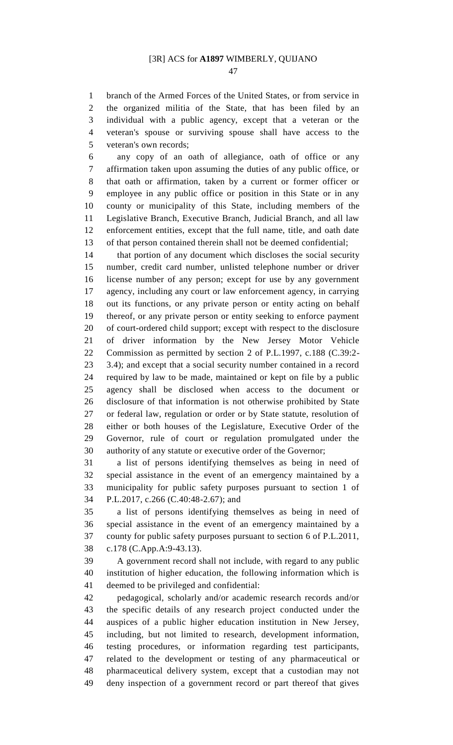branch of the Armed Forces of the United States, or from service in the organized militia of the State, that has been filed by an individual with a public agency, except that a veteran or the veteran's spouse or surviving spouse shall have access to the veteran's own records;

any copy of an oath of allegiance, oath of office or any affirmation taken upon assuming the duties of any public office, or that oath or affirmation, taken by a current or former officer or employee in any public office or position in this State or in any county or municipality of this State, including members of the Legislative Branch, Executive Branch, Judicial Branch, and all law enforcement entities, except that the full name, title, and oath date of that person contained therein shall not be deemed confidential;

that portion of any document which discloses the social security number, credit card number, unlisted telephone number or driver license number of any person; except for use by any government agency, including any court or law enforcement agency, in carrying out its functions, or any private person or entity acting on behalf thereof, or any private person or entity seeking to enforce payment of court-ordered child support; except with respect to the disclosure of driver information by the New Jersey Motor Vehicle Commission as permitted by section 2 of P.L.1997, c.188 (C.39:2-3.4); and except that a social security number contained in a record required by law to be made, maintained or kept on file by a public agency shall be disclosed when access to the document or disclosure of that information is not otherwise prohibited by State or federal law, regulation or order or by State statute, resolution of either or both houses of the Legislature, Executive Order of the Governor, rule of court or regulation promulgated under the authority of any statute or executive order of the Governor;

a list of persons identifying themselves as being in need of special assistance in the event of an emergency maintained by a municipality for public safety purposes pursuant to section 1 of P.L.2017, c.266 (C.40:48-2.67); and

a list of persons identifying themselves as being in need of special assistance in the event of an emergency maintained by a county for public safety purposes pursuant to section 6 of P.L.2011, c.178 (C.App.A:9-43.13).

A government record shall not include, with regard to any public institution of higher education, the following information which is deemed to be privileged and confidential:

pedagogical, scholarly and/or academic research records and/or the specific details of any research project conducted under the auspices of a public higher education institution in New Jersey, including, but not limited to research, development information, testing procedures, or information regarding test participants, related to the development or testing of any pharmaceutical or pharmaceutical delivery system, except that a custodian may not deny inspection of a government record or part thereof that gives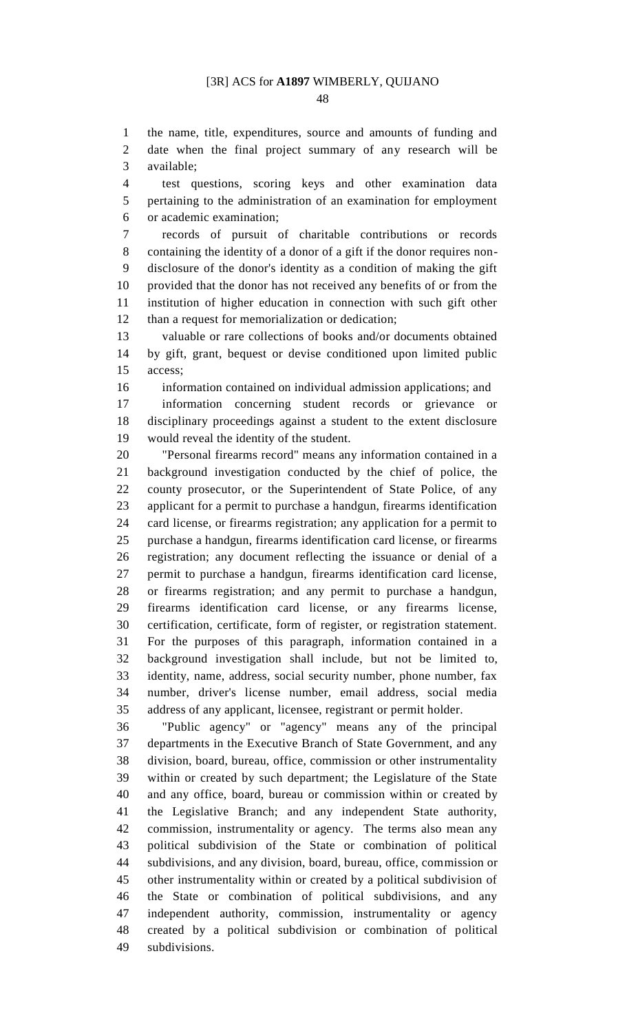the name, title, expenditures, source and amounts of funding and date when the final project summary of any research will be available;

test questions, scoring keys and other examination data pertaining to the administration of an examination for employment or academic examination;

records of pursuit of charitable contributions or records containing the identity of a donor of a gift if the donor requires non-disclosure of the donor's identity as a condition of making the gift provided that the donor has not received any benefits of or from the institution of higher education in connection with such gift other than a request for memorialization or dedication;

valuable or rare collections of books and/or documents obtained by gift, grant, bequest or devise conditioned upon limited public access;

information contained on individual admission applications; and

information concerning student records or grievance or disciplinary proceedings against a student to the extent disclosure would reveal the identity of the student.

"Personal firearms record" means any information contained in a background investigation conducted by the chief of police, the county prosecutor, or the Superintendent of State Police, of any applicant for a permit to purchase a handgun, firearms identification card license, or firearms registration; any application for a permit to purchase a handgun, firearms identification card license, or firearms registration; any document reflecting the issuance or denial of a permit to purchase a handgun, firearms identification card license, or firearms registration; and any permit to purchase a handgun, firearms identification card license, or any firearms license, certification, certificate, form of register, or registration statement. For the purposes of this paragraph, information contained in a background investigation shall include, but not be limited to, identity, name, address, social security number, phone number, fax number, driver's license number, email address, social media address of any applicant, licensee, registrant or permit holder.

"Public agency" or "agency" means any of the principal departments in the Executive Branch of State Government, and any division, board, bureau, office, commission or other instrumentality within or created by such department; the Legislature of the State and any office, board, bureau or commission within or created by the Legislative Branch; and any independent State authority, commission, instrumentality or agency. The terms also mean any political subdivision of the State or combination of political subdivisions, and any division, board, bureau, office, commission or other instrumentality within or created by a political subdivision of the State or combination of political subdivisions, and any independent authority, commission, instrumentality or agency created by a political subdivision or combination of political subdivisions.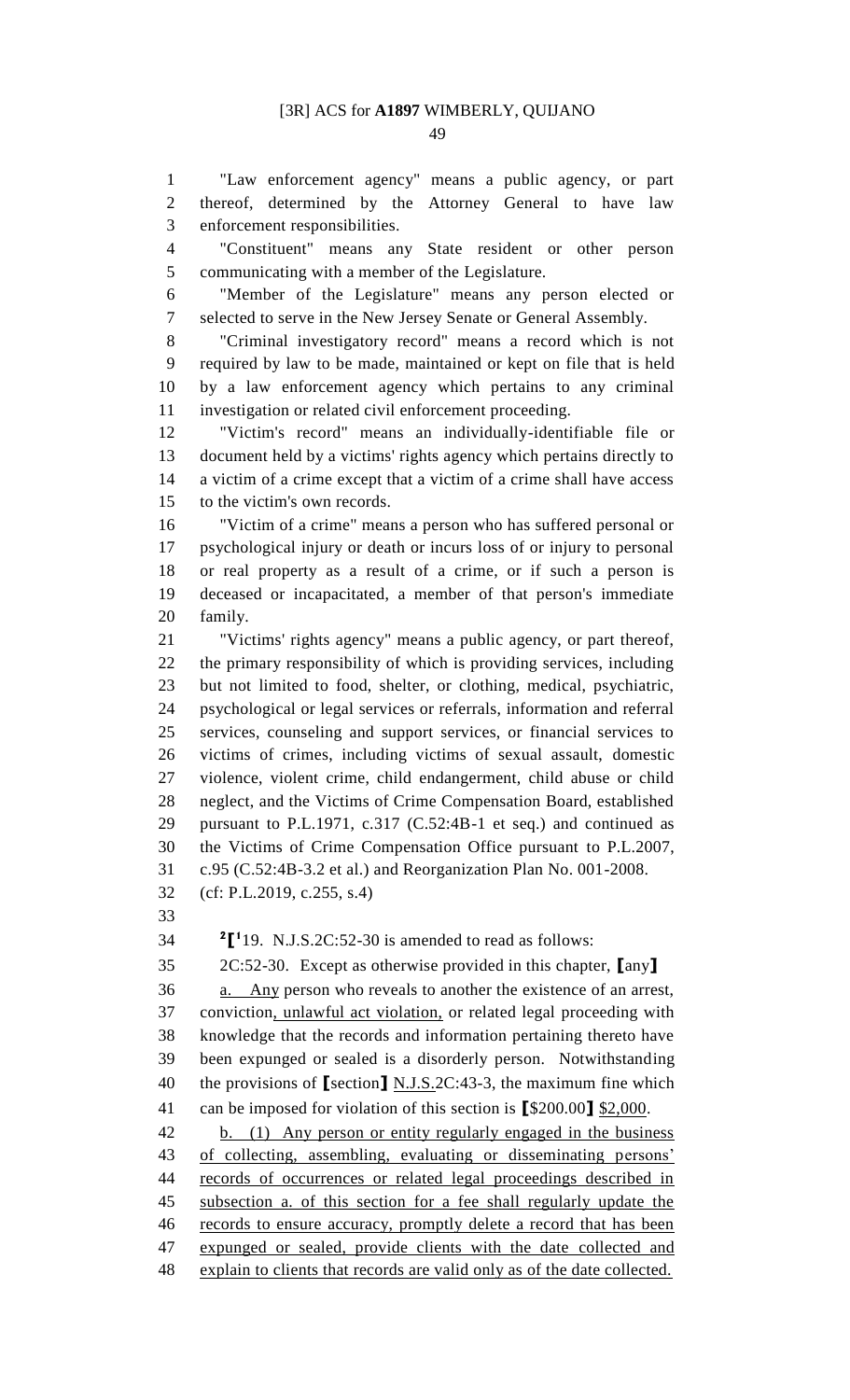"Law enforcement agency" means a public agency, or part thereof, determined by the Attorney General to have law enforcement responsibilities.

"Constituent" means any State resident or other person communicating with a member of the Legislature.

"Member of the Legislature" means any person elected or selected to serve in the New Jersey Senate or General Assembly.

"Criminal investigatory record" means a record which is not required by law to be made, maintained or kept on file that is held by a law enforcement agency which pertains to any criminal investigation or related civil enforcement proceeding.

"Victim's record" means an individually-identifiable file or document held by a victims' rights agency which pertains directly to a victim of a crime except that a victim of a crime shall have access to the victim's own records.

"Victim of a crime" means a person who has suffered personal or psychological injury or death or incurs loss of or injury to personal or real property as a result of a crime, or if such a person is deceased or incapacitated, a member of that person's immediate family.

"Victims' rights agency" means a public agency, or part thereof, the primary responsibility of which is providing services, including but not limited to food, shelter, or clothing, medical, psychiatric, psychological or legal services or referrals, information and referral services, counseling and support services, or financial services to victims of crimes, including victims of sexual assault, domestic violence, violent crime, child endangerment, child abuse or child neglect, and the Victims of Crime Compensation Board, established pursuant to P.L.1971, c.317 (C.52:4B-1 et seq.) and continued as the Victims of Crime Compensation Office pursuant to P.L.2007, c.95 (C.52:4B-3.2 et al.) and Reorganization Plan No. 001-2008.

(cf: P.L.2019, c.255, s.4)

[2]⟦[1]19. N.J.S.2C:52-30 is amended to read as follows:

2C:52-30. Except as otherwise provided in this chapter, ⟦any⟧ a. Any person who reveals to another the existence of an arrest, conviction, unlawful act violation, or related legal proceeding with knowledge that the records and information pertaining thereto have been expunged or sealed is a disorderly person. Notwithstanding the provisions of ⟦section⟧ N.J.S.2C:43-3, the maximum fine which can be imposed for violation of this section is ⟦$200.00⟧ $2,000.

b. (1) Any person or entity regularly engaged in the business of collecting, assembling, evaluating or disseminating persons' records of occurrences or related legal proceedings described in subsection a. of this section for a fee shall regularly update the records to ensure accuracy, promptly delete a record that has been expunged or sealed, provide clients with the date collected and explain to clients that records are valid only as of the date collected.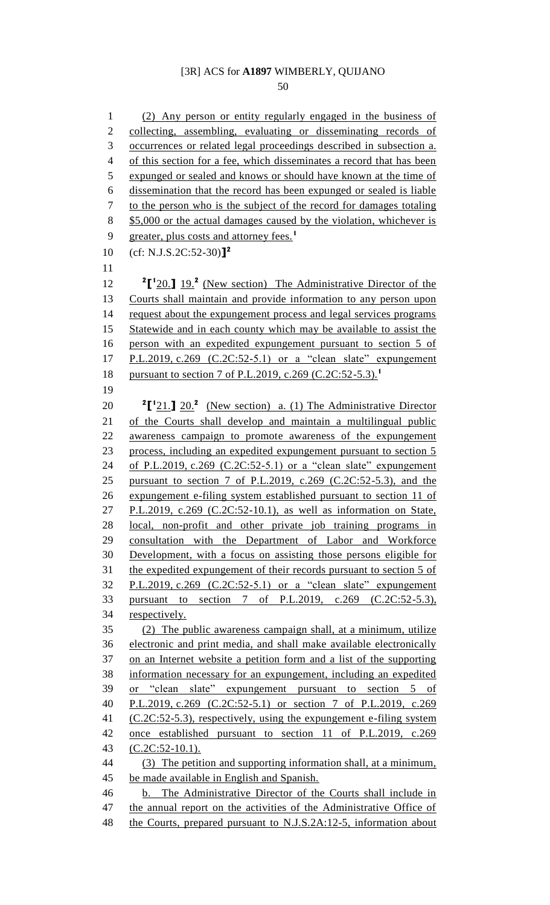(2) Any person or entity regularly engaged in the business of collecting, assembling, evaluating or disseminating records of occurrences or related legal proceedings described in subsection a. of this section for a fee, which disseminates a record that has been expunged or sealed and knows or should have known at the time of dissemination that the record has been expunged or sealed is liable to the person who is the subject of the record for damages totaling $5,000 or the actual damages caused by the violation, whichever is greater, plus costs and attorney fees.[1]

(cf: N.J.S.2C:52-30)]²

²[¹20.] 19.² (New section) The Administrative Director of the Courts shall maintain and provide information to any person upon request about the expungement process and legal services programs Statewide and in each county which may be available to assist the person with an expedited expungement pursuant to section 5 of P.L.2019, c.269 (C.2C:52-5.1) or a "clean slate" expungement pursuant to section 7 of P.L.2019, c.269 (C.2C:52-5.3).[1]

²[¹21.] 20.² (New section) a. (1) The Administrative Director of the Courts shall develop and maintain a multilingual public awareness campaign to promote awareness of the expungement process, including an expedited expungement pursuant to section 5 of P.L.2019, c.269 (C.2C:52-5.1) or a "clean slate" expungement pursuant to section 7 of P.L.2019, c.269 (C.2C:52-5.3), and the expungement e-filing system established pursuant to section 11 of P.L.2019, c.269 (C.2C:52-10.1), as well as information on State, local, non-profit and other private job training programs in consultation with the Department of Labor and Workforce Development, with a focus on assisting those persons eligible for the expedited expungement of their records pursuant to section 5 of P.L.2019, c.269 (C.2C:52-5.1) or a "clean slate" expungement pursuant to section 7 of P.L.2019, c.269 (C.2C:52-5.3), respectively.

(2) The public awareness campaign shall, at a minimum, utilize electronic and print media, and shall make available electronically on an Internet website a petition form and a list of the supporting information necessary for an expungement, including an expedited or "clean slate" expungement pursuant to section 5 of P.L.2019, c.269 (C.2C:52-5.1) or section 7 of P.L.2019, c.269 (C.2C:52-5.3), respectively, using the expungement e-filing system once established pursuant to section 11 of P.L.2019, c.269 (C.2C:52-10.1).

(3) The petition and supporting information shall, at a minimum, be made available in English and Spanish.

b. The Administrative Director of the Courts shall include in the annual report on the activities of the Administrative Office of the Courts, prepared pursuant to N.J.S.2A:12-5, information about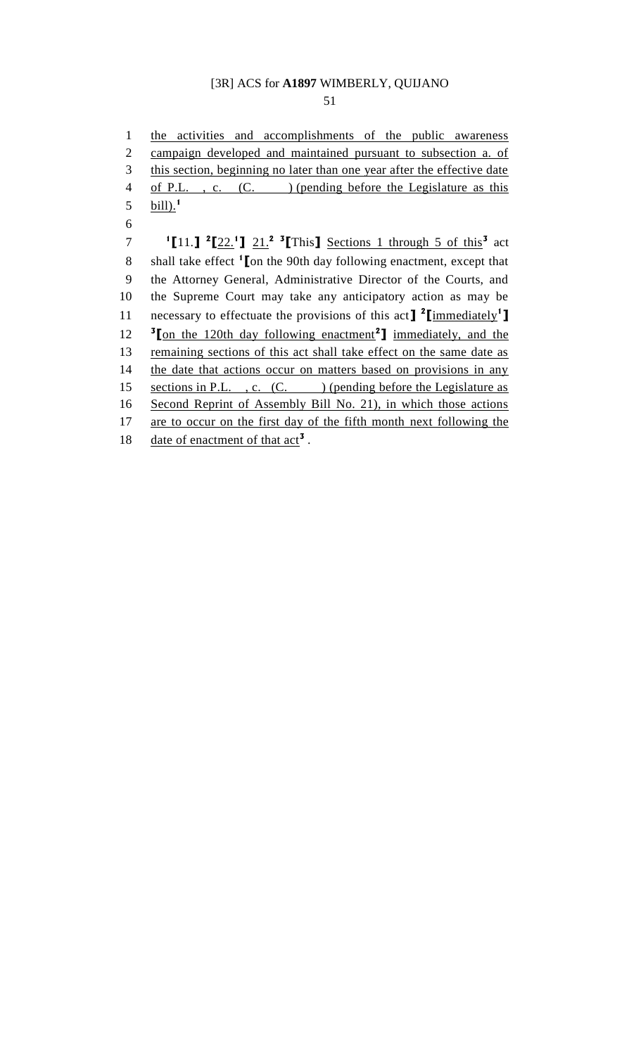1 the activities and accomplishments of the public awareness
2 campaign developed and maintained pursuant to subsection a. of
3 this section, beginning no later than one year after the effective date
4 of P.L. , c. (C. ) (pending before the Legislature as this
5 bill).[1]

6

7 [1]【11.】 [2]【22.[1]】 21.[2] [3]【This】 Sections 1 through 5 of this[3] act
8 shall take effect [1]【on the 90th day following enactment, except that
9 the Attorney General, Administrative Director of the Courts, and
10 the Supreme Court may take any anticipatory action as may be
11 necessary to effectuate the provisions of this act】 [2]【immediately[1]】
12 [3]【on the 120th day following enactment[2]】 immediately, and the
13 remaining sections of this act shall take effect on the same date as
14 the date that actions occur on matters based on provisions in any
15 sections in P.L. , c. (C. ) (pending before the Legislature as
16 Second Reprint of Assembly Bill No. 21), in which those actions
17 are to occur on the first day of the fifth month next following the
18 date of enactment of that act[3] .